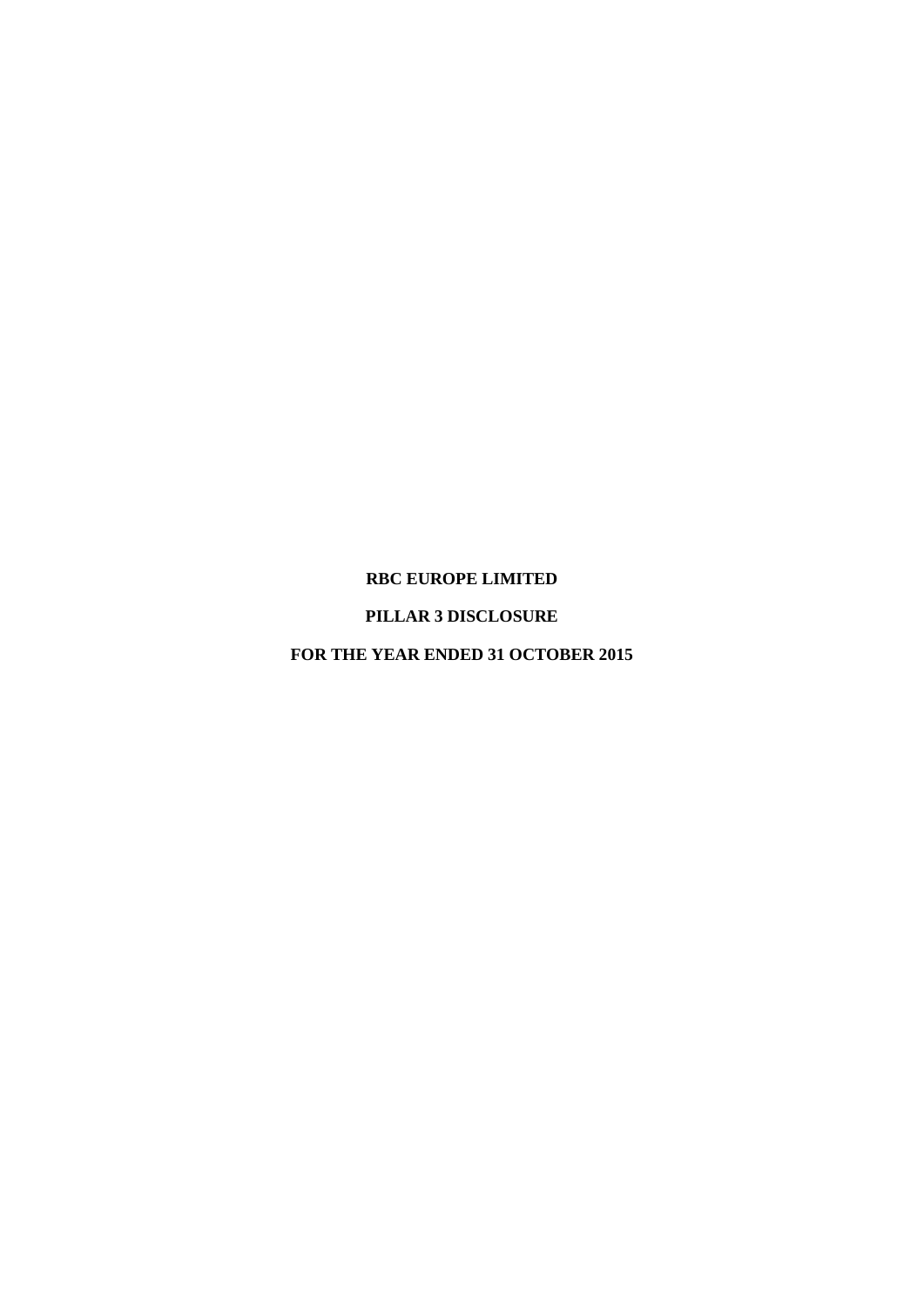# RBC EUROPE LIMITED

# PILLAR 3 DISCLOSURE

# FOR THE YEAR ENDED 31 OCTOBER 2015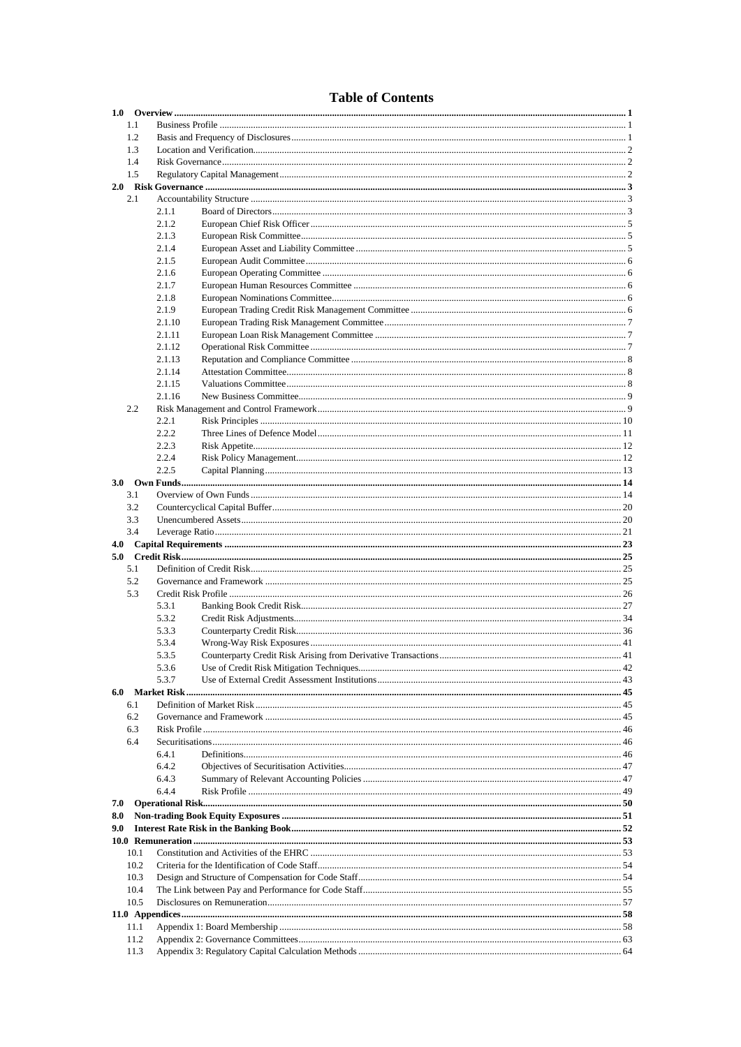# Table of Contents

- **1.0 Overview** ... 1
  - 1.1 Business Profile ... 1
  - 1.2 Basis and Frequency of Disclosures ... 1
  - 1.3 Location and Verification ... 2
  - 1.4 Risk Governance ... 2
  - 1.5 Regulatory Capital Management ... 2
- **2.0 Risk Governance** ... 3
  - 2.1 Accountability Structure ... 3
    - 2.1.1 Board of Directors ... 3
    - 2.1.2 European Chief Risk Officer ... 5
    - 2.1.3 European Risk Committee ... 5
    - 2.1.4 European Asset and Liability Committee ... 5
    - 2.1.5 European Audit Committee ... 6
    - 2.1.6 European Operating Committee ... 6
    - 2.1.7 European Human Resources Committee ... 6
    - 2.1.8 European Nominations Committee ... 6
    - 2.1.9 European Trading Credit Risk Management Committee ... 6
    - 2.1.10 European Trading Risk Management Committee ... 7
    - 2.1.11 European Loan Risk Management Committee ... 7
    - 2.1.12 Operational Risk Committee ... 7
    - 2.1.13 Reputation and Compliance Committee ... 8
    - 2.1.14 Attestation Committee ... 8
    - 2.1.15 Valuations Committee ... 8
    - 2.1.16 New Business Committee ... 9
  - 2.2 Risk Management and Control Framework ... 9
    - 2.2.1 Risk Principles ... 10
    - 2.2.2 Three Lines of Defence Model ... 11
    - 2.2.3 Risk Appetite ... 12
    - 2.2.4 Risk Policy Management ... 12
    - 2.2.5 Capital Planning ... 13
- **3.0 Own Funds** ... 14
  - 3.1 Overview of Own Funds ... 14
  - 3.2 Countercyclical Capital Buffer ... 20
  - 3.3 Unencumbered Assets ... 20
  - 3.4 Leverage Ratio ... 21
- **4.0 Capital Requirements** ... 23
- **5.0 Credit Risk** ... 25
  - 5.1 Definition of Credit Risk ... 25
  - 5.2 Governance and Framework ... 25
  - 5.3 Credit Risk Profile ... 26
    - 5.3.1 Banking Book Credit Risk ... 27
    - 5.3.2 Credit Risk Adjustments ... 34
    - 5.3.3 Counterparty Credit Risk ... 36
    - 5.3.4 Wrong-Way Risk Exposures ... 41
    - 5.3.5 Counterparty Credit Risk Arising from Derivative Transactions ... 41
    - 5.3.6 Use of Credit Risk Mitigation Techniques ... 42
    - 5.3.7 Use of External Credit Assessment Institutions ... 43
- **6.0 Market Risk** ... 45
  - 6.1 Definition of Market Risk ... 45
  - 6.2 Governance and Framework ... 45
  - 6.3 Risk Profile ... 46
  - 6.4 Securitisations ... 46
    - 6.4.1 Definitions ... 46
    - 6.4.2 Objectives of Securitisation Activities ... 47
    - 6.4.3 Summary of Relevant Accounting Policies ... 47
    - 6.4.4 Risk Profile ... 49
- **7.0 Operational Risk** ... 50
- **8.0 Non-trading Book Equity Exposures** ... 51
- **9.0 Interest Rate Risk in the Banking Book** ... 52
- **10.0 Remuneration** ... 53
  - 10.1 Constitution and Activities of the EHRC ... 53
  - 10.2 Criteria for the Identification of Code Staff ... 54
  - 10.3 Design and Structure of Compensation for Code Staff ... 54
  - 10.4 The Link between Pay and Performance for Code Staff ... 55
  - 10.5 Disclosures on Remuneration ... 57
- **11.0 Appendices** ... 58
  - 11.1 Appendix 1: Board Membership ... 58
  - 11.2 Appendix 2: Governance Committees ... 63
  - 11.3 Appendix 3: Regulatory Capital Calculation Methods ... 64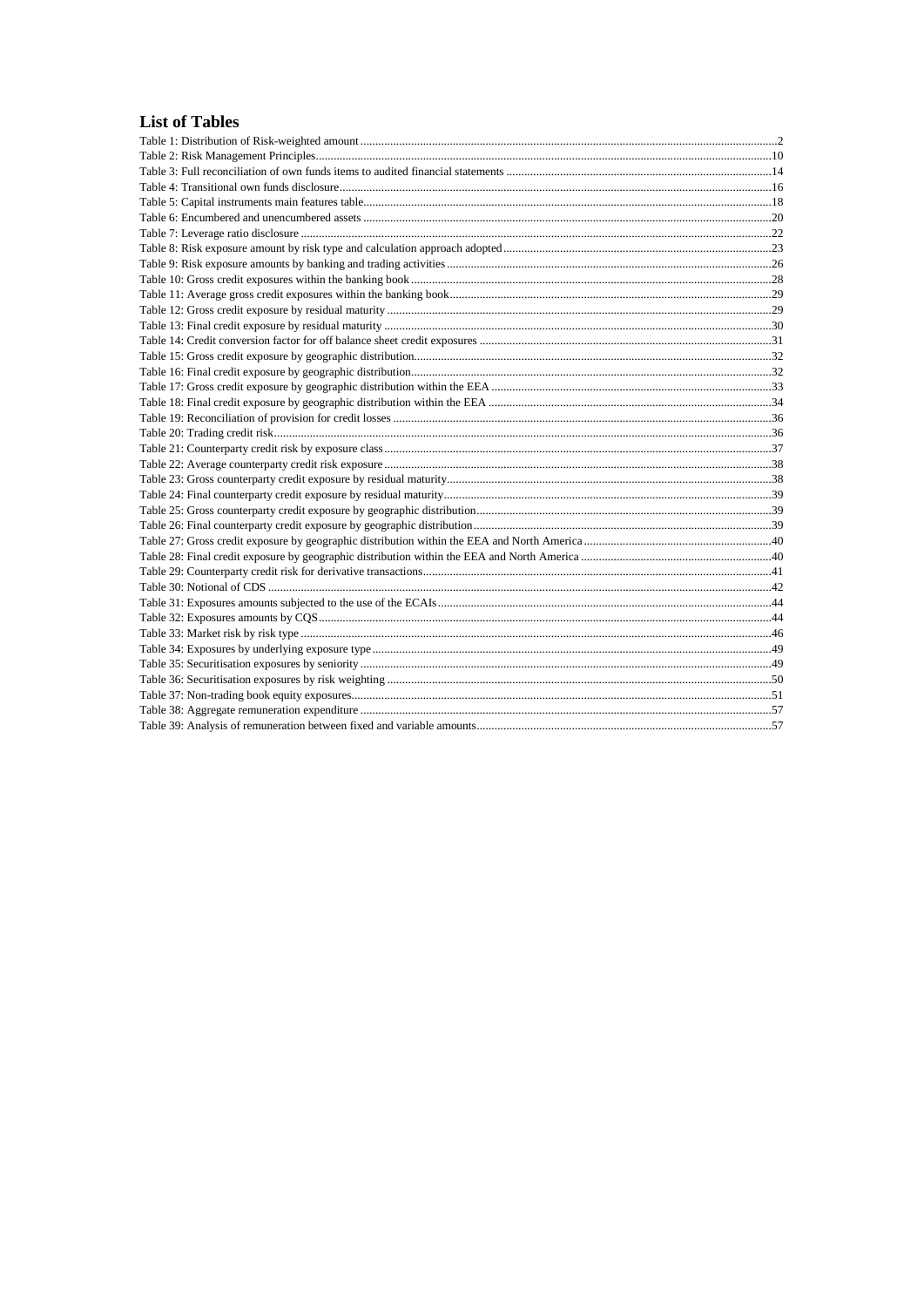# List of Tables

Table 1: Distribution of Risk-weighted amount .....2
Table 2: Risk Management Principles.....10
Table 3: Full reconciliation of own funds items to audited financial statements .....14
Table 4: Transitional own funds disclosure.....16
Table 5: Capital instruments main features table.....18
Table 6: Encumbered and unencumbered assets .....20
Table 7: Leverage ratio disclosure .....22
Table 8: Risk exposure amount by risk type and calculation approach adopted.....23
Table 9: Risk exposure amounts by banking and trading activities .....26
Table 10: Gross credit exposures within the banking book .....28
Table 11: Average gross credit exposures within the banking book.....29
Table 12: Gross credit exposure by residual maturity .....29
Table 13: Final credit exposure by residual maturity .....30
Table 14: Credit conversion factor for off balance sheet credit exposures .....31
Table 15: Gross credit exposure by geographic distribution.....32
Table 16: Final credit exposure by geographic distribution.....32
Table 17: Gross credit exposure by geographic distribution within the EEA .....33
Table 18: Final credit exposure by geographic distribution within the EEA .....34
Table 19: Reconciliation of provision for credit losses .....36
Table 20: Trading credit risk.....36
Table 21: Counterparty credit risk by exposure class.....37
Table 22: Average counterparty credit risk exposure .....38
Table 23: Gross counterparty credit exposure by residual maturity.....38
Table 24: Final counterparty credit exposure by residual maturity.....39
Table 25: Gross counterparty credit exposure by geographic distribution.....39
Table 26: Final counterparty credit exposure by geographic distribution.....39
Table 27: Gross credit exposure by geographic distribution within the EEA and North America .....40
Table 28: Final credit exposure by geographic distribution within the EEA and North America .....40
Table 29: Counterparty credit risk for derivative transactions.....41
Table 30: Notional of CDS .....42
Table 31: Exposures amounts subjected to the use of the ECAIs.....44
Table 32: Exposures amounts by CQS.....44
Table 33: Market risk by risk type .....46
Table 34: Exposures by underlying exposure type.....49
Table 35: Securitisation exposures by seniority .....49
Table 36: Securitisation exposures by risk weighting .....50
Table 37: Non-trading book equity exposures.....51
Table 38: Aggregate remuneration expenditure .....57
Table 39: Analysis of remuneration between fixed and variable amounts.....57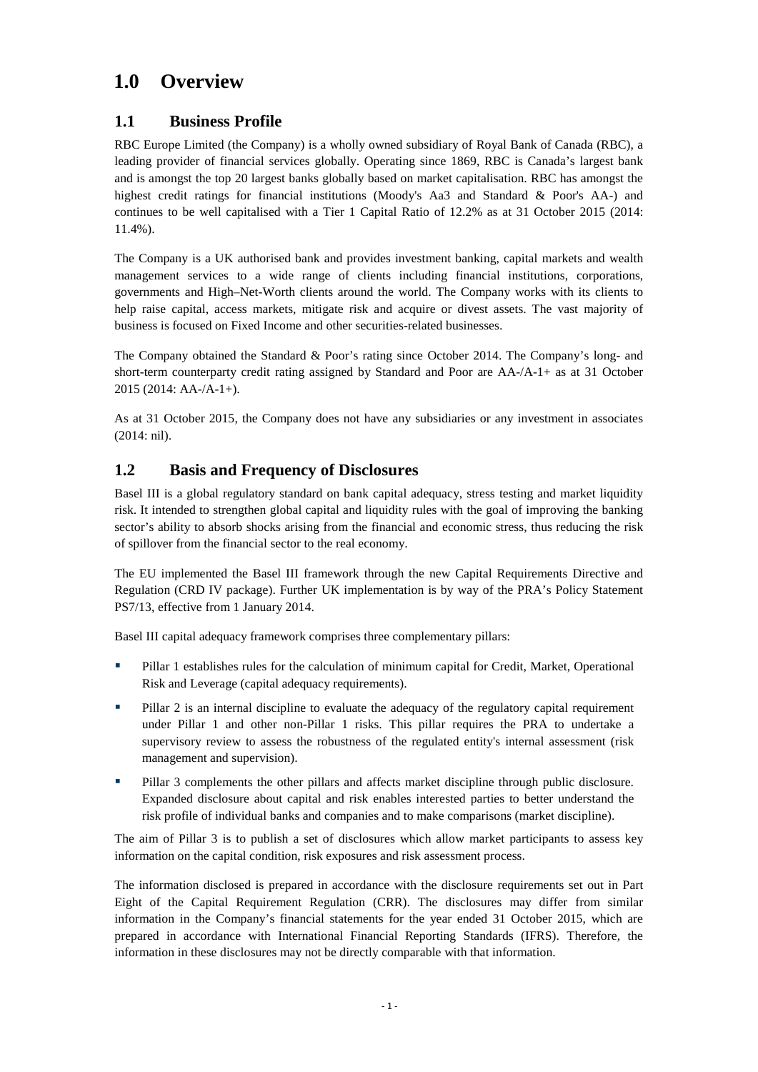# 1.0 Overview

## 1.1 Business Profile

RBC Europe Limited (the Company) is a wholly owned subsidiary of Royal Bank of Canada (RBC), a leading provider of financial services globally. Operating since 1869, RBC is Canada's largest bank and is amongst the top 20 largest banks globally based on market capitalisation. RBC has amongst the highest credit ratings for financial institutions (Moody's Aa3 and Standard & Poor's AA-) and continues to be well capitalised with a Tier 1 Capital Ratio of 12.2% as at 31 October 2015 (2014: 11.4%).

The Company is a UK authorised bank and provides investment banking, capital markets and wealth management services to a wide range of clients including financial institutions, corporations, governments and High–Net-Worth clients around the world. The Company works with its clients to help raise capital, access markets, mitigate risk and acquire or divest assets. The vast majority of business is focused on Fixed Income and other securities-related businesses.

The Company obtained the Standard & Poor's rating since October 2014. The Company's long- and short-term counterparty credit rating assigned by Standard and Poor are AA-/A-1+ as at 31 October 2015 (2014: AA-/A-1+).

As at 31 October 2015, the Company does not have any subsidiaries or any investment in associates (2014: nil).

## 1.2 Basis and Frequency of Disclosures

Basel III is a global regulatory standard on bank capital adequacy, stress testing and market liquidity risk. It intended to strengthen global capital and liquidity rules with the goal of improving the banking sector's ability to absorb shocks arising from the financial and economic stress, thus reducing the risk of spillover from the financial sector to the real economy.

The EU implemented the Basel III framework through the new Capital Requirements Directive and Regulation (CRD IV package). Further UK implementation is by way of the PRA's Policy Statement PS7/13, effective from 1 January 2014.

Basel III capital adequacy framework comprises three complementary pillars:

- Pillar 1 establishes rules for the calculation of minimum capital for Credit, Market, Operational Risk and Leverage (capital adequacy requirements).
- Pillar 2 is an internal discipline to evaluate the adequacy of the regulatory capital requirement under Pillar 1 and other non-Pillar 1 risks. This pillar requires the PRA to undertake a supervisory review to assess the robustness of the regulated entity's internal assessment (risk management and supervision).
- Pillar 3 complements the other pillars and affects market discipline through public disclosure. Expanded disclosure about capital and risk enables interested parties to better understand the risk profile of individual banks and companies and to make comparisons (market discipline).

The aim of Pillar 3 is to publish a set of disclosures which allow market participants to assess key information on the capital condition, risk exposures and risk assessment process.

The information disclosed is prepared in accordance with the disclosure requirements set out in Part Eight of the Capital Requirement Regulation (CRR). The disclosures may differ from similar information in the Company's financial statements for the year ended 31 October 2015, which are prepared in accordance with International Financial Reporting Standards (IFRS). Therefore, the information in these disclosures may not be directly comparable with that information.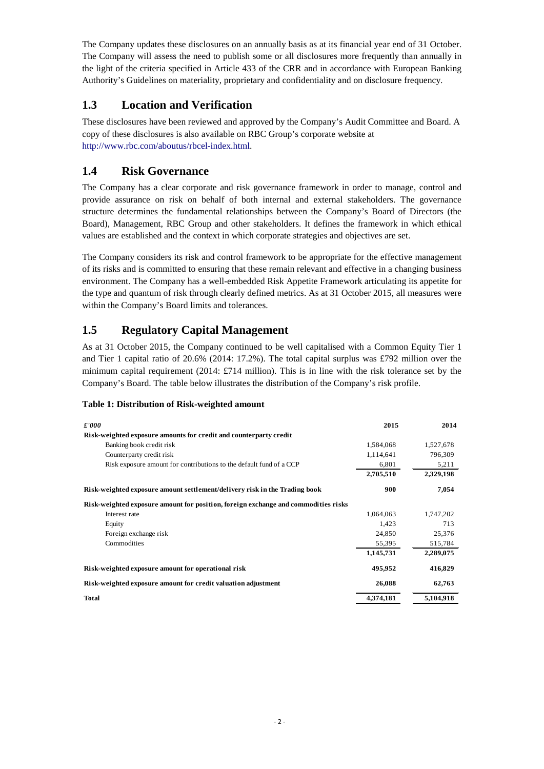The Company updates these disclosures on an annually basis as at its financial year end of 31 October. The Company will assess the need to publish some or all disclosures more frequently than annually in the light of the criteria specified in Article 433 of the CRR and in accordance with European Banking Authority's Guidelines on materiality, proprietary and confidentiality and on disclosure frequency.

## 1.3 Location and Verification

These disclosures have been reviewed and approved by the Company's Audit Committee and Board. A copy of these disclosures is also available on RBC Group's corporate website at http://www.rbc.com/aboutus/rbcel-index.html.

## 1.4 Risk Governance

The Company has a clear corporate and risk governance framework in order to manage, control and provide assurance on risk on behalf of both internal and external stakeholders. The governance structure determines the fundamental relationships between the Company's Board of Directors (the Board), Management, RBC Group and other stakeholders. It defines the framework in which ethical values are established and the context in which corporate strategies and objectives are set.

The Company considers its risk and control framework to be appropriate for the effective management of its risks and is committed to ensuring that these remain relevant and effective in a changing business environment. The Company has a well-embedded Risk Appetite Framework articulating its appetite for the type and quantum of risk through clearly defined metrics. As at 31 October 2015, all measures were within the Company's Board limits and tolerances.

## 1.5 Regulatory Capital Management

As at 31 October 2015, the Company continued to be well capitalised with a Common Equity Tier 1 and Tier 1 capital ratio of 20.6% (2014: 17.2%). The total capital surplus was £792 million over the minimum capital requirement (2014: £714 million). This is in line with the risk tolerance set by the Company's Board. The table below illustrates the distribution of the Company's risk profile.

**Table 1: Distribution of Risk-weighted amount**

| *£'000* | **2015** | **2014** |
|---|---|---|
| **Risk-weighted exposure amounts for credit and counterparty credit** | | |
| Banking book credit risk | 1,584,068 | 1,527,678 |
| Counterparty credit risk | 1,114,641 | 796,309 |
| Risk exposure amount for contributions to the default fund of a CCP | 6,801 | 5,211 |
| | **2,705,510** | **2,329,198** |
| **Risk-weighted exposure amount settlement/delivery risk in the Trading book** | **900** | **7,054** |
| **Risk-weighted exposure amount for position, foreign exchange and commodities risks** | | |
| Interest rate | 1,064,063 | 1,747,202 |
| Equity | 1,423 | 713 |
| Foreign exchange risk | 24,850 | 25,376 |
| Commodities | 55,395 | 515,784 |
| | **1,145,731** | **2,289,075** |
| **Risk-weighted exposure amount for operational risk** | **495,952** | **416,829** |
| **Risk-weighted exposure amount for credit valuation adjustment** | **26,088** | **62,763** |
| **Total** | **4,374,181** | **5,104,918** |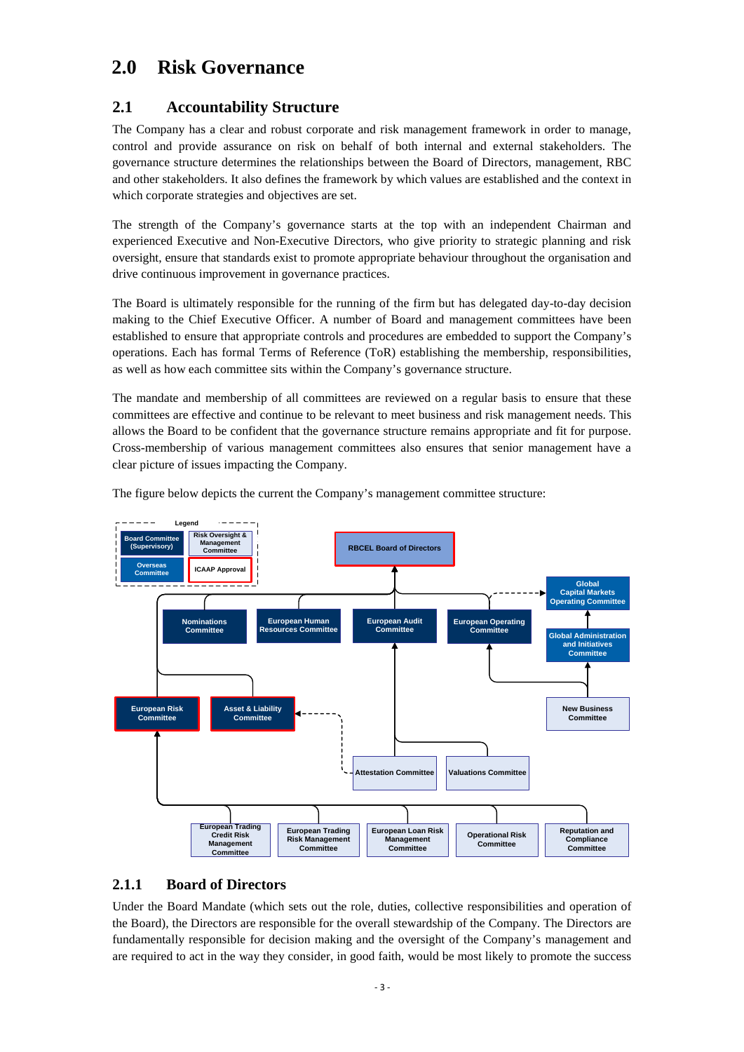# 2.0 Risk Governance

## 2.1 Accountability Structure

The Company has a clear and robust corporate and risk management framework in order to manage, control and provide assurance on risk on behalf of both internal and external stakeholders. The governance structure determines the relationships between the Board of Directors, management, RBC and other stakeholders. It also defines the framework by which values are established and the context in which corporate strategies and objectives are set.

The strength of the Company's governance starts at the top with an independent Chairman and experienced Executive and Non-Executive Directors, who give priority to strategic planning and risk oversight, ensure that standards exist to promote appropriate behaviour throughout the organisation and drive continuous improvement in governance practices.

The Board is ultimately responsible for the running of the firm but has delegated day-to-day decision making to the Chief Executive Officer. A number of Board and management committees have been established to ensure that appropriate controls and procedures are embedded to support the Company's operations. Each has formal Terms of Reference (ToR) establishing the membership, responsibilities, as well as how each committee sits within the Company's governance structure.

The mandate and membership of all committees are reviewed on a regular basis to ensure that these committees are effective and continue to be relevant to meet business and risk management needs. This allows the Board to be confident that the governance structure remains appropriate and fit for purpose. Cross-membership of various management committees also ensures that senior management have a clear picture of issues impacting the Company.

The figure below depicts the current the Company's management committee structure:

Legend: Board Committee (Supervisory); Risk Oversight & Management Committee; Overseas Committee; ICAAP Approval

RBCEL Board of Directors

Nominations Committee | European Human Resources Committee | European Audit Committee | European Operating Committee | Global Capital Markets Operating Committee | Global Administration and Initiatives Committee

European Risk Committee | Asset & Liability Committee | New Business Committee

Attestation Committee | Valuations Committee

European Trading Credit Risk Management Committee | European Trading Risk Management Committee | European Loan Risk Management Committee | Operational Risk Committee | Reputation and Compliance Committee

### 2.1.1 Board of Directors

Under the Board Mandate (which sets out the role, duties, collective responsibilities and operation of the Board), the Directors are responsible for the overall stewardship of the Company. The Directors are fundamentally responsible for decision making and the oversight of the Company's management and are required to act in the way they consider, in good faith, would be most likely to promote the success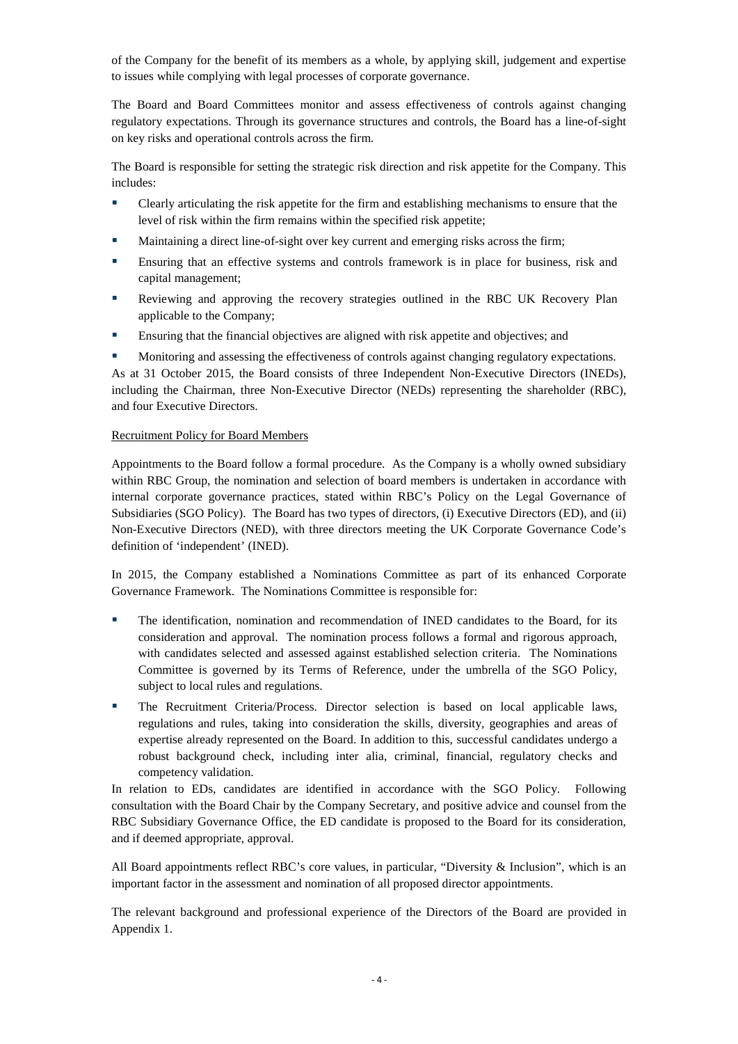of the Company for the benefit of its members as a whole, by applying skill, judgement and expertise to issues while complying with legal processes of corporate governance.

The Board and Board Committees monitor and assess effectiveness of controls against changing regulatory expectations. Through its governance structures and controls, the Board has a line-of-sight on key risks and operational controls across the firm.

The Board is responsible for setting the strategic risk direction and risk appetite for the Company. This includes:

- Clearly articulating the risk appetite for the firm and establishing mechanisms to ensure that the level of risk within the firm remains within the specified risk appetite;
- Maintaining a direct line-of-sight over key current and emerging risks across the firm;
- Ensuring that an effective systems and controls framework is in place for business, risk and capital management;
- Reviewing and approving the recovery strategies outlined in the RBC UK Recovery Plan applicable to the Company;
- Ensuring that the financial objectives are aligned with risk appetite and objectives; and
- Monitoring and assessing the effectiveness of controls against changing regulatory expectations.

As at 31 October 2015, the Board consists of three Independent Non-Executive Directors (INEDs), including the Chairman, three Non-Executive Director (NEDs) representing the shareholder (RBC), and four Executive Directors.

Recruitment Policy for Board Members

Appointments to the Board follow a formal procedure. As the Company is a wholly owned subsidiary within RBC Group, the nomination and selection of board members is undertaken in accordance with internal corporate governance practices, stated within RBC's Policy on the Legal Governance of Subsidiaries (SGO Policy). The Board has two types of directors, (i) Executive Directors (ED), and (ii) Non-Executive Directors (NED), with three directors meeting the UK Corporate Governance Code's definition of 'independent' (INED).

In 2015, the Company established a Nominations Committee as part of its enhanced Corporate Governance Framework. The Nominations Committee is responsible for:

- The identification, nomination and recommendation of INED candidates to the Board, for its consideration and approval. The nomination process follows a formal and rigorous approach, with candidates selected and assessed against established selection criteria. The Nominations Committee is governed by its Terms of Reference, under the umbrella of the SGO Policy, subject to local rules and regulations.
- The Recruitment Criteria/Process. Director selection is based on local applicable laws, regulations and rules, taking into consideration the skills, diversity, geographies and areas of expertise already represented on the Board. In addition to this, successful candidates undergo a robust background check, including inter alia, criminal, financial, regulatory checks and competency validation.

In relation to EDs, candidates are identified in accordance with the SGO Policy. Following consultation with the Board Chair by the Company Secretary, and positive advice and counsel from the RBC Subsidiary Governance Office, the ED candidate is proposed to the Board for its consideration, and if deemed appropriate, approval.

All Board appointments reflect RBC's core values, in particular, "Diversity & Inclusion", which is an important factor in the assessment and nomination of all proposed director appointments.

The relevant background and professional experience of the Directors of the Board are provided in Appendix 1.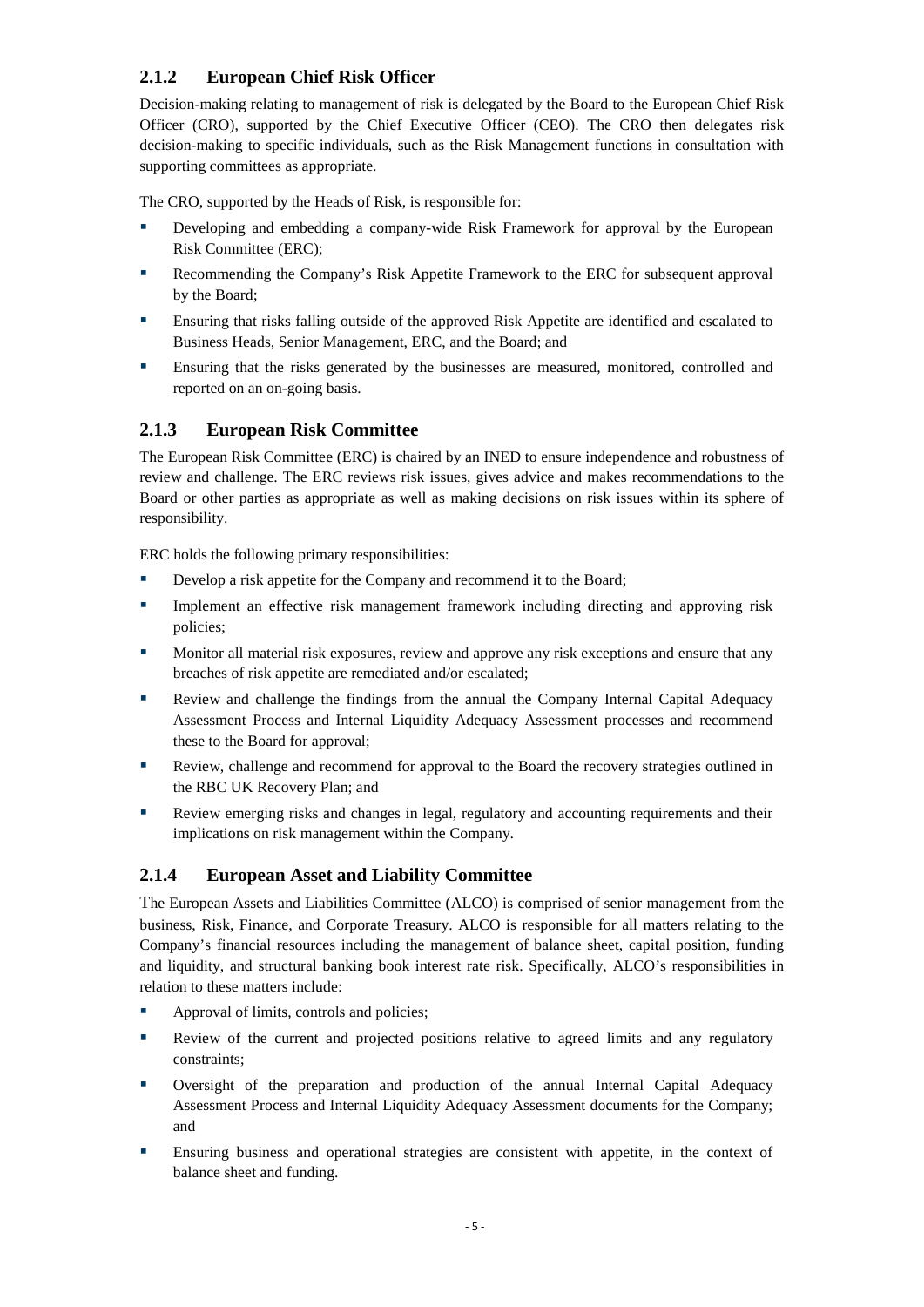### 2.1.2 European Chief Risk Officer

Decision-making relating to management of risk is delegated by the Board to the European Chief Risk Officer (CRO), supported by the Chief Executive Officer (CEO). The CRO then delegates risk decision-making to specific individuals, such as the Risk Management functions in consultation with supporting committees as appropriate.

The CRO, supported by the Heads of Risk, is responsible for:

- Developing and embedding a company-wide Risk Framework for approval by the European Risk Committee (ERC);
- Recommending the Company's Risk Appetite Framework to the ERC for subsequent approval by the Board;
- Ensuring that risks falling outside of the approved Risk Appetite are identified and escalated to Business Heads, Senior Management, ERC, and the Board; and
- Ensuring that the risks generated by the businesses are measured, monitored, controlled and reported on an on-going basis.

### 2.1.3 European Risk Committee

The European Risk Committee (ERC) is chaired by an INED to ensure independence and robustness of review and challenge. The ERC reviews risk issues, gives advice and makes recommendations to the Board or other parties as appropriate as well as making decisions on risk issues within its sphere of responsibility.

ERC holds the following primary responsibilities:

- Develop a risk appetite for the Company and recommend it to the Board;
- Implement an effective risk management framework including directing and approving risk policies;
- Monitor all material risk exposures, review and approve any risk exceptions and ensure that any breaches of risk appetite are remediated and/or escalated;
- Review and challenge the findings from the annual the Company Internal Capital Adequacy Assessment Process and Internal Liquidity Adequacy Assessment processes and recommend these to the Board for approval;
- Review, challenge and recommend for approval to the Board the recovery strategies outlined in the RBC UK Recovery Plan; and
- Review emerging risks and changes in legal, regulatory and accounting requirements and their implications on risk management within the Company.

### 2.1.4 European Asset and Liability Committee

The European Assets and Liabilities Committee (ALCO) is comprised of senior management from the business, Risk, Finance, and Corporate Treasury. ALCO is responsible for all matters relating to the Company's financial resources including the management of balance sheet, capital position, funding and liquidity, and structural banking book interest rate risk. Specifically, ALCO's responsibilities in relation to these matters include:

- Approval of limits, controls and policies;
- Review of the current and projected positions relative to agreed limits and any regulatory constraints;
- Oversight of the preparation and production of the annual Internal Capital Adequacy Assessment Process and Internal Liquidity Adequacy Assessment documents for the Company; and
- Ensuring business and operational strategies are consistent with appetite, in the context of balance sheet and funding.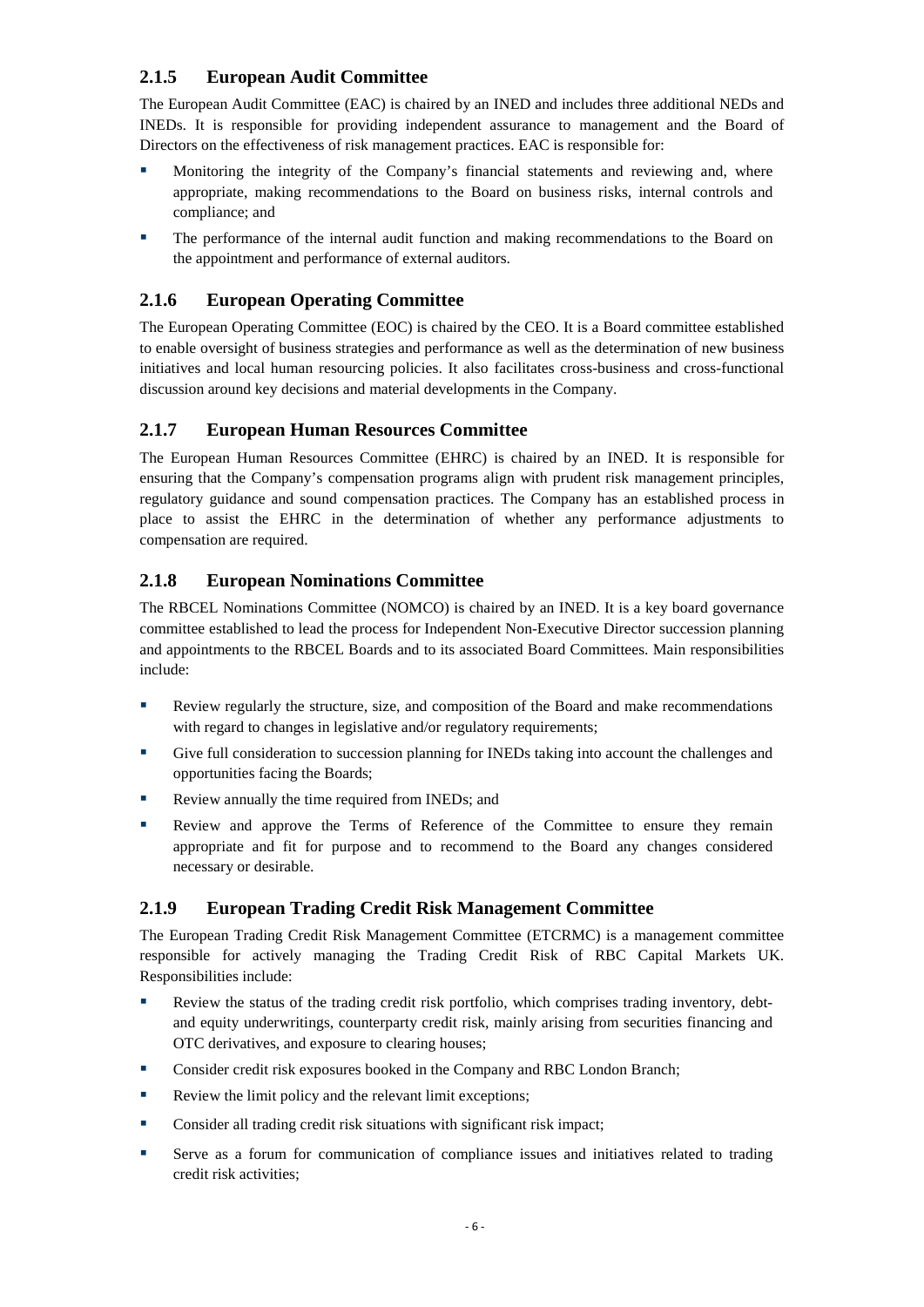### 2.1.5 European Audit Committee

The European Audit Committee (EAC) is chaired by an INED and includes three additional NEDs and INEDs. It is responsible for providing independent assurance to management and the Board of Directors on the effectiveness of risk management practices. EAC is responsible for:

- Monitoring the integrity of the Company's financial statements and reviewing and, where appropriate, making recommendations to the Board on business risks, internal controls and compliance; and
- The performance of the internal audit function and making recommendations to the Board on the appointment and performance of external auditors.

### 2.1.6 European Operating Committee

The European Operating Committee (EOC) is chaired by the CEO. It is a Board committee established to enable oversight of business strategies and performance as well as the determination of new business initiatives and local human resourcing policies. It also facilitates cross-business and cross-functional discussion around key decisions and material developments in the Company.

### 2.1.7 European Human Resources Committee

The European Human Resources Committee (EHRC) is chaired by an INED. It is responsible for ensuring that the Company's compensation programs align with prudent risk management principles, regulatory guidance and sound compensation practices. The Company has an established process in place to assist the EHRC in the determination of whether any performance adjustments to compensation are required.

### 2.1.8 European Nominations Committee

The RBCEL Nominations Committee (NOMCO) is chaired by an INED. It is a key board governance committee established to lead the process for Independent Non-Executive Director succession planning and appointments to the RBCEL Boards and to its associated Board Committees. Main responsibilities include:

- Review regularly the structure, size, and composition of the Board and make recommendations with regard to changes in legislative and/or regulatory requirements;
- Give full consideration to succession planning for INEDs taking into account the challenges and opportunities facing the Boards;
- Review annually the time required from INEDs; and
- Review and approve the Terms of Reference of the Committee to ensure they remain appropriate and fit for purpose and to recommend to the Board any changes considered necessary or desirable.

### 2.1.9 European Trading Credit Risk Management Committee

The European Trading Credit Risk Management Committee (ETCRMC) is a management committee responsible for actively managing the Trading Credit Risk of RBC Capital Markets UK. Responsibilities include:

- Review the status of the trading credit risk portfolio, which comprises trading inventory, debt- and equity underwritings, counterparty credit risk, mainly arising from securities financing and OTC derivatives, and exposure to clearing houses;
- Consider credit risk exposures booked in the Company and RBC London Branch;
- Review the limit policy and the relevant limit exceptions;
- Consider all trading credit risk situations with significant risk impact;
- Serve as a forum for communication of compliance issues and initiatives related to trading credit risk activities;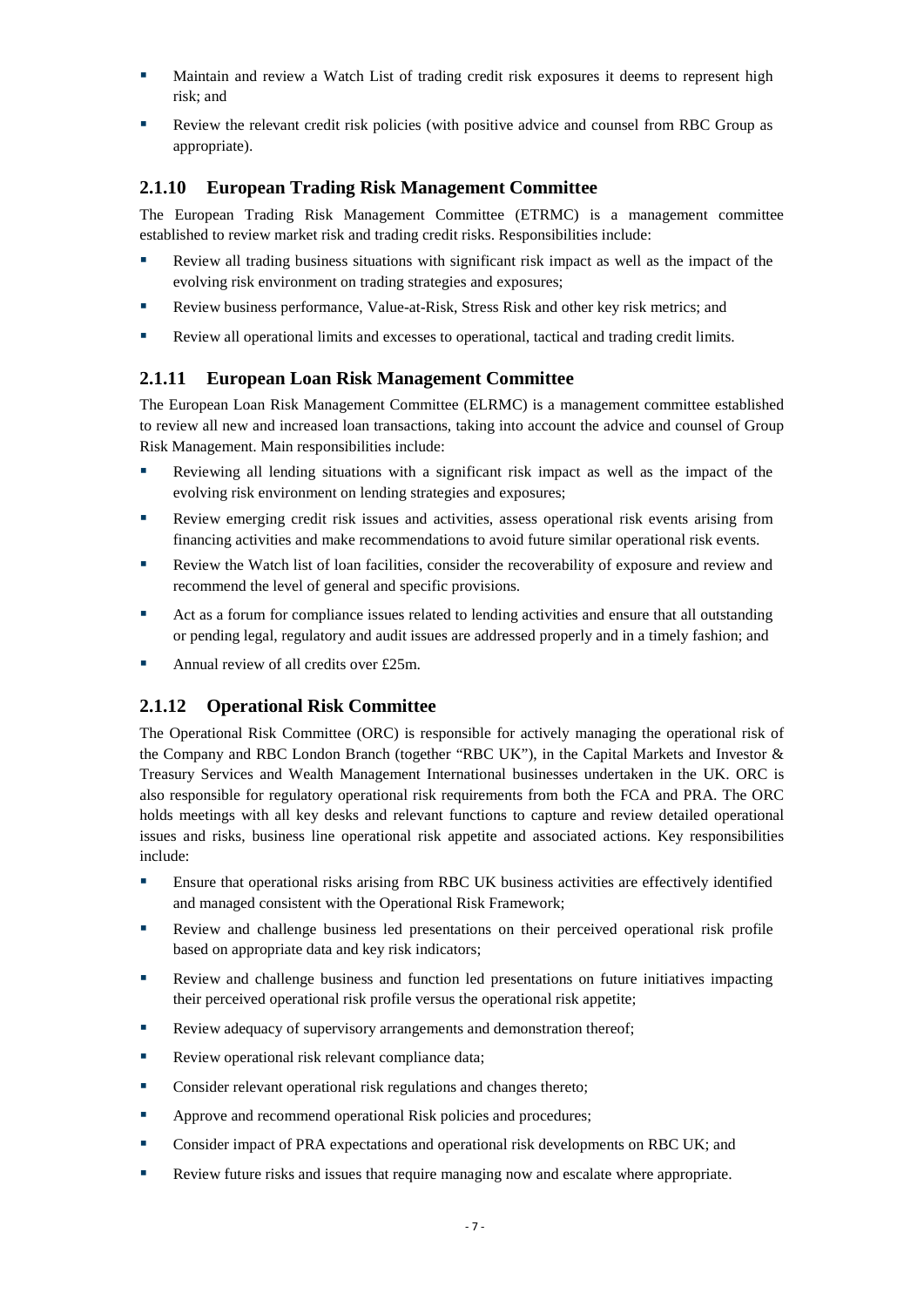- Maintain and review a Watch List of trading credit risk exposures it deems to represent high risk; and
- Review the relevant credit risk policies (with positive advice and counsel from RBC Group as appropriate).

### 2.1.10 European Trading Risk Management Committee

The European Trading Risk Management Committee (ETRMC) is a management committee established to review market risk and trading credit risks. Responsibilities include:

- Review all trading business situations with significant risk impact as well as the impact of the evolving risk environment on trading strategies and exposures;
- Review business performance, Value-at-Risk, Stress Risk and other key risk metrics; and
- Review all operational limits and excesses to operational, tactical and trading credit limits.

### 2.1.11 European Loan Risk Management Committee

The European Loan Risk Management Committee (ELRMC) is a management committee established to review all new and increased loan transactions, taking into account the advice and counsel of Group Risk Management. Main responsibilities include:

- Reviewing all lending situations with a significant risk impact as well as the impact of the evolving risk environment on lending strategies and exposures;
- Review emerging credit risk issues and activities, assess operational risk events arising from financing activities and make recommendations to avoid future similar operational risk events.
- Review the Watch list of loan facilities, consider the recoverability of exposure and review and recommend the level of general and specific provisions.
- Act as a forum for compliance issues related to lending activities and ensure that all outstanding or pending legal, regulatory and audit issues are addressed properly and in a timely fashion; and
- Annual review of all credits over £25m.

### 2.1.12 Operational Risk Committee

The Operational Risk Committee (ORC) is responsible for actively managing the operational risk of the Company and RBC London Branch (together "RBC UK"), in the Capital Markets and Investor & Treasury Services and Wealth Management International businesses undertaken in the UK. ORC is also responsible for regulatory operational risk requirements from both the FCA and PRA. The ORC holds meetings with all key desks and relevant functions to capture and review detailed operational issues and risks, business line operational risk appetite and associated actions. Key responsibilities include:

- Ensure that operational risks arising from RBC UK business activities are effectively identified and managed consistent with the Operational Risk Framework;
- Review and challenge business led presentations on their perceived operational risk profile based on appropriate data and key risk indicators;
- Review and challenge business and function led presentations on future initiatives impacting their perceived operational risk profile versus the operational risk appetite;
- Review adequacy of supervisory arrangements and demonstration thereof;
- Review operational risk relevant compliance data;
- Consider relevant operational risk regulations and changes thereto;
- Approve and recommend operational Risk policies and procedures;
- Consider impact of PRA expectations and operational risk developments on RBC UK; and
- Review future risks and issues that require managing now and escalate where appropriate.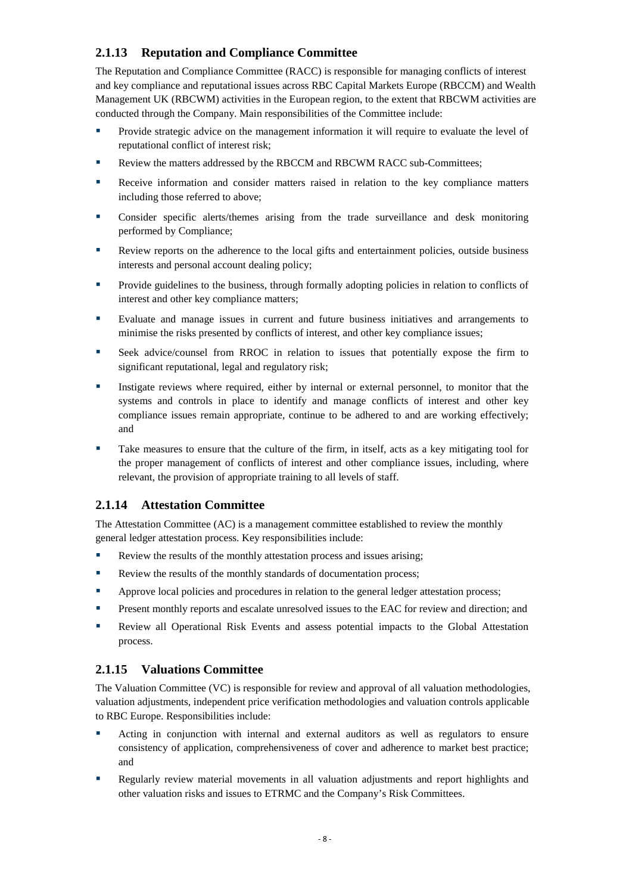### 2.1.13 Reputation and Compliance Committee

The Reputation and Compliance Committee (RACC) is responsible for managing conflicts of interest and key compliance and reputational issues across RBC Capital Markets Europe (RBCCM) and Wealth Management UK (RBCWM) activities in the European region, to the extent that RBCWM activities are conducted through the Company. Main responsibilities of the Committee include:

- Provide strategic advice on the management information it will require to evaluate the level of reputational conflict of interest risk;
- Review the matters addressed by the RBCCM and RBCWM RACC sub-Committees;
- Receive information and consider matters raised in relation to the key compliance matters including those referred to above;
- Consider specific alerts/themes arising from the trade surveillance and desk monitoring performed by Compliance;
- Review reports on the adherence to the local gifts and entertainment policies, outside business interests and personal account dealing policy;
- Provide guidelines to the business, through formally adopting policies in relation to conflicts of interest and other key compliance matters;
- Evaluate and manage issues in current and future business initiatives and arrangements to minimise the risks presented by conflicts of interest, and other key compliance issues;
- Seek advice/counsel from RROC in relation to issues that potentially expose the firm to significant reputational, legal and regulatory risk;
- Instigate reviews where required, either by internal or external personnel, to monitor that the systems and controls in place to identify and manage conflicts of interest and other key compliance issues remain appropriate, continue to be adhered to and are working effectively; and
- Take measures to ensure that the culture of the firm, in itself, acts as a key mitigating tool for the proper management of conflicts of interest and other compliance issues, including, where relevant, the provision of appropriate training to all levels of staff.

### 2.1.14 Attestation Committee

The Attestation Committee (AC) is a management committee established to review the monthly general ledger attestation process. Key responsibilities include:

- Review the results of the monthly attestation process and issues arising;
- Review the results of the monthly standards of documentation process;
- Approve local policies and procedures in relation to the general ledger attestation process;
- Present monthly reports and escalate unresolved issues to the EAC for review and direction; and
- Review all Operational Risk Events and assess potential impacts to the Global Attestation process.

### 2.1.15 Valuations Committee

The Valuation Committee (VC) is responsible for review and approval of all valuation methodologies, valuation adjustments, independent price verification methodologies and valuation controls applicable to RBC Europe. Responsibilities include:

- Acting in conjunction with internal and external auditors as well as regulators to ensure consistency of application, comprehensiveness of cover and adherence to market best practice; and
- Regularly review material movements in all valuation adjustments and report highlights and other valuation risks and issues to ETRMC and the Company's Risk Committees.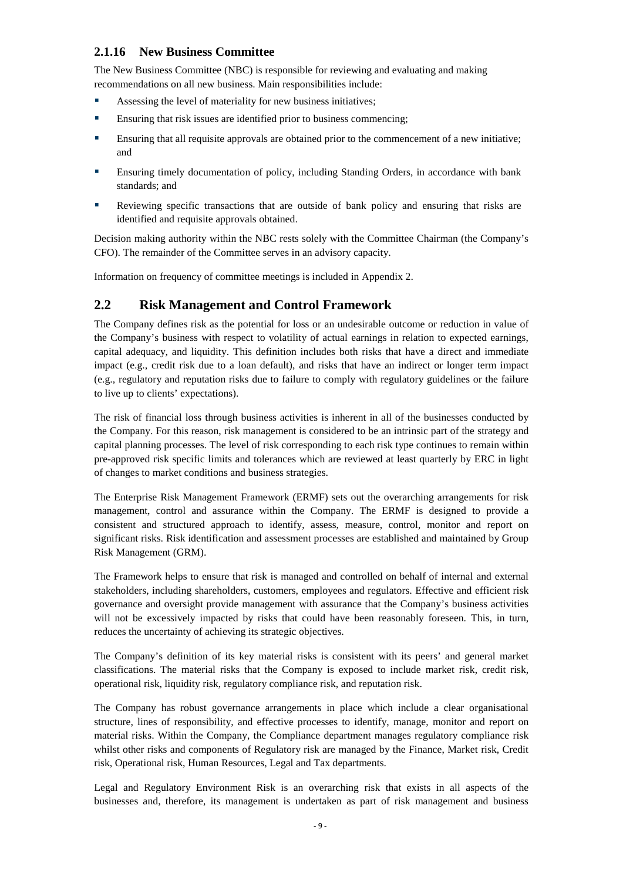### 2.1.16 New Business Committee

The New Business Committee (NBC) is responsible for reviewing and evaluating and making recommendations on all new business. Main responsibilities include:

- Assessing the level of materiality for new business initiatives;
- Ensuring that risk issues are identified prior to business commencing;
- Ensuring that all requisite approvals are obtained prior to the commencement of a new initiative; and
- Ensuring timely documentation of policy, including Standing Orders, in accordance with bank standards; and
- Reviewing specific transactions that are outside of bank policy and ensuring that risks are identified and requisite approvals obtained.

Decision making authority within the NBC rests solely with the Committee Chairman (the Company's CFO). The remainder of the Committee serves in an advisory capacity.

Information on frequency of committee meetings is included in Appendix 2.

## 2.2 Risk Management and Control Framework

The Company defines risk as the potential for loss or an undesirable outcome or reduction in value of the Company's business with respect to volatility of actual earnings in relation to expected earnings, capital adequacy, and liquidity. This definition includes both risks that have a direct and immediate impact (e.g., credit risk due to a loan default), and risks that have an indirect or longer term impact (e.g., regulatory and reputation risks due to failure to comply with regulatory guidelines or the failure to live up to clients' expectations).

The risk of financial loss through business activities is inherent in all of the businesses conducted by the Company. For this reason, risk management is considered to be an intrinsic part of the strategy and capital planning processes. The level of risk corresponding to each risk type continues to remain within pre-approved risk specific limits and tolerances which are reviewed at least quarterly by ERC in light of changes to market conditions and business strategies.

The Enterprise Risk Management Framework (ERMF) sets out the overarching arrangements for risk management, control and assurance within the Company. The ERMF is designed to provide a consistent and structured approach to identify, assess, measure, control, monitor and report on significant risks. Risk identification and assessment processes are established and maintained by Group Risk Management (GRM).

The Framework helps to ensure that risk is managed and controlled on behalf of internal and external stakeholders, including shareholders, customers, employees and regulators. Effective and efficient risk governance and oversight provide management with assurance that the Company's business activities will not be excessively impacted by risks that could have been reasonably foreseen. This, in turn, reduces the uncertainty of achieving its strategic objectives.

The Company's definition of its key material risks is consistent with its peers' and general market classifications. The material risks that the Company is exposed to include market risk, credit risk, operational risk, liquidity risk, regulatory compliance risk, and reputation risk.

The Company has robust governance arrangements in place which include a clear organisational structure, lines of responsibility, and effective processes to identify, manage, monitor and report on material risks. Within the Company, the Compliance department manages regulatory compliance risk whilst other risks and components of Regulatory risk are managed by the Finance, Market risk, Credit risk, Operational risk, Human Resources, Legal and Tax departments.

Legal and Regulatory Environment Risk is an overarching risk that exists in all aspects of the businesses and, therefore, its management is undertaken as part of risk management and business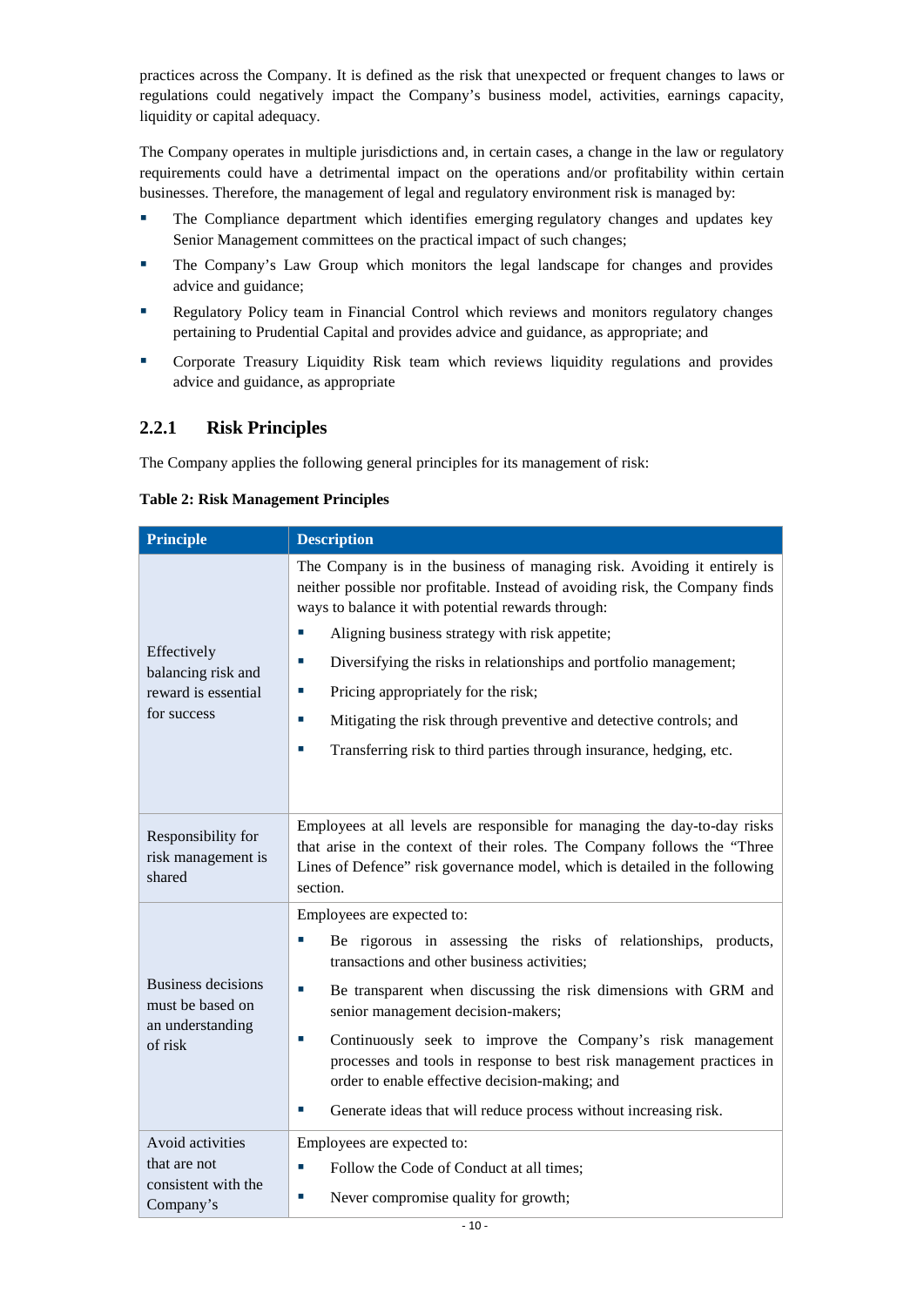practices across the Company. It is defined as the risk that unexpected or frequent changes to laws or regulations could negatively impact the Company's business model, activities, earnings capacity, liquidity or capital adequacy.

The Company operates in multiple jurisdictions and, in certain cases, a change in the law or regulatory requirements could have a detrimental impact on the operations and/or profitability within certain businesses. Therefore, the management of legal and regulatory environment risk is managed by:

- The Compliance department which identifies emerging regulatory changes and updates key Senior Management committees on the practical impact of such changes;
- The Company's Law Group which monitors the legal landscape for changes and provides advice and guidance;
- Regulatory Policy team in Financial Control which reviews and monitors regulatory changes pertaining to Prudential Capital and provides advice and guidance, as appropriate; and
- Corporate Treasury Liquidity Risk team which reviews liquidity regulations and provides advice and guidance, as appropriate

### 2.2.1 Risk Principles

The Company applies the following general principles for its management of risk:

**Table 2: Risk Management Principles**

| Principle | Description |
|---|---|
| Effectively balancing risk and reward is essential for success | The Company is in the business of managing risk. Avoiding it entirely is neither possible nor profitable. Instead of avoiding risk, the Company finds ways to balance it with potential rewards through:<br>▪ Aligning business strategy with risk appetite;<br>▪ Diversifying the risks in relationships and portfolio management;<br>▪ Pricing appropriately for the risk;<br>▪ Mitigating the risk through preventive and detective controls; and<br>▪ Transferring risk to third parties through insurance, hedging, etc. |
| Responsibility for risk management is shared | Employees at all levels are responsible for managing the day-to-day risks that arise in the context of their roles. The Company follows the "Three Lines of Defence" risk governance model, which is detailed in the following section. |
| Business decisions must be based on an understanding of risk | Employees are expected to:<br>▪ Be rigorous in assessing the risks of relationships, products, transactions and other business activities;<br>▪ Be transparent when discussing the risk dimensions with GRM and senior management decision-makers;<br>▪ Continuously seek to improve the Company's risk management processes and tools in response to best risk management practices in order to enable effective decision-making; and<br>▪ Generate ideas that will reduce process without increasing risk. |
| Avoid activities that are not consistent with the Company's | Employees are expected to:<br>▪ Follow the Code of Conduct at all times;<br>▪ Never compromise quality for growth; |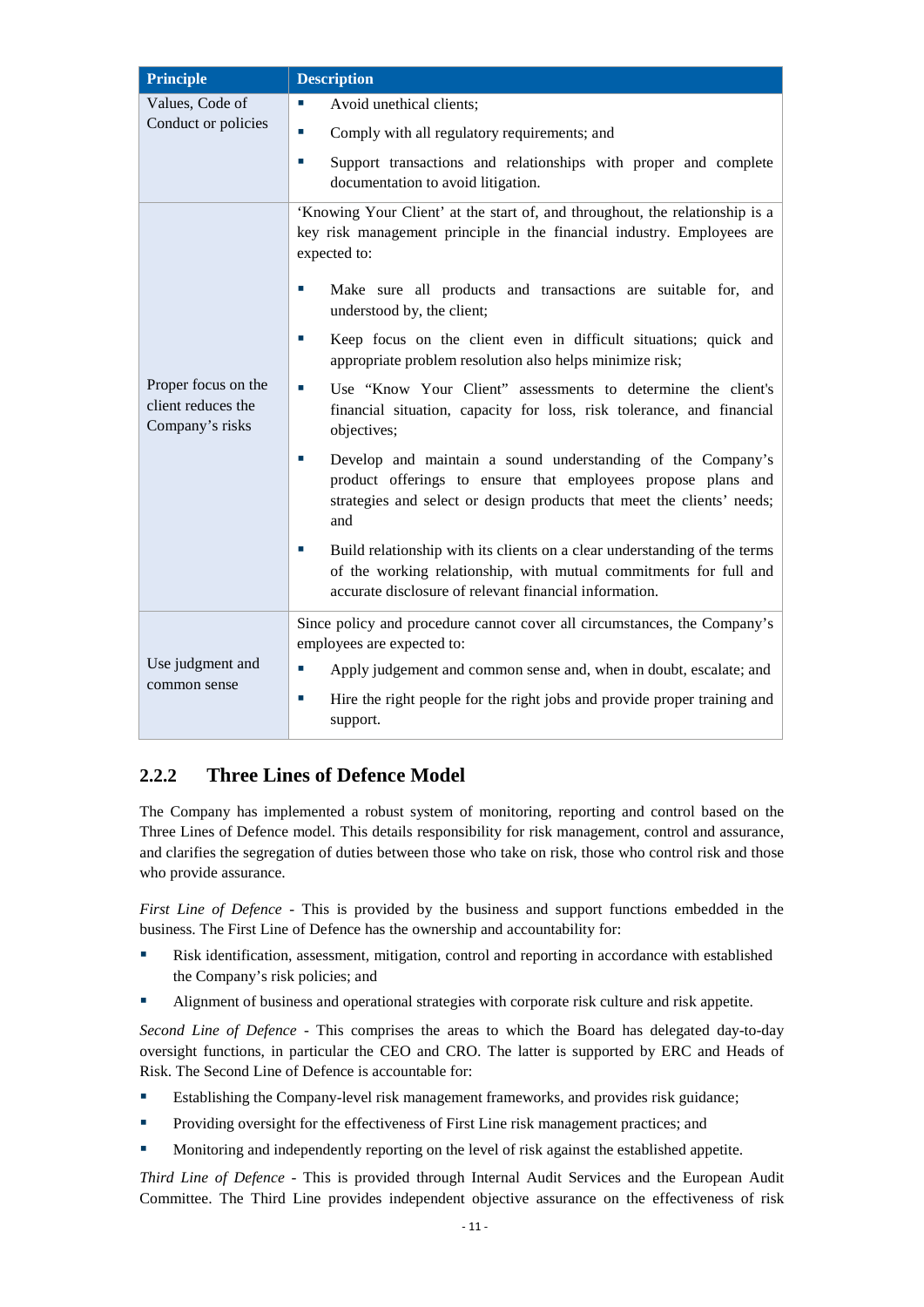| Principle | Description |
|---|---|
| Values, Code of Conduct or policies | ▪ Avoid unethical clients;<br>▪ Comply with all regulatory requirements; and<br>▪ Support transactions and relationships with proper and complete documentation to avoid litigation. |
| Proper focus on the client reduces the Company's risks | 'Knowing Your Client' at the start of, and throughout, the relationship is a key risk management principle in the financial industry. Employees are expected to:<br>▪ Make sure all products and transactions are suitable for, and understood by, the client;<br>▪ Keep focus on the client even in difficult situations; quick and appropriate problem resolution also helps minimize risk;<br>▪ Use "Know Your Client" assessments to determine the client's financial situation, capacity for loss, risk tolerance, and financial objectives;<br>▪ Develop and maintain a sound understanding of the Company's product offerings to ensure that employees propose plans and strategies and select or design products that meet the clients' needs; and<br>▪ Build relationship with its clients on a clear understanding of the terms of the working relationship, with mutual commitments for full and accurate disclosure of relevant financial information. |
| Use judgment and common sense | Since policy and procedure cannot cover all circumstances, the Company's employees are expected to:<br>▪ Apply judgement and common sense and, when in doubt, escalate; and<br>▪ Hire the right people for the right jobs and provide proper training and support. |

### 2.2.2 Three Lines of Defence Model

The Company has implemented a robust system of monitoring, reporting and control based on the Three Lines of Defence model. This details responsibility for risk management, control and assurance, and clarifies the segregation of duties between those who take on risk, those who control risk and those who provide assurance.

*First Line of Defence* - This is provided by the business and support functions embedded in the business. The First Line of Defence has the ownership and accountability for:

- Risk identification, assessment, mitigation, control and reporting in accordance with established the Company's risk policies; and
- Alignment of business and operational strategies with corporate risk culture and risk appetite.

*Second Line of Defence* - This comprises the areas to which the Board has delegated day-to-day oversight functions, in particular the CEO and CRO. The latter is supported by ERC and Heads of Risk. The Second Line of Defence is accountable for:

- Establishing the Company-level risk management frameworks, and provides risk guidance;
- Providing oversight for the effectiveness of First Line risk management practices; and
- Monitoring and independently reporting on the level of risk against the established appetite.

*Third Line of Defence* - This is provided through Internal Audit Services and the European Audit Committee. The Third Line provides independent objective assurance on the effectiveness of risk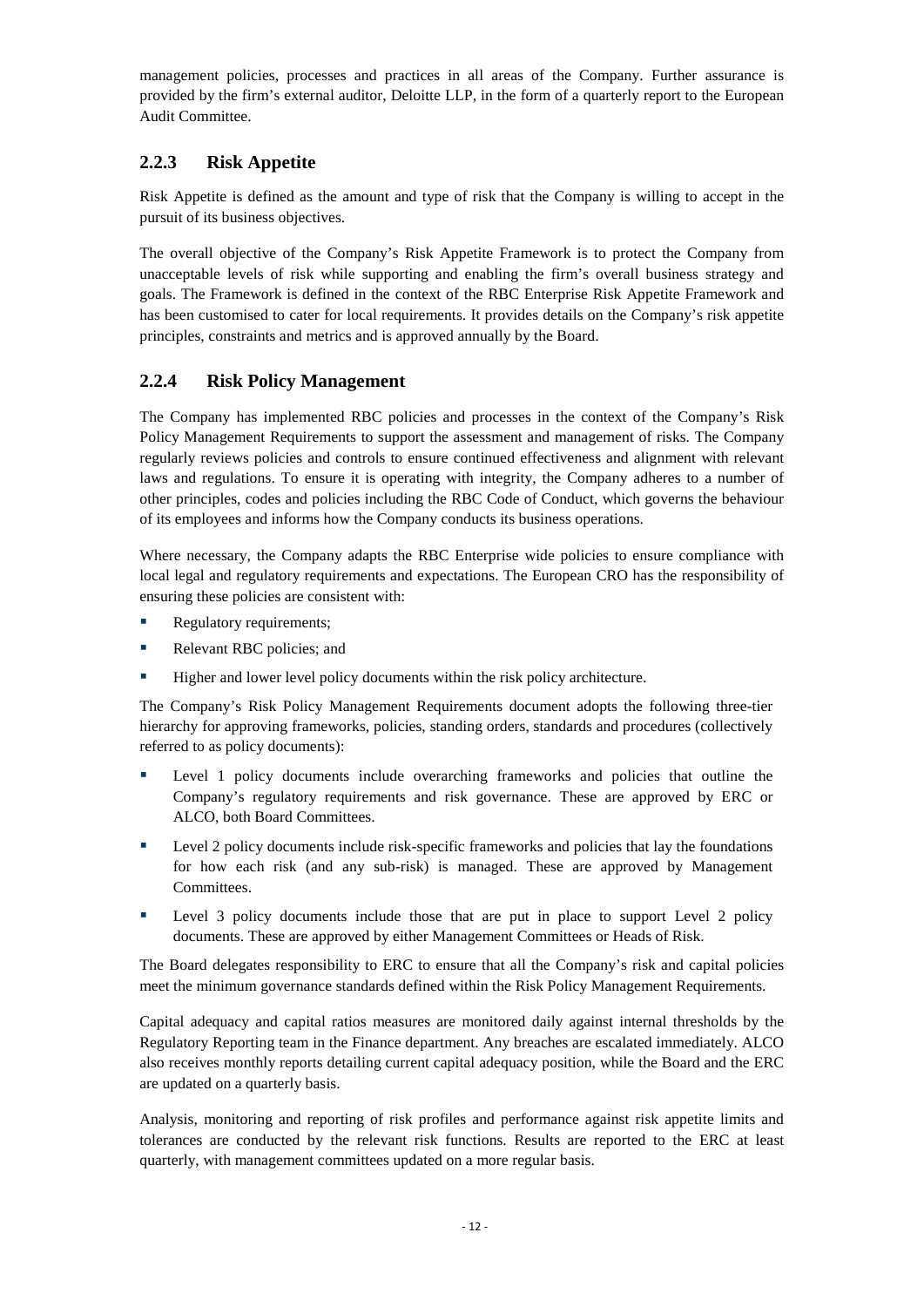management policies, processes and practices in all areas of the Company. Further assurance is provided by the firm's external auditor, Deloitte LLP, in the form of a quarterly report to the European Audit Committee.

### 2.2.3 Risk Appetite

Risk Appetite is defined as the amount and type of risk that the Company is willing to accept in the pursuit of its business objectives.

The overall objective of the Company's Risk Appetite Framework is to protect the Company from unacceptable levels of risk while supporting and enabling the firm's overall business strategy and goals. The Framework is defined in the context of the RBC Enterprise Risk Appetite Framework and has been customised to cater for local requirements. It provides details on the Company's risk appetite principles, constraints and metrics and is approved annually by the Board.

### 2.2.4 Risk Policy Management

The Company has implemented RBC policies and processes in the context of the Company's Risk Policy Management Requirements to support the assessment and management of risks. The Company regularly reviews policies and controls to ensure continued effectiveness and alignment with relevant laws and regulations. To ensure it is operating with integrity, the Company adheres to a number of other principles, codes and policies including the RBC Code of Conduct, which governs the behaviour of its employees and informs how the Company conducts its business operations.

Where necessary, the Company adapts the RBC Enterprise wide policies to ensure compliance with local legal and regulatory requirements and expectations. The European CRO has the responsibility of ensuring these policies are consistent with:

- Regulatory requirements;
- Relevant RBC policies; and
- Higher and lower level policy documents within the risk policy architecture.

The Company's Risk Policy Management Requirements document adopts the following three-tier hierarchy for approving frameworks, policies, standing orders, standards and procedures (collectively referred to as policy documents):

- Level 1 policy documents include overarching frameworks and policies that outline the Company's regulatory requirements and risk governance. These are approved by ERC or ALCO, both Board Committees.
- Level 2 policy documents include risk-specific frameworks and policies that lay the foundations for how each risk (and any sub-risk) is managed. These are approved by Management Committees.
- Level 3 policy documents include those that are put in place to support Level 2 policy documents. These are approved by either Management Committees or Heads of Risk.

The Board delegates responsibility to ERC to ensure that all the Company's risk and capital policies meet the minimum governance standards defined within the Risk Policy Management Requirements.

Capital adequacy and capital ratios measures are monitored daily against internal thresholds by the Regulatory Reporting team in the Finance department. Any breaches are escalated immediately. ALCO also receives monthly reports detailing current capital adequacy position, while the Board and the ERC are updated on a quarterly basis.

Analysis, monitoring and reporting of risk profiles and performance against risk appetite limits and tolerances are conducted by the relevant risk functions. Results are reported to the ERC at least quarterly, with management committees updated on a more regular basis.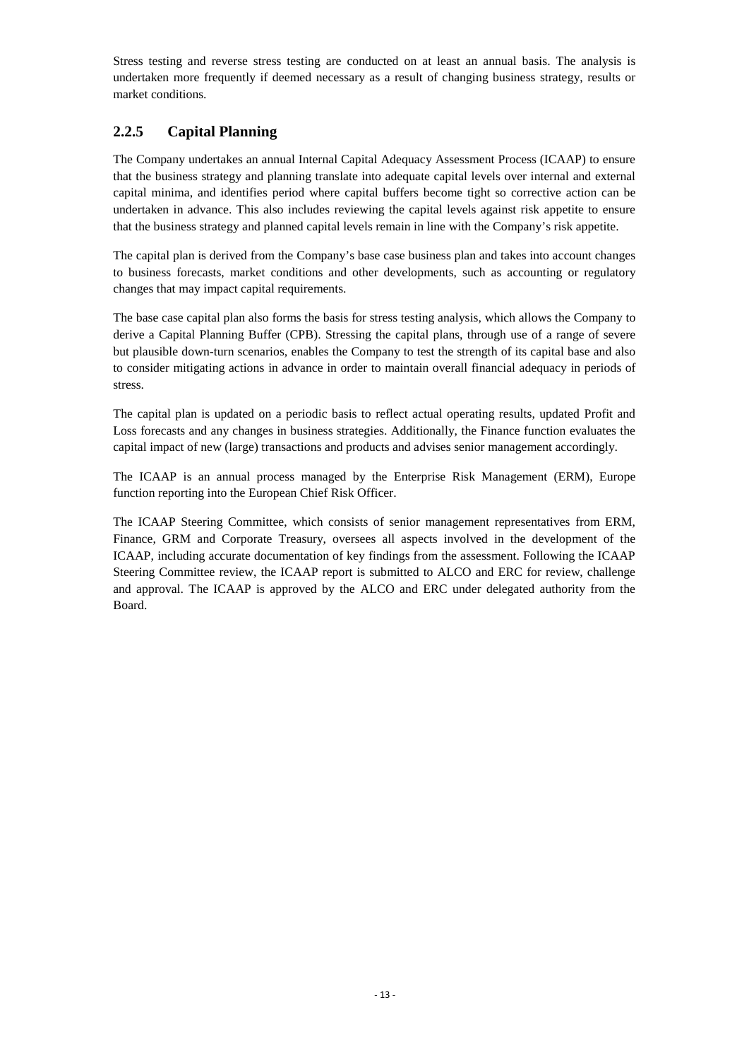Stress testing and reverse stress testing are conducted on at least an annual basis. The analysis is undertaken more frequently if deemed necessary as a result of changing business strategy, results or market conditions.

### 2.2.5 Capital Planning

The Company undertakes an annual Internal Capital Adequacy Assessment Process (ICAAP) to ensure that the business strategy and planning translate into adequate capital levels over internal and external capital minima, and identifies period where capital buffers become tight so corrective action can be undertaken in advance. This also includes reviewing the capital levels against risk appetite to ensure that the business strategy and planned capital levels remain in line with the Company's risk appetite.

The capital plan is derived from the Company's base case business plan and takes into account changes to business forecasts, market conditions and other developments, such as accounting or regulatory changes that may impact capital requirements.

The base case capital plan also forms the basis for stress testing analysis, which allows the Company to derive a Capital Planning Buffer (CPB). Stressing the capital plans, through use of a range of severe but plausible down-turn scenarios, enables the Company to test the strength of its capital base and also to consider mitigating actions in advance in order to maintain overall financial adequacy in periods of stress.

The capital plan is updated on a periodic basis to reflect actual operating results, updated Profit and Loss forecasts and any changes in business strategies. Additionally, the Finance function evaluates the capital impact of new (large) transactions and products and advises senior management accordingly.

The ICAAP is an annual process managed by the Enterprise Risk Management (ERM), Europe function reporting into the European Chief Risk Officer.

The ICAAP Steering Committee, which consists of senior management representatives from ERM, Finance, GRM and Corporate Treasury, oversees all aspects involved in the development of the ICAAP, including accurate documentation of key findings from the assessment. Following the ICAAP Steering Committee review, the ICAAP report is submitted to ALCO and ERC for review, challenge and approval. The ICAAP is approved by the ALCO and ERC under delegated authority from the Board.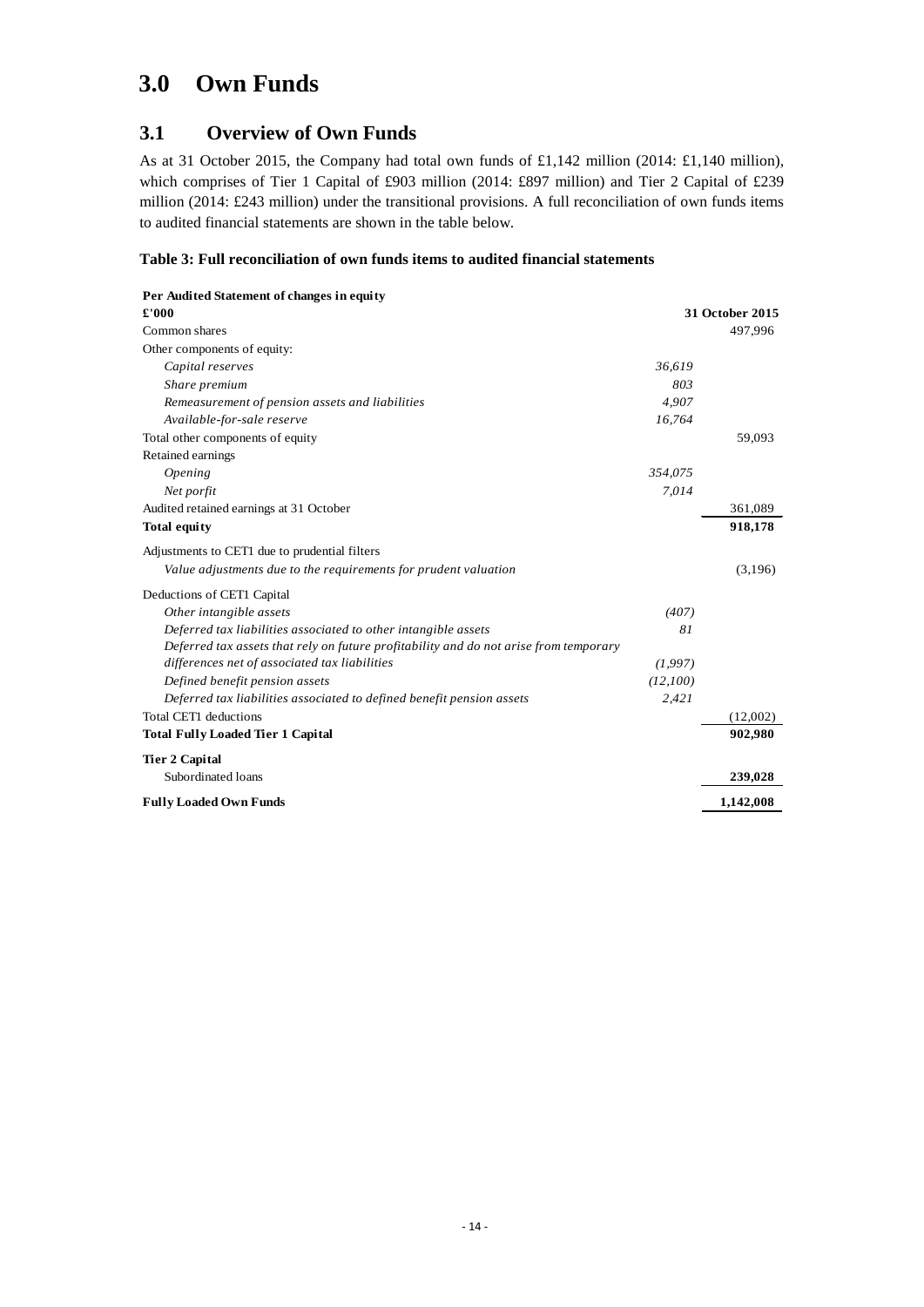# 3.0 Own Funds

## 3.1 Overview of Own Funds

As at 31 October 2015, the Company had total own funds of £1,142 million (2014: £1,140 million), which comprises of Tier 1 Capital of £903 million (2014: £897 million) and Tier 2 Capital of £239 million (2014: £243 million) under the transitional provisions. A full reconciliation of own funds items to audited financial statements are shown in the table below.

**Table 3: Full reconciliation of own funds items to audited financial statements**

| **Per Audited Statement of changes in equity** | | |
|---|---|---|
| **£'000** | | **31 October 2015** |
| Common shares | | 497,996 |
| Other components of equity: | | |
| *Capital reserves* | *36,619* | |
| *Share premium* | *803* | |
| *Remeasurement of pension assets and liabilities* | *4,907* | |
| *Available-for-sale reserve* | *16,764* | |
| Total other components of equity | | 59,093 |
| Retained earnings | | |
| *Opening* | *354,075* | |
| *Net porfit* | *7,014* | |
| Audited retained earnings at 31 October | | 361,089 |
| **Total equity** | | **918,178** |
| Adjustments to CET1 due to prudential filters | | |
| *Value adjustments due to the requirements for prudent valuation* | | (3,196) |
| Deductions of CET1 Capital | | |
| *Other intangible assets* | *(407)* | |
| *Deferred tax liabilities associated to other intangible assets* | *81* | |
| *Deferred tax assets that rely on future profitability and do not arise from temporary differences net of associated tax liabilities* | *(1,997)* | |
| *Defined benefit pension assets* | *(12,100)* | |
| *Deferred tax liabilities associated to defined benefit pension assets* | *2,421* | |
| Total CET1 deductions | | (12,002) |
| **Total Fully Loaded Tier 1 Capital** | | **902,980** |
| **Tier 2 Capital** | | |
| Subordinated loans | | **239,028** |
| **Fully Loaded Own Funds** | | **1,142,008** |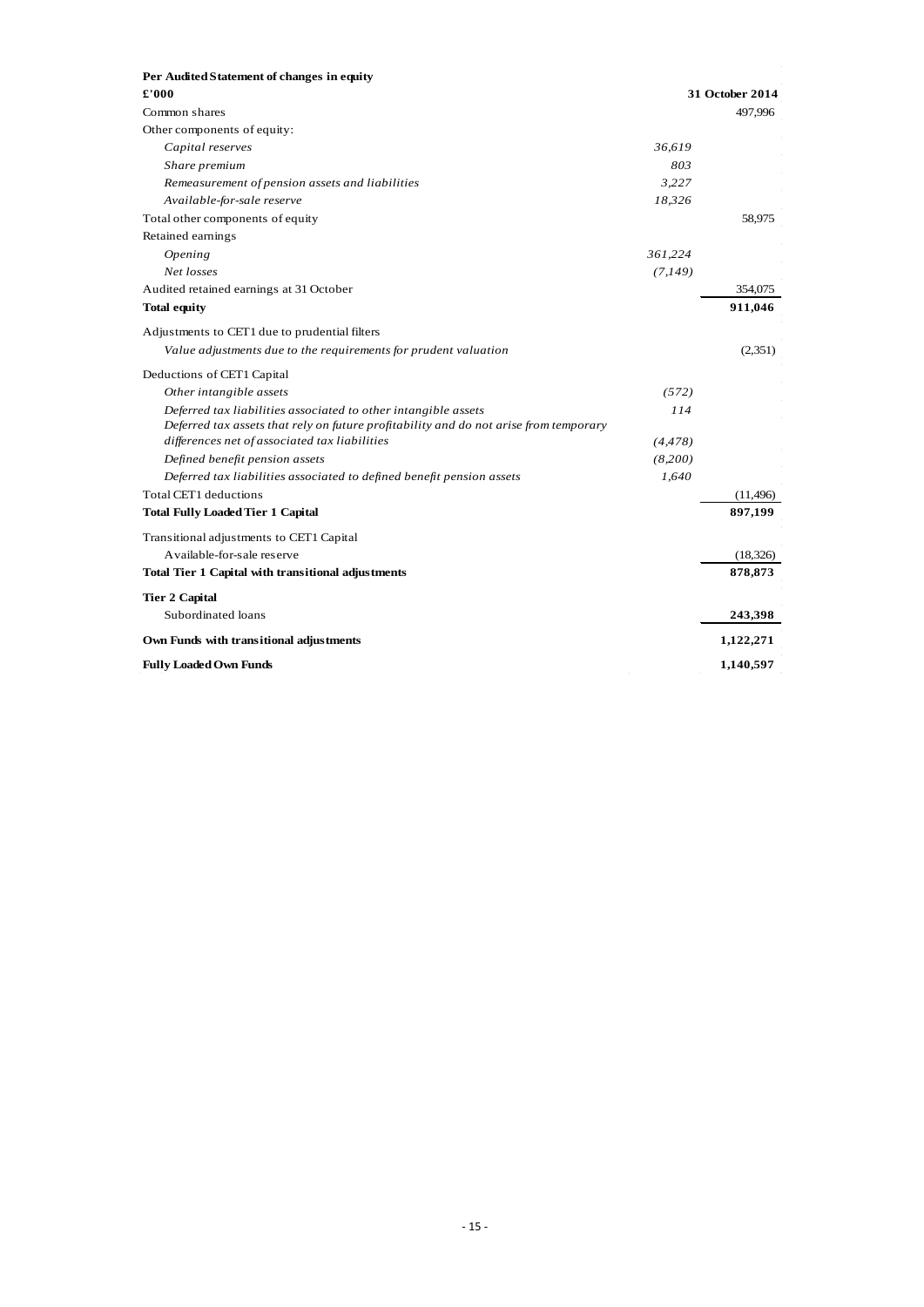| **Per Audited Statement of changes in equity** | | |
|---|---|---|
| **£'000** | | **31 October 2014** |
| Common shares | | 497,996 |
| Other components of equity: | | |
| *Capital reserves* | *36,619* | |
| *Share premium* | *803* | |
| *Remeasurement of pension assets and liabilities* | *3,227* | |
| *Available-for-sale reserve* | *18,326* | |
| Total other components of equity | | 58,975 |
| Retained earnings | | |
| *Opening* | *361,224* | |
| *Net losses* | *(7,149)* | |
| Audited retained earnings at 31 October | | 354,075 |
| **Total equity** | | **911,046** |
| Adjustments to CET1 due to prudential filters | | |
| *Value adjustments due to the requirements for prudent valuation* | | (2,351) |
| Deductions of CET1 Capital | | |
| *Other intangible assets* | *(572)* | |
| *Deferred tax liabilities associated to other intangible assets* | *114* | |
| *Deferred tax assets that rely on future profitability and do not arise from temporary differences net of associated tax liabilities* | *(4,478)* | |
| *Defined benefit pension assets* | *(8,200)* | |
| *Deferred tax liabilities associated to defined benefit pension assets* | *1,640* | |
| Total CET1 deductions | | (11,496) |
| **Total Fully Loaded Tier 1 Capital** | | **897,199** |
| Transitional adjustments to CET1 Capital | | |
| Available-for-sale reserve | | (18,326) |
| **Total Tier 1 Capital with transitional adjustments** | | **878,873** |
| **Tier 2 Capital** | | |
| Subordinated loans | | **243,398** |
| **Own Funds with transitional adjustments** | | **1,122,271** |
| **Fully Loaded Own Funds** | | **1,140,597** |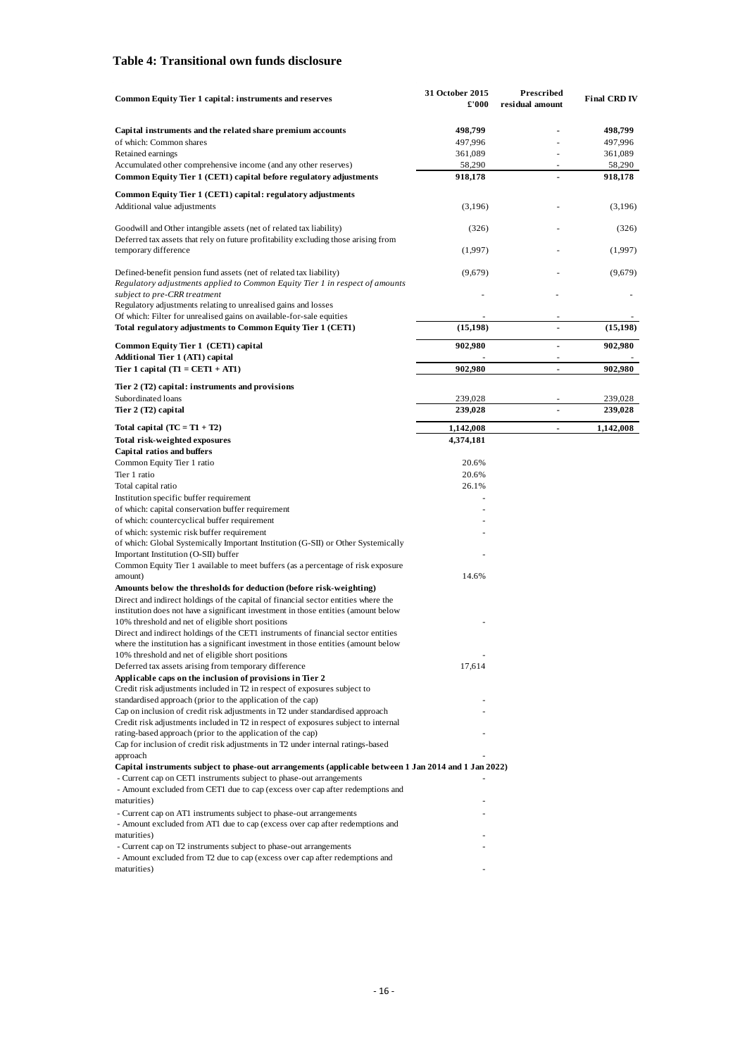## Table 4: Transitional own funds disclosure

| Common Equity Tier 1 capital: instruments and reserves | 31 October 2015 £'000 | Prescribed residual amount | Final CRD IV |
|---|---|---|---|
| **Capital instruments and the related share premium accounts** | **498,799** | **-** | **498,799** |
| of which: Common shares | 497,996 | - | 497,996 |
| Retained earnings | 361,089 | - | 361,089 |
| Accumulated other comprehensive income (and any other reserves) | 58,290 | - | 58,290 |
| **Common Equity Tier 1 (CET1) capital before regulatory adjustments** | **918,178** | **-** | **918,178** |
| **Common Equity Tier 1 (CET1) capital: regulatory adjustments** | | | |
| Additional value adjustments | (3,196) | - | (3,196) |
| Goodwill and Other intangible assets (net of related tax liability) | (326) | - | (326) |
| Deferred tax assets that rely on future profitability excluding those arising from temporary difference | (1,997) | - | (1,997) |
| Defined-benefit pension fund assets (net of related tax liability) | (9,679) | - | (9,679) |
| *Regulatory adjustments applied to Common Equity Tier 1 in respect of amounts subject to pre-CRR treatment* | - | - | - |
| Regulatory adjustments relating to unrealised gains and losses | | | |
| Of which: Filter for unrealised gains on available-for-sale equities | - | - | - |
| **Total regulatory adjustments to Common Equity Tier 1 (CET1)** | **(15,198)** | **-** | **(15,198)** |
| **Common Equity Tier 1 (CET1) capital** | **902,980** | **-** | **902,980** |
| **Additional Tier 1 (AT1) capital** | - | - | - |
| **Tier 1 capital (T1 = CET1 + AT1)** | **902,980** | **-** | **902,980** |
| **Tier 2 (T2) capital: instruments and provisions** | | | |
| Subordinated loans | 239,028 | - | 239,028 |
| **Tier 2 (T2) capital** | **239,028** | **-** | **239,028** |
| **Total capital (TC = T1 + T2)** | **1,142,008** | **-** | **1,142,008** |
| **Total risk-weighted exposures** | **4,374,181** | | |
| **Capital ratios and buffers** | | | |
| Common Equity Tier 1 ratio | 20.6% | | |
| Tier 1 ratio | 20.6% | | |
| Total capital ratio | 26.1% | | |
| Institution specific buffer requirement | - | | |
| of which: capital conservation buffer requirement | - | | |
| of which: countercyclical buffer requirement | - | | |
| of which: systemic risk buffer requirement | - | | |
| of which: Global Systemically Important Institution (G-SII) or Other Systemically Important Institution (O-SII) buffer | - | | |
| Common Equity Tier 1 available to meet buffers (as a percentage of risk exposure amount) | 14.6% | | |
| **Amounts below the thresholds for deduction (before risk-weighting)** | | | |
| Direct and indirect holdings of the capital of financial sector entities where the institution does not have a significant investment in those entities (amount below 10% threshold and net of eligible short positions | - | | |
| Direct and indirect holdings of the CET1 instruments of financial sector entities where the institution has a significant investment in those entities (amount below 10% threshold and net of eligible short positions | - | | |
| Deferred tax assets arising from temporary difference | 17,614 | | |
| **Applicable caps on the inclusion of provisions in Tier 2** | | | |
| Credit risk adjustments included in T2 in respect of exposures subject to standardised approach (prior to the application of the cap) | - | | |
| Cap on inclusion of credit risk adjustments in T2 under standardised approach | - | | |
| Credit risk adjustments included in T2 in respect of exposures subject to internal rating-based approach (prior to the application of the cap) | - | | |
| Cap for inclusion of credit risk adjustments in T2 under internal ratings-based approach | - | | |
| **Capital instruments subject to phase-out arrangements (applicable between 1 Jan 2014 and 1 Jan 2022)** | | | |
| - Current cap on CET1 instruments subject to phase-out arrangements | - | | |
| - Amount excluded from CET1 due to cap (excess over cap after redemptions and maturities) | - | | |
| - Current cap on AT1 instruments subject to phase-out arrangements | - | | |
| - Amount excluded from AT1 due to cap (excess over cap after redemptions and maturities) | - | | |
| - Current cap on T2 instruments subject to phase-out arrangements | - | | |
| - Amount excluded from T2 due to cap (excess over cap after redemptions and maturities) | - | | |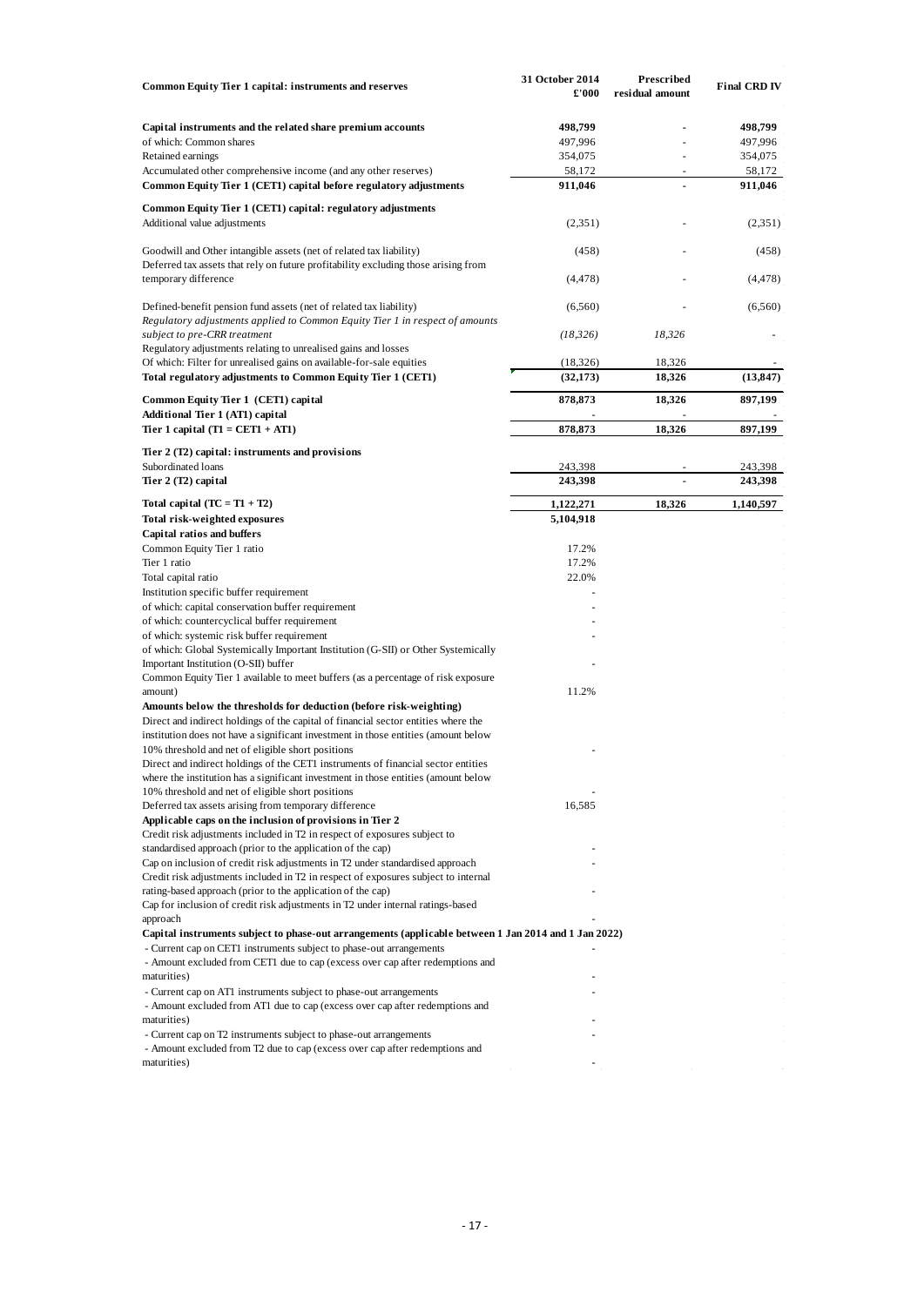| Common Equity Tier 1 capital: instruments and reserves | 31 October 2014 £'000 | Prescribed residual amount | Final CRD IV |
|---|---|---|---|
| **Capital instruments and the related share premium accounts** | **498,799** | - | **498,799** |
| of which: Common shares | 497,996 | - | 497,996 |
| Retained earnings | 354,075 | - | 354,075 |
| Accumulated other comprehensive income (and any other reserves) | 58,172 | - | 58,172 |
| **Common Equity Tier 1 (CET1) capital before regulatory adjustments** | **911,046** | - | **911,046** |
| **Common Equity Tier 1 (CET1) capital: regulatory adjustments** | | | |
| Additional value adjustments | (2,351) | - | (2,351) |
| Goodwill and Other intangible assets (net of related tax liability) | (458) | - | (458) |
| Deferred tax assets that rely on future profitability excluding those arising from temporary difference | (4,478) | - | (4,478) |
| Defined-benefit pension fund assets (net of related tax liability) | (6,560) | - | (6,560) |
| *Regulatory adjustments applied to Common Equity Tier 1 in respect of amounts subject to pre-CRR treatment* | *(18,326)* | *18,326* | - |
| Regulatory adjustments relating to unrealised gains and losses | | | |
| Of which: Filter for unrealised gains on available-for-sale equities | (18,326) | 18,326 | - |
| **Total regulatory adjustments to Common Equity Tier 1 (CET1)** | **(32,173)** | **18,326** | **(13,847)** |
| **Common Equity Tier 1 (CET1) capital** | **878,873** | **18,326** | **897,199** |
| **Additional Tier 1 (AT1) capital** | - | - | - |
| **Tier 1 capital (T1 = CET1 + AT1)** | **878,873** | **18,326** | **897,199** |
| **Tier 2 (T2) capital: instruments and provisions** | | | |
| Subordinated loans | 243,398 | - | 243,398 |
| **Tier 2 (T2) capital** | **243,398** | - | **243,398** |
| **Total capital (TC = T1 + T2)** | **1,122,271** | **18,326** | **1,140,597** |
| **Total risk-weighted exposures** | **5,104,918** | | |
| **Capital ratios and buffers** | | | |
| Common Equity Tier 1 ratio | 17.2% | | |
| Tier 1 ratio | 17.2% | | |
| Total capital ratio | 22.0% | | |
| Institution specific buffer requirement | - | | |
| of which: capital conservation buffer requirement | - | | |
| of which: countercyclical buffer requirement | - | | |
| of which: systemic risk buffer requirement | - | | |
| of which: Global Systemically Important Institution (G-SII) or Other Systemically Important Institution (O-SII) buffer | - | | |
| Common Equity Tier 1 available to meet buffers (as a percentage of risk exposure amount) | 11.2% | | |
| **Amounts below the thresholds for deduction (before risk-weighting)** | | | |
| Direct and indirect holdings of the capital of financial sector entities where the institution does not have a significant investment in those entities (amount below 10% threshold and net of eligible short positions | - | | |
| Direct and indirect holdings of the CET1 instruments of financial sector entities where the institution has a significant investment in those entities (amount below 10% threshold and net of eligible short positions | - | | |
| Deferred tax assets arising from temporary difference | 16,585 | | |
| **Applicable caps on the inclusion of provisions in Tier 2** | | | |
| Credit risk adjustments included in T2 in respect of exposures subject to standardised approach (prior to the application of the cap) | - | | |
| Cap on inclusion of credit risk adjustments in T2 under standardised approach | - | | |
| Credit risk adjustments included in T2 in respect of exposures subject to internal rating-based approach (prior to the application of the cap) | - | | |
| Cap for inclusion of credit risk adjustments in T2 under internal ratings-based approach | - | | |
| **Capital instruments subject to phase-out arrangements (applicable between 1 Jan 2014 and 1 Jan 2022)** | | | |
| - Current cap on CET1 instruments subject to phase-out arrangements | - | | |
| - Amount excluded from CET1 due to cap (excess over cap after redemptions and maturities) | - | | |
| - Current cap on AT1 instruments subject to phase-out arrangements | - | | |
| - Amount excluded from AT1 due to cap (excess over cap after redemptions and maturities) | - | | |
| - Current cap on T2 instruments subject to phase-out arrangements | - | | |
| - Amount excluded from T2 due to cap (excess over cap after redemptions and maturities) | - | | |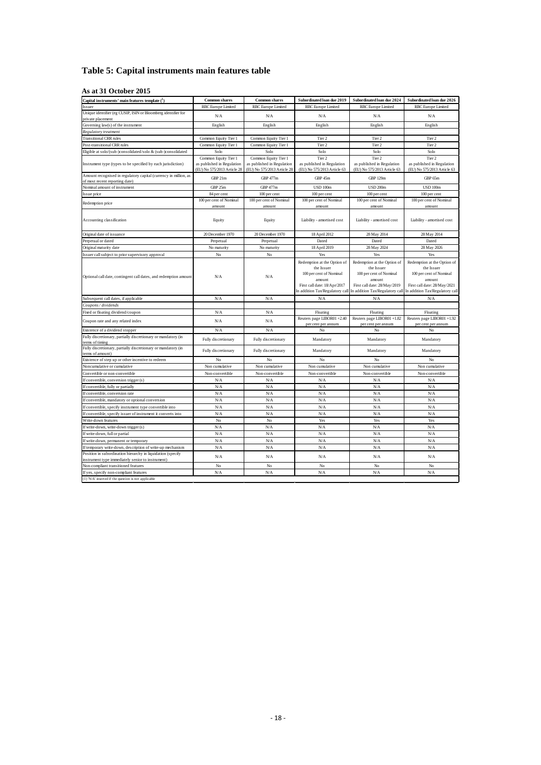# Table 5: Capital instruments main features table

## As at 31 October 2015

| Capital instruments' main features template ([1]) | Common shares | Common shares | Subordinated loan due 2019 | Subordinated loan due 2024 | Subordinated loan due 2026 |
|---|---|---|---|---|---|
| Issuer | RBC Europe Limited | RBC Europe Limited | RBC Europe Limited | RBC Europe Limited | RBC Europe Limited |
| Unique identifier (eg CUSIP, ISIN or Bloomberg identifier for private placement | N/A | N/A | N/A | N/A | N/A |
| Governing law(s) of the instrument | English | English | English | English | English |
| *Regulatory treatment* | | | | | |
| Transitional CRR rules | Common Equity Tier 1 | Common Equity Tier 1 | Tier 2 | Tier 2 | Tier 2 |
| Post-transitional CRR rules | Common Equity Tier 1 | Common Equity Tier 1 | Tier 2 | Tier 2 | Tier 2 |
| Eligible at solo/(sub-)consolidated/solo & (sub-)consolidated | Solo | Solo | Solo | Solo | Solo |
| Instrument type (types to be specified by each jurisdiction) | Common Equity Tier 1 as published in Regulation (EU) No 575/2013 Article 28 | Common Equity Tier 1 as published in Regulation (EU) No 575/2013 Article 28 | Tier 2 as published in Regulation (EU) No 575/2013 Article 63 | Tier 2 as published in Regulation (EU) No 575/2013 Article 63 | Tier 2 as published in Regulation (EU) No 575/2013 Article 63 |
| Amount recognised in regulatory capital (currency in million, as of most recent reporting date) | GBP 21m | GBP 477m | GBP 45m | GBP 129m | GBP 65m |
| Nominal amount of instrument | GBP 25m | GBP 477m | USD 100m | USD 200m | USD 100m |
| Issue price | 84 per cent | 100 per cent | 100 per cent | 100 per cent | 100 per cent |
| Redemption price | 100 per cent of Nominal amount | 100 per cent of Nominal amount | 100 per cent of Nominal amount | 100 per cent of Nominal amount | 100 per cent of Nominal amount |
| Accounting classification | Equity | Equity | Liability - amortised cost | Liability - amortised cost | Liability - amortised cost |
| Original date of issuance | 20 December 1970 | 20 December 1970 | 18 April 2012 | 28 May 2014 | 28 May 2014 |
| Perpetual or dated | Perpetual | Perpetual | Dated | Dated | Dated |
| Original maturity date | No maturity | No maturity | 18 April 2019 | 28 May 2024 | 28 May 2026 |
| Issuer call subject to prior supervisory approval | No | No | Yes | Yes | Yes |
| Optional call date, contingent call dates, and redemption amount | N/A | N/A | Redemption at the Option of the Issuer 100 per cent of Nominal amount First call date: 18/Apr/2017 In addition Tax/Regulatory call | Redemption at the Option of the Issuer 100 per cent of Nominal amount First call date: 28/May/2019 In addition Tax/Regulatory call | Redemption at the Option of the Issuer 100 per cent of Nominal amount First call date: 28/May/2021 In addition Tax/Regulatory call |
| Subsequent call dates, if applicable | N/A | N/A | N/A | N/A | N/A |
| *Coupons / dividends* | | | | | |
| Fixed or floating dividend/coupon | N/A | N/A | Floating | Floating | Floating |
| Coupon rate and any related index | N/A | N/A | Reuters page LIBOR01 +2.40 per cent per annum | Reuters page LIBOR01 +1.82 per cent per annum | Reuters page LIBOR01 +1.92 per cent per annum |
| Existence of a dividend stopper | N/A | N/A | No | No | No |
| Fully discretionary, partially discretionary or mandatory (in terms of timing | Fully discretionary | Fully discretionary | Mandatory | Mandatory | Mandatory |
| Fully discretionary, partially discretionary or mandatory (in terms of amount) | Fully discretionary | Fully discretionary | Mandatory | Mandatory | Mandatory |
| Existence of step up or other incentive to redeem | No | No | No | No | No |
| Noncumulative or cumulative | Non cumulative | Non cumulative | Non cumulative | Non cumulative | Non cumulative |
| Convertible or non-convertible | Non-convertible | Non-convertible | Non-convertible | Non-convertible | Non-convertible |
| If convertible, conversion trigger (s) | N/A | N/A | N/A | N/A | N/A |
| If convertible, fully or partially | N/A | N/A | N/A | N/A | N/A |
| If convertible, conversion rate | N/A | N/A | N/A | N/A | N/A |
| If convertible, mandatory or optional conversion | N/A | N/A | N/A | N/A | N/A |
| If convertible, specify instrument type convertible into | N/A | N/A | N/A | N/A | N/A |
| If convertible, specify issuer of instrument it converts into | N/A | N/A | N/A | N/A | N/A |
| Write-down features | No | No | Yes | Yes | Yes |
| If write-down, write-down trigger (s) | N/A | N/A | N/A | N/A | N/A |
| If write-down, full or partial | N/A | N/A | N/A | N/A | N/A |
| If write-down, permanent or temporary | N/A | N/A | N/A | N/A | N/A |
| If temporary write-down, description of write-up mechanism | N/A | N/A | N/A | N/A | N/A |
| Position in subordination hierarchy in liquidation (specify instrument type immediately senior to instrument) | N/A | N/A | N/A | N/A | N/A |
| Non-compliant transitioned features | No | No | No | No | No |
| If yes, specify non-compliant features | N/A | N/A | N/A | N/A | N/A |

(1) 'N/A' inserted if the question is not applicable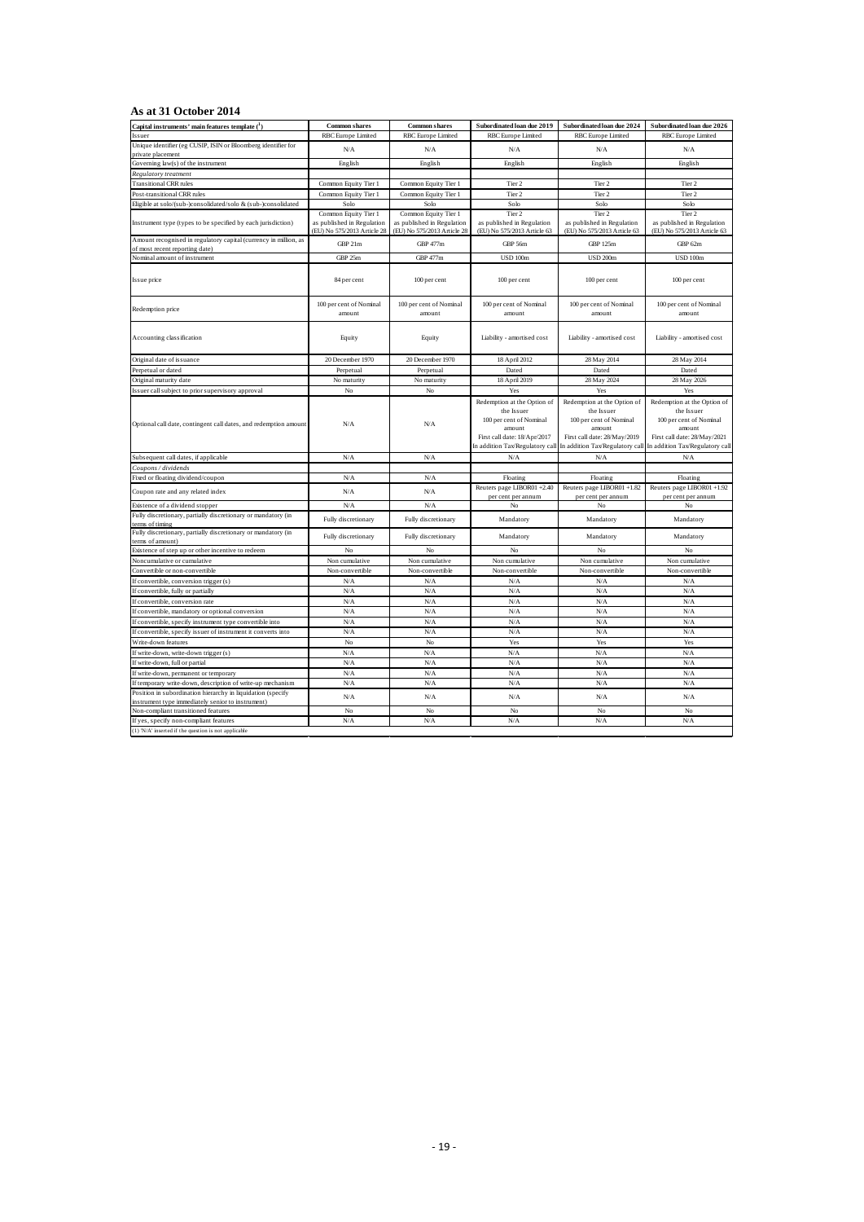**As at 31 October 2014**

| Capital instruments' main features template [1] | Common shares | Common shares | Subordinated loan due 2019 | Subordinated loan due 2024 | Subordinated loan due 2026 |
|---|---|---|---|---|---|
| Issuer | RBC Europe Limited | RBC Europe Limited | RBC Europe Limited | RBC Europe Limited | RBC Europe Limited |
| Unique identifier (eg CUSIP, ISIN or Bloomberg identifier for private placement | N/A | N/A | N/A | N/A | N/A |
| Governing law(s) of the instrument | English | English | English | English | English |
| *Regulatory treatment* | | | | | |
| Transitional CRR rules | Common Equity Tier 1 | Common Equity Tier 1 | Tier 2 | Tier 2 | Tier 2 |
| Post-transitional CRR rules | Common Equity Tier 1 | Common Equity Tier 1 | Tier 2 | Tier 2 | Tier 2 |
| Eligible at solo/(sub-)consolidated/solo & (sub-)consolidated | Solo | Solo | Solo | Solo | Solo |
| Instrument type (types to be specified by each jurisdiction) | Common Equity Tier 1 as published in Regulation (EU) No 575/2013 Article 28 | Common Equity Tier 1 as published in Regulation (EU) No 575/2013 Article 28 | Tier 2 as published in Regulation (EU) No 575/2013 Article 63 | Tier 2 as published in Regulation (EU) No 575/2013 Article 63 | Tier 2 as published in Regulation (EU) No 575/2013 Article 63 |
| Amount recognised in regulatory capital (currency in million, as of most recent reporting date) | GBP 21m | GBP 477m | GBP 56m | GBP 125m | GBP 62m |
| Nominal amount of instrument | GBP 25m | GBP 477m | USD 100m | USD 200m | USD 100m |
| Issue price | 84 per cent | 100 per cent | 100 per cent | 100 per cent | 100 per cent |
| Redemption price | 100 per cent of Nominal amount | 100 per cent of Nominal amount | 100 per cent of Nominal amount | 100 per cent of Nominal amount | 100 per cent of Nominal amount |
| Accounting classification | Equity | Equity | Liability - amortised cost | Liability - amortised cost | Liability - amortised cost |
| Original date of issuance | 20 December 1970 | 20 December 1970 | 18 April 2012 | 28 May 2014 | 28 May 2014 |
| Perpetual or dated | Perpetual | Perpetual | Dated | Dated | Dated |
| Original maturity date | No maturity | No maturity | 18 April 2019 | 28 May 2024 | 28 May 2026 |
| Issuer call subject to prior supervisory approval | No | No | Yes | Yes | Yes |
| Optional call date, contingent call dates, and redemption amount | N/A | N/A | Redemption at the Option of the Issuer 100 per cent of Nominal amount First call date: 18/Apr/2017 In addition Tax/Regulatory call | Redemption at the Option of the Issuer 100 per cent of Nominal amount First call date: 28/May/2019 In addition Tax/Regulatory call | Redemption at the Option of the Issuer 100 per cent of Nominal amount First call date: 28/May/2021 In addition Tax/Regulatory call |
| Subsequent call dates, if applicable | N/A | N/A | N/A | N/A | N/A |
| *Coupons / dividends* | | | | | |
| Fixed or floating dividend/coupon | N/A | N/A | Floating | Floating | Floating |
| Coupon rate and any related index | N/A | N/A | Reuters page LIBOR01 +2.40 per cent per annum | Reuters page LIBOR01 +1.82 per cent per annum | Reuters page LIBOR01 +1.92 per cent per annum |
| Existence of a dividend stopper | N/A | N/A | No | No | No |
| Fully discretionary, partially discretionary or mandatory (in terms of timing | Fully discretionary | Fully discretionary | Mandatory | Mandatory | Mandatory |
| Fully discretionary, partially discretionary or mandatory (in terms of amount) | Fully discretionary | Fully discretionary | Mandatory | Mandatory | Mandatory |
| Existence of step up or other incentive to redeem | No | No | No | No | No |
| Noncumulative or cumulative | Non cumulative | Non cumulative | Non cumulative | Non cumulative | Non cumulative |
| Convertible or non-convertible | Non-convertible | Non-convertible | Non-convertible | Non-convertible | Non-convertible |
| If convertible, conversion trigger (s) | N/A | N/A | N/A | N/A | N/A |
| If convertible, fully or partially | N/A | N/A | N/A | N/A | N/A |
| If convertible, conversion rate | N/A | N/A | N/A | N/A | N/A |
| If convertible, mandatory or optional conversion | N/A | N/A | N/A | N/A | N/A |
| If convertible, specify instrument type convertible into | N/A | N/A | N/A | N/A | N/A |
| If convertible, specify issuer of instrument it converts into | N/A | N/A | N/A | N/A | N/A |
| Write-down features | No | No | Yes | Yes | Yes |
| If write-down, write-down trigger (s) | N/A | N/A | N/A | N/A | N/A |
| If write-down, full or partial | N/A | N/A | N/A | N/A | N/A |
| If write-down, permanent or temporary | N/A | N/A | N/A | N/A | N/A |
| If temporary write-down, description of write-up mechanism | N/A | N/A | N/A | N/A | N/A |
| Position in subordination hierarchy in liquidation (specify instrument type immediately senior to instrument) | N/A | N/A | N/A | N/A | N/A |
| Non-compliant transitioned features | No | No | No | No | No |
| If yes, specify non-compliant features | N/A | N/A | N/A | N/A | N/A |

(1) 'N/A' inserted if the question is not applicable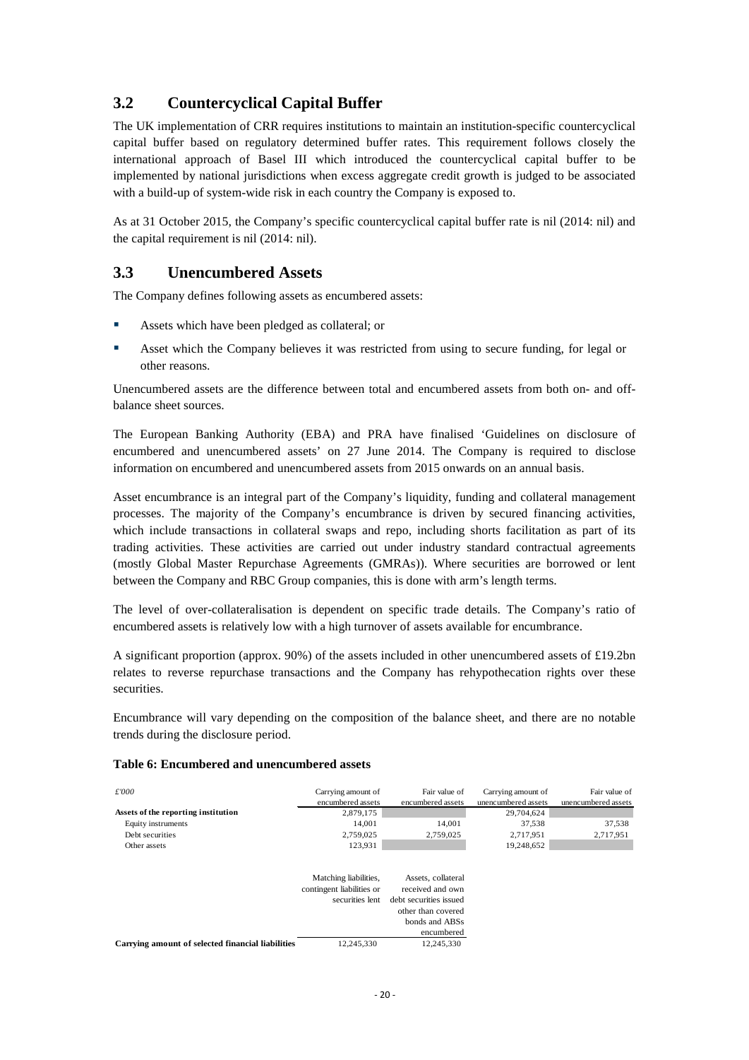## 3.2 Countercyclical Capital Buffer

The UK implementation of CRR requires institutions to maintain an institution-specific countercyclical capital buffer based on regulatory determined buffer rates. This requirement follows closely the international approach of Basel III which introduced the countercyclical capital buffer to be implemented by national jurisdictions when excess aggregate credit growth is judged to be associated with a build-up of system-wide risk in each country the Company is exposed to.

As at 31 October 2015, the Company's specific countercyclical capital buffer rate is nil (2014: nil) and the capital requirement is nil (2014: nil).

## 3.3 Unencumbered Assets

The Company defines following assets as encumbered assets:

- Assets which have been pledged as collateral; or
- Asset which the Company believes it was restricted from using to secure funding, for legal or other reasons.

Unencumbered assets are the difference between total and encumbered assets from both on- and off-balance sheet sources.

The European Banking Authority (EBA) and PRA have finalised 'Guidelines on disclosure of encumbered and unencumbered assets' on 27 June 2014. The Company is required to disclose information on encumbered and unencumbered assets from 2015 onwards on an annual basis.

Asset encumbrance is an integral part of the Company's liquidity, funding and collateral management processes. The majority of the Company's encumbrance is driven by secured financing activities, which include transactions in collateral swaps and repo, including shorts facilitation as part of its trading activities. These activities are carried out under industry standard contractual agreements (mostly Global Master Repurchase Agreements (GMRAs)). Where securities are borrowed or lent between the Company and RBC Group companies, this is done with arm's length terms.

The level of over-collateralisation is dependent on specific trade details. The Company's ratio of encumbered assets is relatively low with a high turnover of assets available for encumbrance.

A significant proportion (approx. 90%) of the assets included in other unencumbered assets of £19.2bn relates to reverse repurchase transactions and the Company has rehypothecation rights over these securities.

Encumbrance will vary depending on the composition of the balance sheet, and there are no notable trends during the disclosure period.

**Table 6: Encumbered and unencumbered assets**

| *£'000* | Carrying amount of encumbered assets | Fair value of encumbered assets | Carrying amount of unencumbered assets | Fair value of unencumbered assets |
|---|---|---|---|---|
| **Assets of the reporting institution** | 2,879,175 | | 29,704,624 | |
| Equity instruments | 14,001 | 14,001 | 37,538 | 37,538 |
| Debt securities | 2,759,025 | 2,759,025 | 2,717,951 | 2,717,951 |
| Other assets | 123,931 | | 19,248,652 | |

| | Matching liabilities, contingent liabilities or securities lent | Assets, collateral received and own debt securities issued other than covered bonds and ABSs encumbered |
|---|---|---|
| **Carrying amount of selected financial liabilities** | 12,245,330 | 12,245,330 |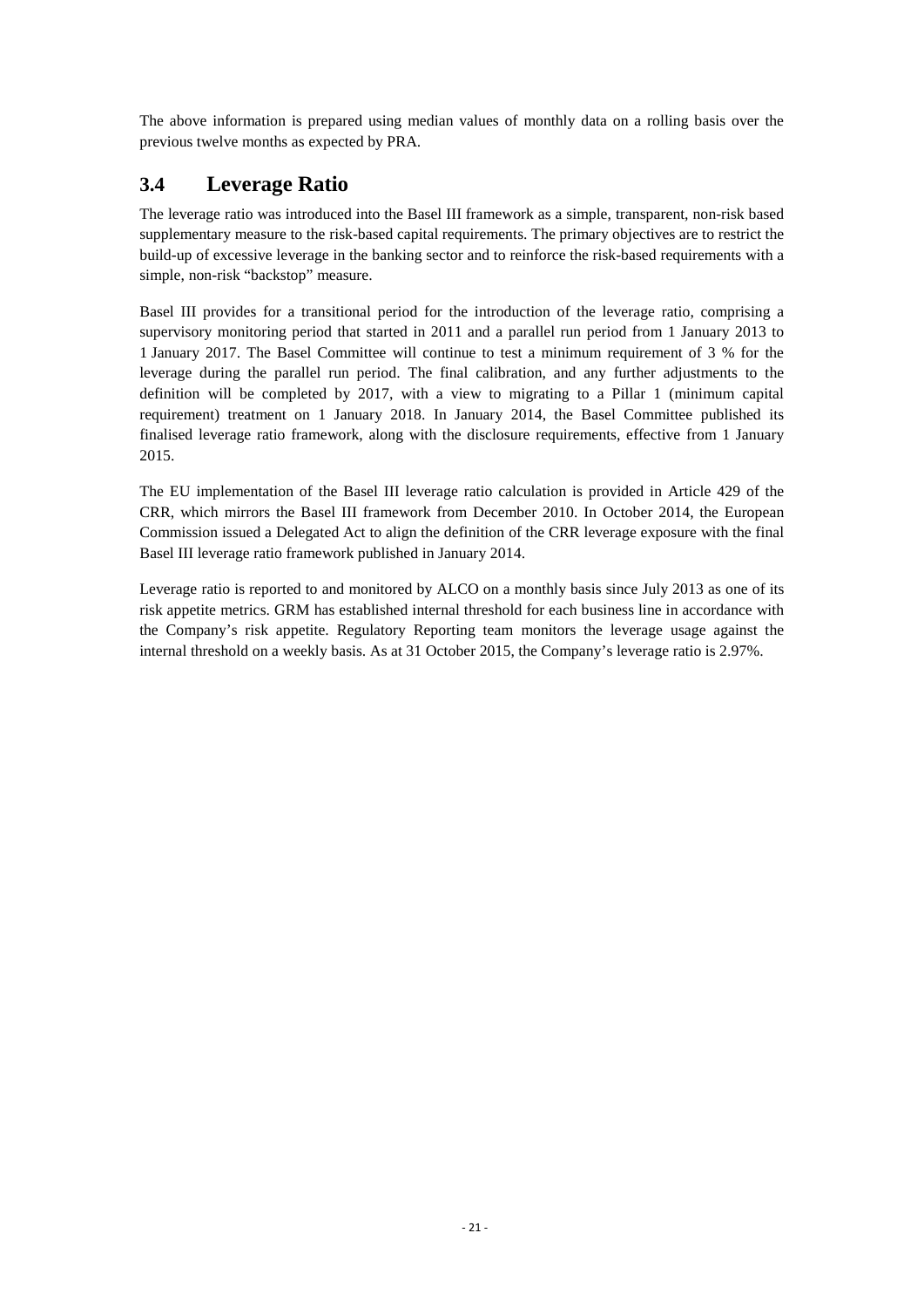The above information is prepared using median values of monthly data on a rolling basis over the previous twelve months as expected by PRA.

## 3.4 Leverage Ratio

The leverage ratio was introduced into the Basel III framework as a simple, transparent, non-risk based supplementary measure to the risk-based capital requirements. The primary objectives are to restrict the build-up of excessive leverage in the banking sector and to reinforce the risk-based requirements with a simple, non-risk "backstop" measure.

Basel III provides for a transitional period for the introduction of the leverage ratio, comprising a supervisory monitoring period that started in 2011 and a parallel run period from 1 January 2013 to 1 January 2017. The Basel Committee will continue to test a minimum requirement of 3 % for the leverage during the parallel run period. The final calibration, and any further adjustments to the definition will be completed by 2017, with a view to migrating to a Pillar 1 (minimum capital requirement) treatment on 1 January 2018. In January 2014, the Basel Committee published its finalised leverage ratio framework, along with the disclosure requirements, effective from 1 January 2015.

The EU implementation of the Basel III leverage ratio calculation is provided in Article 429 of the CRR, which mirrors the Basel III framework from December 2010. In October 2014, the European Commission issued a Delegated Act to align the definition of the CRR leverage exposure with the final Basel III leverage ratio framework published in January 2014.

Leverage ratio is reported to and monitored by ALCO on a monthly basis since July 2013 as one of its risk appetite metrics. GRM has established internal threshold for each business line in accordance with the Company's risk appetite. Regulatory Reporting team monitors the leverage usage against the internal threshold on a weekly basis. As at 31 October 2015, the Company's leverage ratio is 2.97%.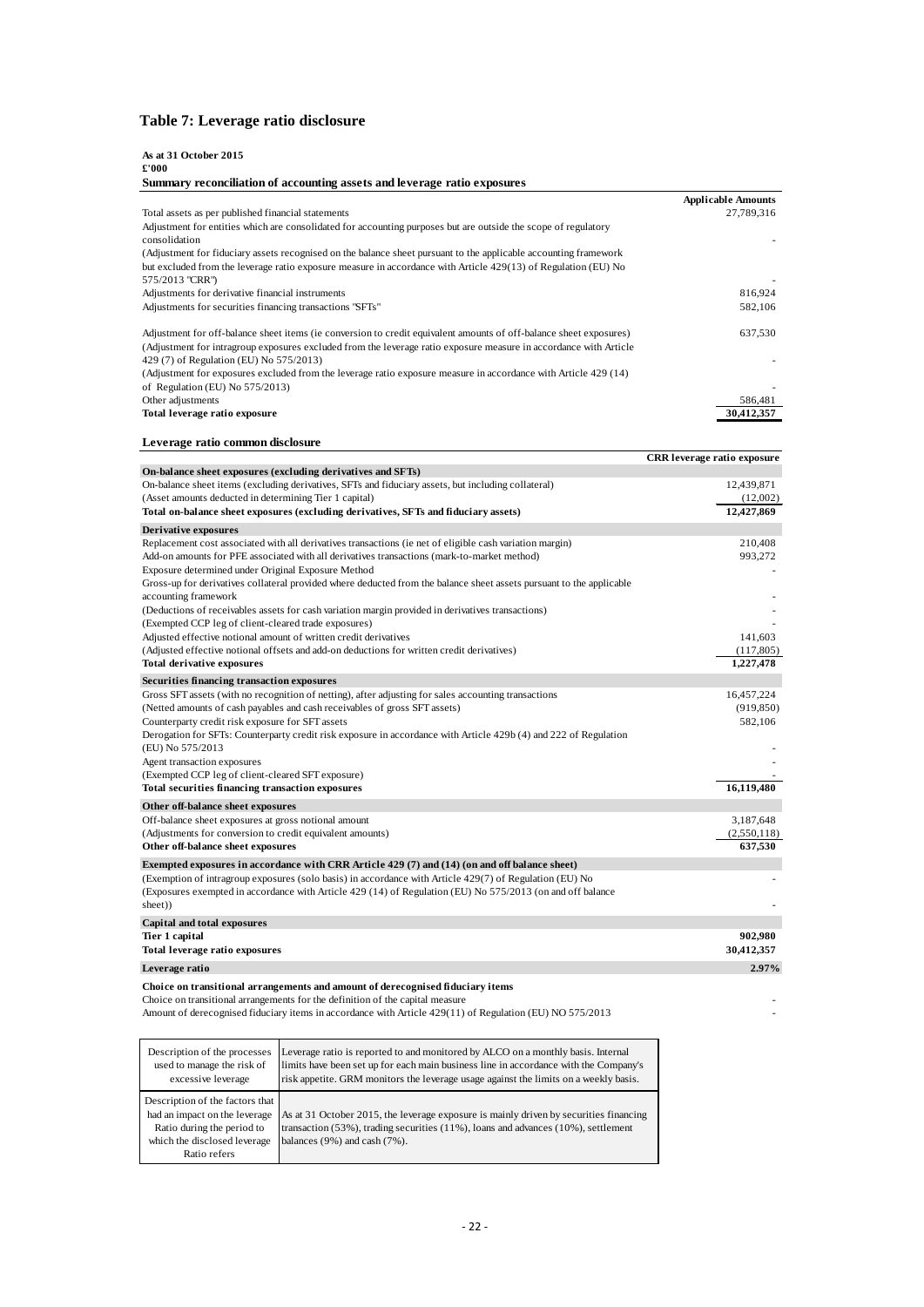# Table 7: Leverage ratio disclosure

**As at 31 October 2015**
**£'000**

**Summary reconciliation of accounting assets and leverage ratio exposures**

| | Applicable Amounts |
|---|---|
| Total assets as per published financial statements | 27,789,316 |
| Adjustment for entities which are consolidated for accounting purposes but are outside the scope of regulatory consolidation | - |
| (Adjustment for fiduciary assets recognised on the balance sheet pursuant to the applicable accounting framework but excluded from the leverage ratio exposure measure in accordance with Article 429(13) of Regulation (EU) No 575/2013 "CRR") | - |
| Adjustments for derivative financial instruments | 816,924 |
| Adjustments for securities financing transactions "SFTs" | 582,106 |
| Adjustment for off-balance sheet items (ie conversion to credit equivalent amounts of off-balance sheet exposures) | 637,530 |
| (Adjustment for intragroup exposures excluded from the leverage ratio exposure measure in accordance with Article 429 (7) of Regulation (EU) No 575/2013) | - |
| (Adjustment for exposures excluded from the leverage ratio exposure measure in accordance with Article 429 (14) of Regulation (EU) No 575/2013) | - |
| Other adjustments | 586,481 |
| **Total leverage ratio exposure** | **30,412,357** |

**Leverage ratio common disclosure**

| | CRR leverage ratio exposure |
|---|---|
| **On-balance sheet exposures (excluding derivatives and SFTs)** | |
| On-balance sheet items (excluding derivatives, SFTs and fiduciary assets, but including collateral) | 12,439,871 |
| (Asset amounts deducted in determining Tier 1 capital) | (12,002) |
| **Total on-balance sheet exposures (excluding derivatives, SFTs and fiduciary assets)** | **12,427,869** |
| **Derivative exposures** | |
| Replacement cost associated with all derivatives transactions (ie net of eligible cash variation margin) | 210,408 |
| Add-on amounts for PFE associated with all derivatives transactions (mark-to-market method) | 993,272 |
| Exposure determined under Original Exposure Method | - |
| Gross-up for derivatives collateral provided where deducted from the balance sheet assets pursuant to the applicable accounting framework | - |
| (Deductions of receivables assets for cash variation margin provided in derivatives transactions) | - |
| (Exempted CCP leg of client-cleared trade exposures) | - |
| Adjusted effective notional amount of written credit derivatives | 141,603 |
| (Adjusted effective notional offsets and add-on deductions for written credit derivatives) | (117,805) |
| **Total derivative exposures** | **1,227,478** |
| **Securities financing transaction exposures** | |
| Gross SFT assets (with no recognition of netting), after adjusting for sales accounting transactions | 16,457,224 |
| (Netted amounts of cash payables and cash receivables of gross SFT assets) | (919,850) |
| Counterparty credit risk exposure for SFT assets | 582,106 |
| Derogation for SFTs: Counterparty credit risk exposure in accordance with Article 429b (4) and 222 of Regulation (EU) No 575/2013 | - |
| Agent transaction exposures | - |
| (Exempted CCP leg of client-cleared SFT exposure) | - |
| **Total securities financing transaction exposures** | **16,119,480** |
| **Other off-balance sheet exposures** | |
| Off-balance sheet exposures at gross notional amount | 3,187,648 |
| (Adjustments for conversion to credit equivalent amounts) | (2,550,118) |
| **Other off-balance sheet exposures** | **637,530** |
| **Exempted exposures in accordance with CRR Article 429 (7) and (14) (on and off balance sheet)** | |
| (Exemption of intragroup exposures (solo basis) in accordance with Article 429(7) of Regulation (EU) No | - |
| (Exposures exempted in accordance with Article 429 (14) of Regulation (EU) No 575/2013 (on and off balance sheet)) | - |
| **Capital and total exposures** | |
| **Tier 1 capital** | **902,980** |
| **Total leverage ratio exposures** | **30,412,357** |
| **Leverage ratio** | **2.97%** |
| **Choice on transitional arrangements and amount of derecognised fiduciary items** | |
| Choice on transitional arrangements for the definition of the capital measure | - |
| Amount of derecognised fiduciary items in accordance with Article 429(11) of Regulation (EU) NO 575/2013 | - |

| | |
|---|---|
| Description of the processes used to manage the risk of excessive leverage | Leverage ratio is reported to and monitored by ALCO on a monthly basis. Internal limits have been set up for each main business line in accordance with the Company's risk appetite. GRM monitors the leverage usage against the limits on a weekly basis. |
| Description of the factors that had an impact on the leverage Ratio during the period to which the disclosed leverage Ratio refers | As at 31 October 2015, the leverage exposure is mainly driven by securities financing transaction (53%), trading securities (11%), loans and advances (10%), settlement balances (9%) and cash (7%). |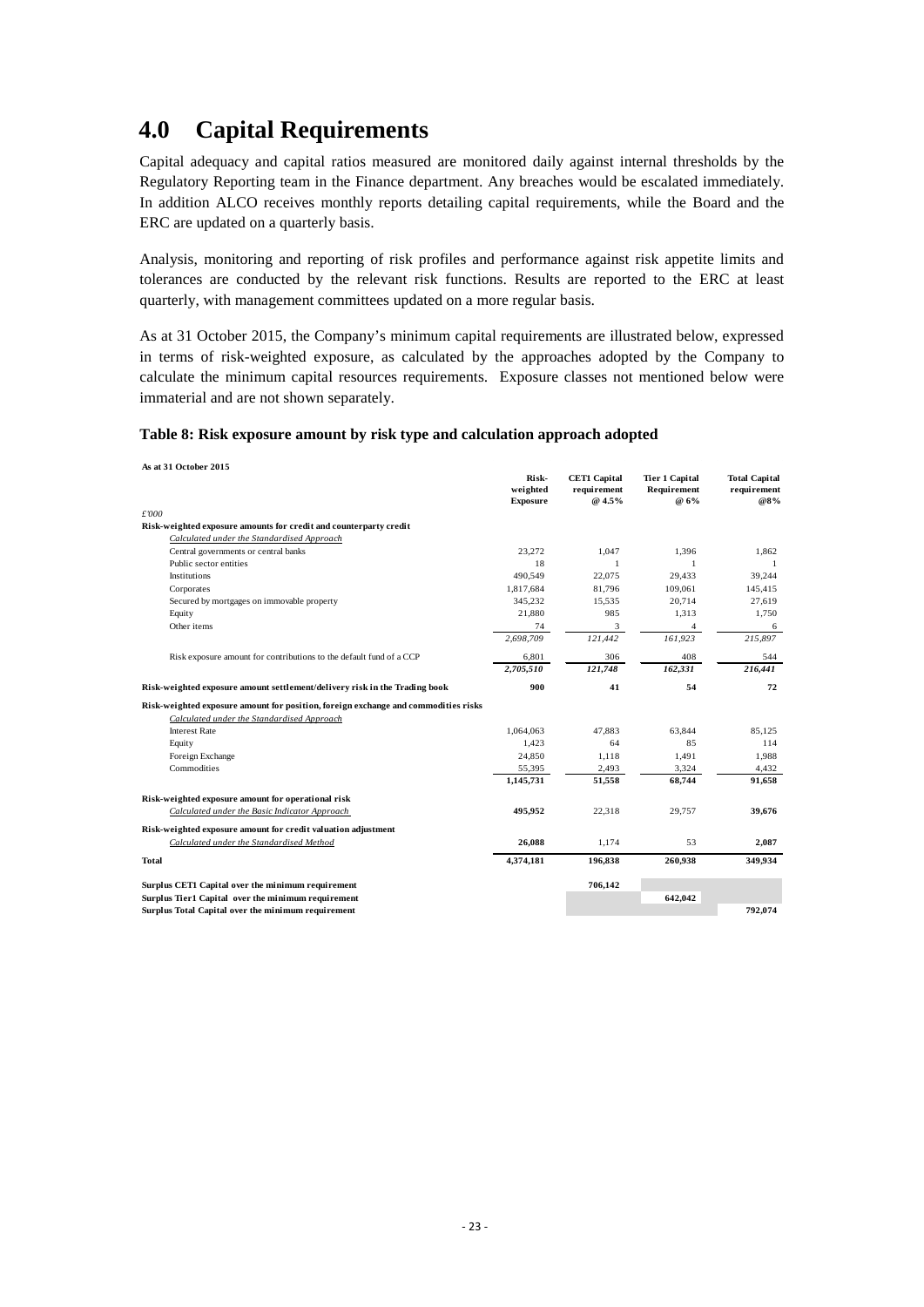# 4.0 Capital Requirements

Capital adequacy and capital ratios measured are monitored daily against internal thresholds by the Regulatory Reporting team in the Finance department. Any breaches would be escalated immediately. In addition ALCO receives monthly reports detailing capital requirements, while the Board and the ERC are updated on a quarterly basis.

Analysis, monitoring and reporting of risk profiles and performance against risk appetite limits and tolerances are conducted by the relevant risk functions. Results are reported to the ERC at least quarterly, with management committees updated on a more regular basis.

As at 31 October 2015, the Company's minimum capital requirements are illustrated below, expressed in terms of risk-weighted exposure, as calculated by the approaches adopted by the Company to calculate the minimum capital resources requirements. Exposure classes not mentioned below were immaterial and are not shown separately.

**Table 8: Risk exposure amount by risk type and calculation approach adopted**

| As at 31 October 2015 | Risk-weighted Exposure | CET1 Capital requirement @ 4.5% | Tier 1 Capital Requirement @ 6% | Total Capital requirement @8% |
|---|---|---|---|---|
| *£'000* | | | | |
| **Risk-weighted exposure amounts for credit and counterparty credit** | | | | |
| *Calculated under the Standardised Approach* | | | | |
| Central governments or central banks | 23,272 | 1,047 | 1,396 | 1,862 |
| Public sector entities | 18 | 1 | 1 | 1 |
| Institutions | 490,549 | 22,075 | 29,433 | 39,244 |
| Corporates | 1,817,684 | 81,796 | 109,061 | 145,415 |
| Secured by mortgages on immovable property | 345,232 | 15,535 | 20,714 | 27,619 |
| Equity | 21,880 | 985 | 1,313 | 1,750 |
| Other items | 74 | 3 | 4 | 6 |
| | *2,698,709* | *121,442* | *161,923* | *215,897* |
| Risk exposure amount for contributions to the default fund of a CCP | 6,801 | 306 | 408 | 544 |
| | ***2,705,510*** | ***121,748*** | ***162,331*** | ***216,441*** |
| **Risk-weighted exposure amount settlement/delivery risk in the Trading book** | **900** | **41** | **54** | **72** |
| **Risk-weighted exposure amount for position, foreign exchange and commodities risks** | | | | |
| *Calculated under the Standardised Approach* | | | | |
| Interest Rate | 1,064,063 | 47,883 | 63,844 | 85,125 |
| Equity | 1,423 | 64 | 85 | 114 |
| Foreign Exchange | 24,850 | 1,118 | 1,491 | 1,988 |
| Commodities | 55,395 | 2,493 | 3,324 | 4,432 |
| | **1,145,731** | **51,558** | **68,744** | **91,658** |
| **Risk-weighted exposure amount for operational risk** | | | | |
| *Calculated under the Basic Indicator Approach* | **495,952** | 22,318 | 29,757 | **39,676** |
| **Risk-weighted exposure amount for credit valuation adjustment** | | | | |
| *Calculated under the Standardised Method* | **26,088** | 1,174 | 53 | **2,087** |
| **Total** | **4,374,181** | **196,838** | **260,938** | **349,934** |
| **Surplus CET1 Capital over the minimum requirement** | | **706,142** | | |
| **Surplus Tier1 Capital over the minimum requirement** | | | **642,042** | |
| **Surplus Total Capital over the minimum requirement** | | | | **792,074** |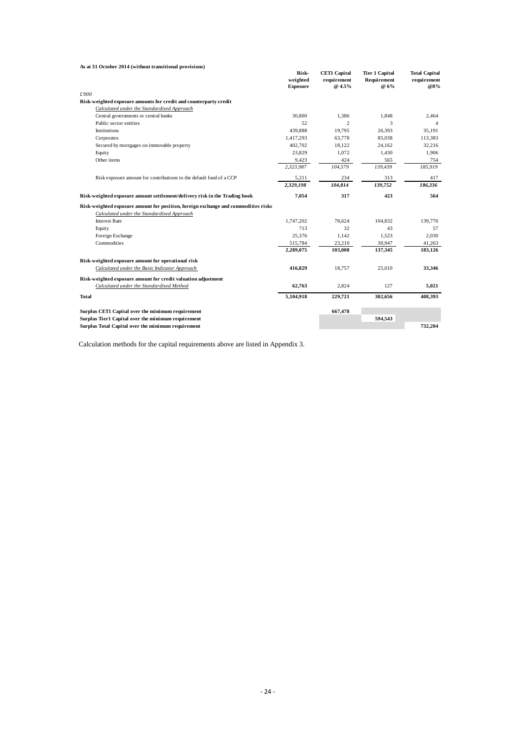**As at 31 October 2014 (without transitional provisions)**

| £'000 | Risk-weighted Exposure | CET1 Capital requirement @ 4.5% | Tier 1 Capital Requirement @ 6% | Total Capital requirement @8% |
|---|---|---|---|---|
| **Risk-weighted exposure amounts for credit and counterparty credit** | | | | |
| *Calculated under the Standardised Approach* | | | | |
| Central governments or central banks | 30,800 | 1,386 | 1,848 | 2,464 |
| Public sector entities | 52 | 2 | 3 | 4 |
| Institutions | 439,888 | 19,795 | 26,393 | 35,191 |
| Corporates | 1,417,293 | 63,778 | 85,038 | 113,383 |
| Secured by mortgages on immovable property | 402,702 | 18,122 | 24,162 | 32,216 |
| Equity | 23,829 | 1,072 | 1,430 | 1,906 |
| Other items | 9,423 | 424 | 565 | 754 |
| | *2,323,987* | *104,579* | *139,439* | *185,919* |
| Risk exposure amount for contributions to the default fund of a CCP | 5,211 | 234 | 313 | 417 |
| | *2,329,198* | *104,814* | *139,752* | *186,336* |
| **Risk-weighted exposure amount settlement/delivery risk in the Trading book** | **7,054** | **317** | **423** | **564** |
| **Risk-weighted exposure amount for position, foreign exchange and commodities risks** | | | | |
| *Calculated under the Standardised Approach* | | | | |
| Interest Rate | 1,747,202 | 78,624 | 104,832 | 139,776 |
| Equity | 713 | 32 | 43 | 57 |
| Foreign Exchange | 25,376 | 1,142 | 1,523 | 2,030 |
| Commodities | 515,784 | 23,210 | 30,947 | 41,263 |
| | **2,289,075** | **103,008** | **137,345** | **183,126** |
| **Risk-weighted exposure amount for operational risk** | | | | |
| *Calculated under the Basic Indicator Approach* | **416,829** | 18,757 | 25,010 | **33,346** |
| **Risk-weighted exposure amount for credit valuation adjustment** | | | | |
| *Calculated under the Standardised Method* | **62,763** | 2,824 | 127 | **5,021** |
| **Total** | **5,104,918** | **229,721** | **302,656** | **408,393** |
| **Surplus CET1 Capital over the minimum requirement** | | **667,478** | | |
| **Surplus Tier1 Capital over the minimum requirement** | | | **594,543** | |
| **Surplus Total Capital over the minimum requirement** | | | | **732,204** |

Calculation methods for the capital requirements above are listed in Appendix 3.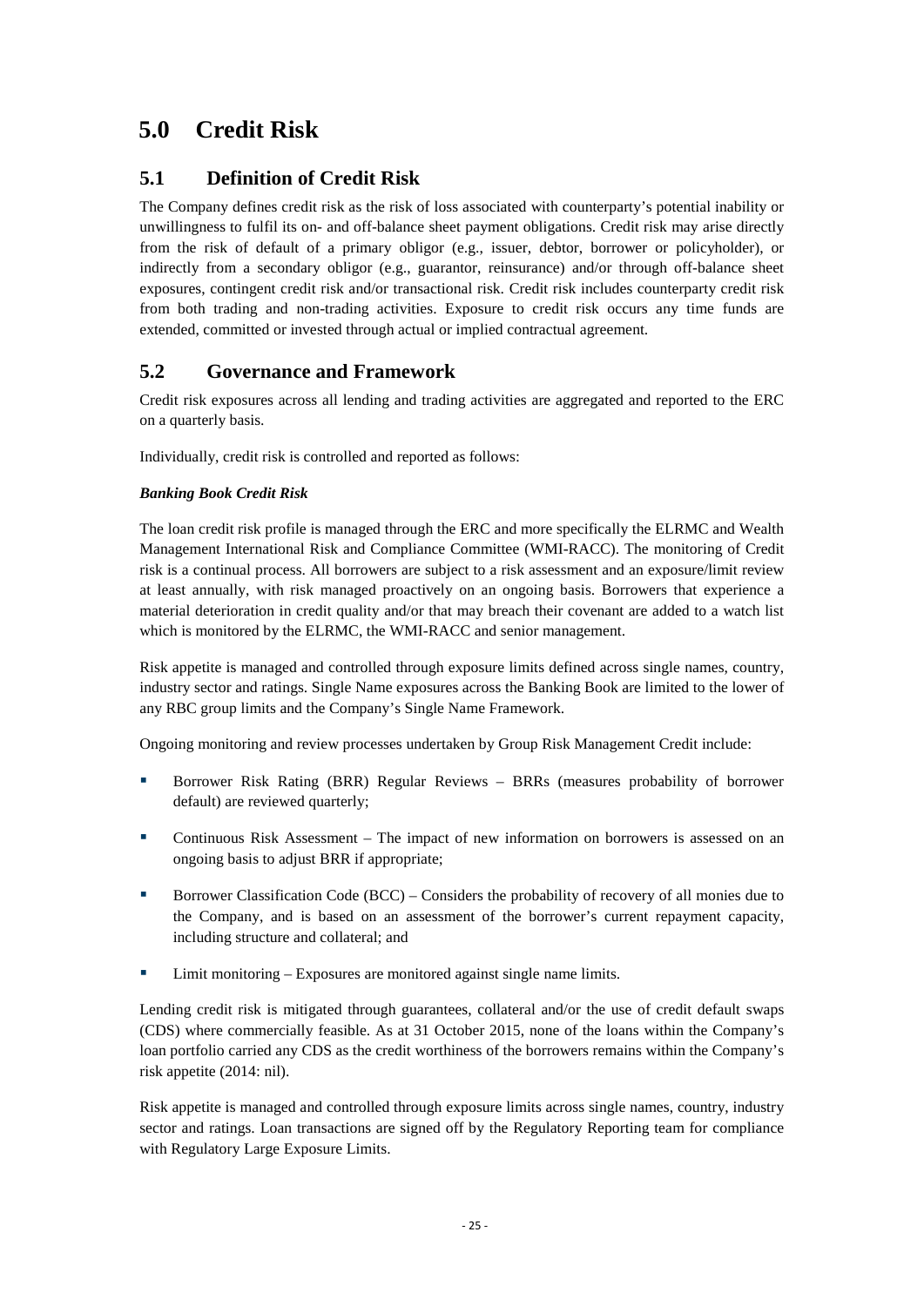# 5.0 Credit Risk

## 5.1 Definition of Credit Risk

The Company defines credit risk as the risk of loss associated with counterparty's potential inability or unwillingness to fulfil its on- and off-balance sheet payment obligations. Credit risk may arise directly from the risk of default of a primary obligor (e.g., issuer, debtor, borrower or policyholder), or indirectly from a secondary obligor (e.g., guarantor, reinsurance) and/or through off-balance sheet exposures, contingent credit risk and/or transactional risk. Credit risk includes counterparty credit risk from both trading and non-trading activities. Exposure to credit risk occurs any time funds are extended, committed or invested through actual or implied contractual agreement.

## 5.2 Governance and Framework

Credit risk exposures across all lending and trading activities are aggregated and reported to the ERC on a quarterly basis.

Individually, credit risk is controlled and reported as follows:

***Banking Book Credit Risk***

The loan credit risk profile is managed through the ERC and more specifically the ELRMC and Wealth Management International Risk and Compliance Committee (WMI-RACC). The monitoring of Credit risk is a continual process. All borrowers are subject to a risk assessment and an exposure/limit review at least annually, with risk managed proactively on an ongoing basis. Borrowers that experience a material deterioration in credit quality and/or that may breach their covenant are added to a watch list which is monitored by the ELRMC, the WMI-RACC and senior management.

Risk appetite is managed and controlled through exposure limits defined across single names, country, industry sector and ratings. Single Name exposures across the Banking Book are limited to the lower of any RBC group limits and the Company's Single Name Framework.

Ongoing monitoring and review processes undertaken by Group Risk Management Credit include:

- Borrower Risk Rating (BRR) Regular Reviews – BRRs (measures probability of borrower default) are reviewed quarterly;
- Continuous Risk Assessment – The impact of new information on borrowers is assessed on an ongoing basis to adjust BRR if appropriate;
- Borrower Classification Code (BCC) – Considers the probability of recovery of all monies due to the Company, and is based on an assessment of the borrower's current repayment capacity, including structure and collateral; and
- Limit monitoring – Exposures are monitored against single name limits.

Lending credit risk is mitigated through guarantees, collateral and/or the use of credit default swaps (CDS) where commercially feasible. As at 31 October 2015, none of the loans within the Company's loan portfolio carried any CDS as the credit worthiness of the borrowers remains within the Company's risk appetite (2014: nil).

Risk appetite is managed and controlled through exposure limits across single names, country, industry sector and ratings. Loan transactions are signed off by the Regulatory Reporting team for compliance with Regulatory Large Exposure Limits.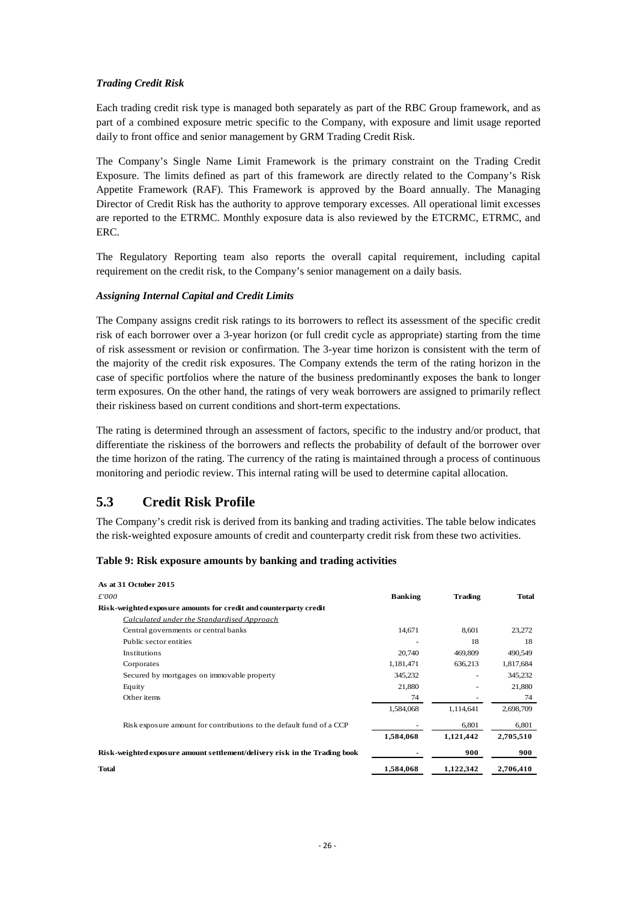*Trading Credit Risk*

Each trading credit risk type is managed both separately as part of the RBC Group framework, and as part of a combined exposure metric specific to the Company, with exposure and limit usage reported daily to front office and senior management by GRM Trading Credit Risk.

The Company's Single Name Limit Framework is the primary constraint on the Trading Credit Exposure. The limits defined as part of this framework are directly related to the Company's Risk Appetite Framework (RAF). This Framework is approved by the Board annually. The Managing Director of Credit Risk has the authority to approve temporary excesses. All operational limit excesses are reported to the ETRMC. Monthly exposure data is also reviewed by the ETCRMC, ETRMC, and ERC.

The Regulatory Reporting team also reports the overall capital requirement, including capital requirement on the credit risk, to the Company's senior management on a daily basis.

*Assigning Internal Capital and Credit Limits*

The Company assigns credit risk ratings to its borrowers to reflect its assessment of the specific credit risk of each borrower over a 3-year horizon (or full credit cycle as appropriate) starting from the time of risk assessment or revision or confirmation. The 3-year time horizon is consistent with the term of the majority of the credit risk exposures. The Company extends the term of the rating horizon in the case of specific portfolios where the nature of the business predominantly exposes the bank to longer term exposures. On the other hand, the ratings of very weak borrowers are assigned to primarily reflect their riskiness based on current conditions and short-term expectations.

The rating is determined through an assessment of factors, specific to the industry and/or product, that differentiate the riskiness of the borrowers and reflects the probability of default of the borrower over the time horizon of the rating. The currency of the rating is maintained through a process of continuous monitoring and periodic review. This internal rating will be used to determine capital allocation.

## 5.3 Credit Risk Profile

The Company's credit risk is derived from its banking and trading activities. The table below indicates the risk-weighted exposure amounts of credit and counterparty credit risk from these two activities.

**Table 9: Risk exposure amounts by banking and trading activities**

| **As at 31 October 2015** | | | |
|---|---|---|---|
| *£'000* | **Banking** | **Trading** | **Total** |
| **Risk-weighted exposure amounts for credit and counterparty credit** | | | |
| *Calculated under the Standardised Approach* | | | |
| Central governments or central banks | 14,671 | 8,601 | 23,272 |
| Public sector entities | - | 18 | 18 |
| Institutions | 20,740 | 469,809 | 490,549 |
| Corporates | 1,181,471 | 636,213 | 1,817,684 |
| Secured by mortgages on immovable property | 345,232 | - | 345,232 |
| Equity | 21,880 | - | 21,880 |
| Other items | 74 | - | 74 |
| | 1,584,068 | 1,114,641 | 2,698,709 |
| Risk exposure amount for contributions to the default fund of a CCP | - | 6,801 | 6,801 |
| | **1,584,068** | **1,121,442** | **2,705,510** |
| **Risk-weighted exposure amount settlement/delivery risk in the Trading book** | **-** | **900** | **900** |
| **Total** | **1,584,068** | **1,122,342** | **2,706,410** |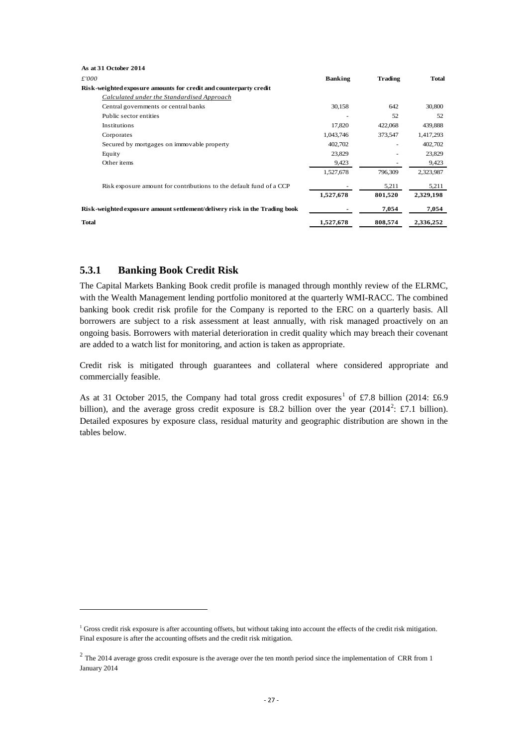**As at 31 October 2014**

| *£'000* | **Banking** | **Trading** | **Total** |
|---|---|---|---|
| **Risk-weighted exposure amounts for credit and counterparty credit** | | | |
| *Calculated under the Standardised Approach* | | | |
| Central governments or central banks | 30,158 | 642 | 30,800 |
| Public sector entities | - | 52 | 52 |
| Institutions | 17,820 | 422,068 | 439,888 |
| Corporates | 1,043,746 | 373,547 | 1,417,293 |
| Secured by mortgages on immovable property | 402,702 | - | 402,702 |
| Equity | 23,829 | - | 23,829 |
| Other items | 9,423 | - | 9,423 |
| | 1,527,678 | 796,309 | 2,323,987 |
| Risk exposure amount for contributions to the default fund of a CCP | - | 5,211 | 5,211 |
| | **1,527,678** | **801,520** | **2,329,198** |
| **Risk-weighted exposure amount settlement/delivery risk in the Trading book** | **-** | **7,054** | **7,054** |
| **Total** | **1,527,678** | **808,574** | **2,336,252** |

### 5.3.1 Banking Book Credit Risk

The Capital Markets Banking Book credit profile is managed through monthly review of the ELRMC, with the Wealth Management lending portfolio monitored at the quarterly WMI-RACC. The combined banking book credit risk profile for the Company is reported to the ERC on a quarterly basis. All borrowers are subject to a risk assessment at least annually, with risk managed proactively on an ongoing basis. Borrowers with material deterioration in credit quality which may breach their covenant are added to a watch list for monitoring, and action is taken as appropriate.

Credit risk is mitigated through guarantees and collateral where considered appropriate and commercially feasible.

As at 31 October 2015, the Company had total gross credit exposures[1] of £7.8 billion (2014: £6.9 billion), and the average gross credit exposure is £8.2 billion over the year (2014[2]: £7.1 billion). Detailed exposures by exposure class, residual maturity and geographic distribution are shown in the tables below.

[1] Gross credit risk exposure is after accounting offsets, but without taking into account the effects of the credit risk mitigation. Final exposure is after the accounting offsets and the credit risk mitigation.

[2] The 2014 average gross credit exposure is the average over the ten month period since the implementation of CRR from 1 January 2014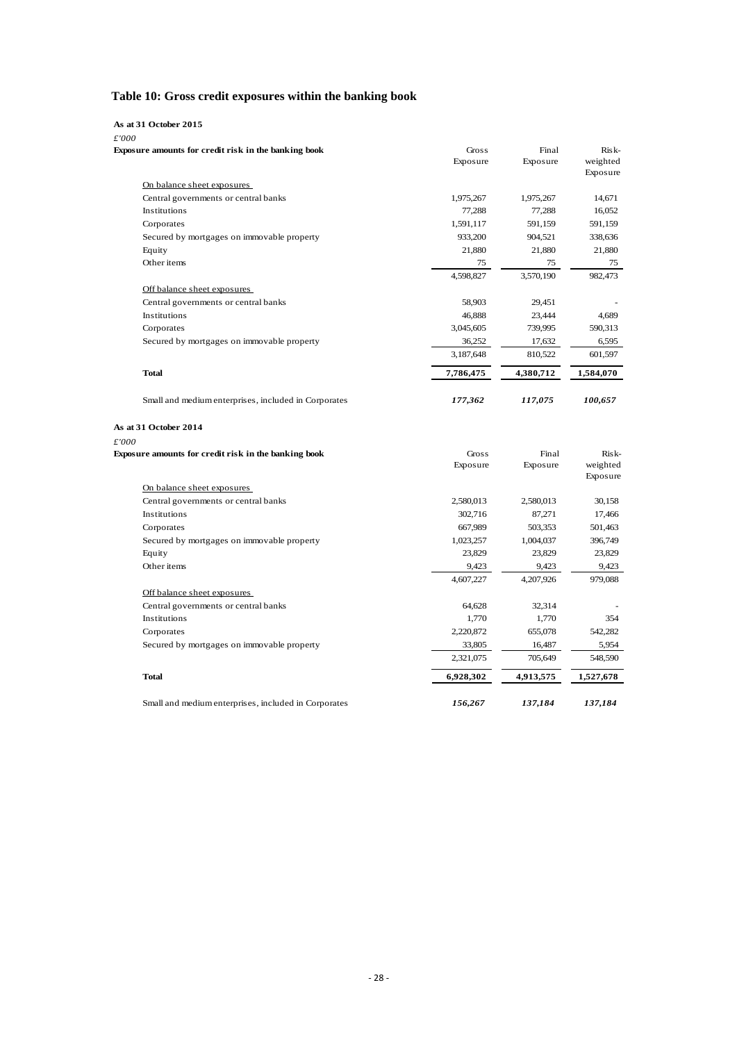## Table 10: Gross credit exposures within the banking book

**As at 31 October 2015**

*£'000*

| **Exposure amounts for credit risk in the banking book** | Gross Exposure | Final Exposure | Risk-weighted Exposure |
|---|---|---|---|
| On balance sheet exposures | | | |
| Central governments or central banks | 1,975,267 | 1,975,267 | 14,671 |
| Institutions | 77,288 | 77,288 | 16,052 |
| Corporates | 1,591,117 | 591,159 | 591,159 |
| Secured by mortgages on immovable property | 933,200 | 904,521 | 338,636 |
| Equity | 21,880 | 21,880 | 21,880 |
| Other items | 75 | 75 | 75 |
| | 4,598,827 | 3,570,190 | 982,473 |
| Off balance sheet exposures | | | |
| Central governments or central banks | 58,903 | 29,451 | - |
| Institutions | 46,888 | 23,444 | 4,689 |
| Corporates | 3,045,605 | 739,995 | 590,313 |
| Secured by mortgages on immovable property | 36,252 | 17,632 | 6,595 |
| | 3,187,648 | 810,522 | 601,597 |
| **Total** | **7,786,475** | **4,380,712** | **1,584,070** |
| Small and medium enterprises, included in Corporates | ***177,362*** | ***117,075*** | ***100,657*** |

**As at 31 October 2014**

*£'000*

| **Exposure amounts for credit risk in the banking book** | Gross Exposure | Final Exposure | Risk-weighted Exposure |
|---|---|---|---|
| On balance sheet exposures | | | |
| Central governments or central banks | 2,580,013 | 2,580,013 | 30,158 |
| Institutions | 302,716 | 87,271 | 17,466 |
| Corporates | 667,989 | 503,353 | 501,463 |
| Secured by mortgages on immovable property | 1,023,257 | 1,004,037 | 396,749 |
| Equity | 23,829 | 23,829 | 23,829 |
| Other items | 9,423 | 9,423 | 9,423 |
| | 4,607,227 | 4,207,926 | 979,088 |
| Off balance sheet exposures | | | |
| Central governments or central banks | 64,628 | 32,314 | - |
| Institutions | 1,770 | 1,770 | 354 |
| Corporates | 2,220,872 | 655,078 | 542,282 |
| Secured by mortgages on immovable property | 33,805 | 16,487 | 5,954 |
| | 2,321,075 | 705,649 | 548,590 |
| **Total** | **6,928,302** | **4,913,575** | **1,527,678** |
| Small and medium enterprises, included in Corporates | ***156,267*** | ***137,184*** | ***137,184*** |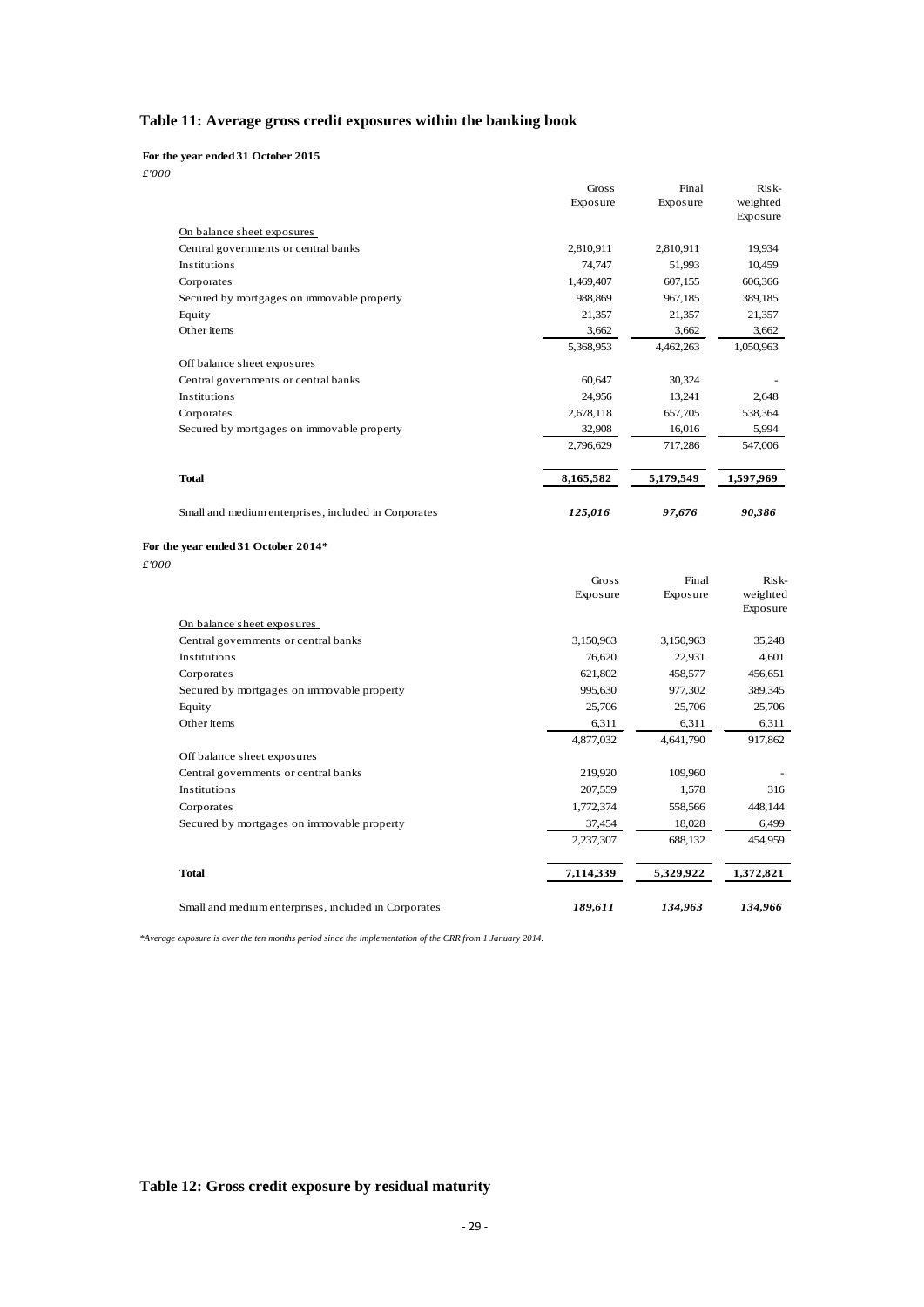## Table 11: Average gross credit exposures within the banking book

**For the year ended 31 October 2015**

*£'000*

| | Gross Exposure | Final Exposure | Risk-weighted Exposure |
|---|---|---|---|
| On balance sheet exposures | | | |
| Central governments or central banks | 2,810,911 | 2,810,911 | 19,934 |
| Institutions | 74,747 | 51,993 | 10,459 |
| Corporates | 1,469,407 | 607,155 | 606,366 |
| Secured by mortgages on immovable property | 988,869 | 967,185 | 389,185 |
| Equity | 21,357 | 21,357 | 21,357 |
| Other items | 3,662 | 3,662 | 3,662 |
| | 5,368,953 | 4,462,263 | 1,050,963 |
| Off balance sheet exposures | | | |
| Central governments or central banks | 60,647 | 30,324 | - |
| Institutions | 24,956 | 13,241 | 2,648 |
| Corporates | 2,678,118 | 657,705 | 538,364 |
| Secured by mortgages on immovable property | 32,908 | 16,016 | 5,994 |
| | 2,796,629 | 717,286 | 547,006 |
| **Total** | **8,165,582** | **5,179,549** | **1,597,969** |
| Small and medium enterprises, included in Corporates | ***125,016*** | ***97,676*** | ***90,386*** |

**For the year ended 31 October 2014***

*£'000*

| | Gross Exposure | Final Exposure | Risk-weighted Exposure |
|---|---|---|---|
| On balance sheet exposures | | | |
| Central governments or central banks | 3,150,963 | 3,150,963 | 35,248 |
| Institutions | 76,620 | 22,931 | 4,601 |
| Corporates | 621,802 | 458,577 | 456,651 |
| Secured by mortgages on immovable property | 995,630 | 977,302 | 389,345 |
| Equity | 25,706 | 25,706 | 25,706 |
| Other items | 6,311 | 6,311 | 6,311 |
| | 4,877,032 | 4,641,790 | 917,862 |
| Off balance sheet exposures | | | |
| Central governments or central banks | 219,920 | 109,960 | - |
| Institutions | 207,559 | 1,578 | 316 |
| Corporates | 1,772,374 | 558,566 | 448,144 |
| Secured by mortgages on immovable property | 37,454 | 18,028 | 6,499 |
| | 2,237,307 | 688,132 | 454,959 |
| **Total** | **7,114,339** | **5,329,922** | **1,372,821** |
| Small and medium enterprises, included in Corporates | ***189,611*** | ***134,963*** | ***134,966*** |

*\*Average exposure is over the ten months period since the implementation of the CRR from 1 January 2014.*

## Table 12: Gross credit exposure by residual maturity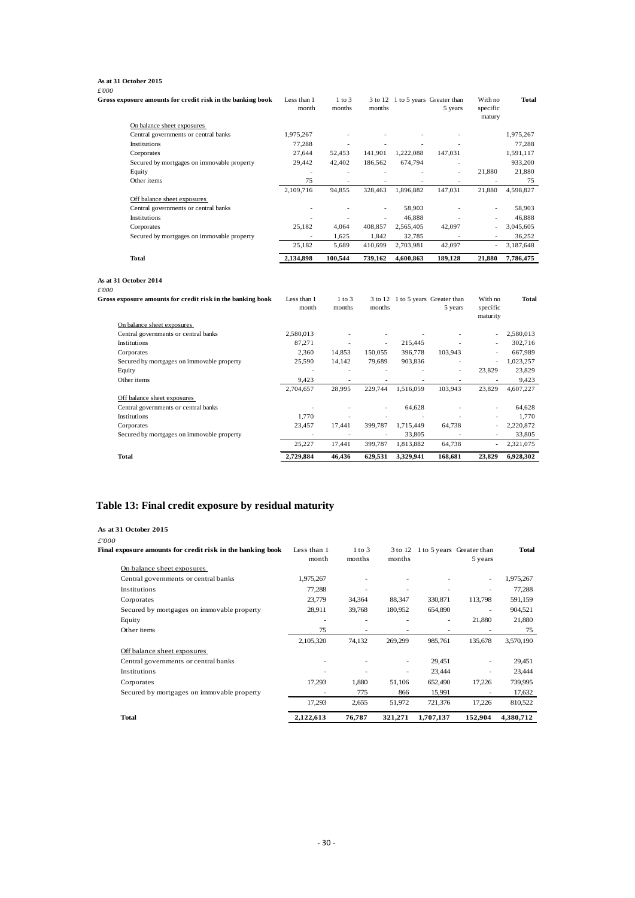**As at 31 October 2015**

*£'000*

| Gross exposure amounts for credit risk in the banking book | Less than 1 month | 1 to 3 months | 3 to 12 months | 1 to 5 years | Greater than 5 years | With no specific matury | Total |
|---|---|---|---|---|---|---|---|
| On balance sheet exposures | | | | | | | |
| Central governments or central banks | 1,975,267 | - | - | - | - | | 1,975,267 |
| Institutions | 77,288 | - | - | - | - | | 77,288 |
| Corporates | 27,644 | 52,453 | 141,901 | 1,222,088 | 147,031 | | 1,591,117 |
| Secured by mortgages on immovable property | 29,442 | 42,402 | 186,562 | 674,794 | - | | 933,200 |
| Equity | - | - | - | - | - | 21,880 | 21,880 |
| Other items | 75 | - | - | - | - | - | 75 |
| | 2,109,716 | 94,855 | 328,463 | 1,896,882 | 147,031 | 21,880 | 4,598,827 |
| Off balance sheet exposures | | | | | | | |
| Central governments or central banks | - | - | - | 58,903 | - | - | 58,903 |
| Institutions | - | - | - | 46,888 | - | - | 46,888 |
| Corporates | 25,182 | 4,064 | 408,857 | 2,565,405 | 42,097 | - | 3,045,605 |
| Secured by mortgages on immovable property | - | 1,625 | 1,842 | 32,785 | - | - | 36,252 |
| | 25,182 | 5,689 | 410,699 | 2,703,981 | 42,097 | - | 3,187,648 |
| **Total** | **2,134,898** | **100,544** | **739,162** | **4,600,863** | **189,128** | **21,880** | **7,786,475** |

**As at 31 October 2014**

*£'000*

| Gross exposure amounts for credit risk in the banking book | Less than 1 month | 1 to 3 months | 3 to 12 months | 1 to 5 years | Greater than 5 years | With no specific maturity | Total |
|---|---|---|---|---|---|---|---|
| On balance sheet exposures | | | | | | | |
| Central governments or central banks | 2,580,013 | - | - | - | - | - | 2,580,013 |
| Institutions | 87,271 | - | - | 215,445 | - | - | 302,716 |
| Corporates | 2,360 | 14,853 | 150,055 | 396,778 | 103,943 | - | 667,989 |
| Secured by mortgages on immovable property | 25,590 | 14,142 | 79,689 | 903,836 | - | - | 1,023,257 |
| Equity | - | - | - | - | - | 23,829 | 23,829 |
| Other items | 9,423 | - | - | - | - | - | 9,423 |
| | 2,704,657 | 28,995 | 229,744 | 1,516,059 | 103,943 | 23,829 | 4,607,227 |
| Off balance sheet exposures | | | | | | | |
| Central governments or central banks | - | - | - | 64,628 | - | - | 64,628 |
| Institutions | 1,770 | - | - | - | - | - | 1,770 |
| Corporates | 23,457 | 17,441 | 399,787 | 1,715,449 | 64,738 | - | 2,220,872 |
| Secured by mortgages on immovable property | - | - | - | 33,805 | - | - | 33,805 |
| | 25,227 | 17,441 | 399,787 | 1,813,882 | 64,738 | - | 2,321,075 |
| **Total** | **2,729,884** | **46,436** | **629,531** | **3,329,941** | **168,681** | **23,829** | **6,928,302** |

## Table 13: Final credit exposure by residual maturity

**As at 31 October 2015**

*£'000*

| Final exposure amounts for credit risk in the banking book | Less than 1 month | 1 to 3 months | 3 to 12 months | 1 to 5 years | Greater than 5 years | Total |
|---|---|---|---|---|---|---|
| On balance sheet exposures | | | | | | |
| Central governments or central banks | 1,975,267 | - | - | - | - | 1,975,267 |
| Institutions | 77,288 | - | - | - | - | 77,288 |
| Corporates | 23,779 | 34,364 | 88,347 | 330,871 | 113,798 | 591,159 |
| Secured by mortgages on immovable property | 28,911 | 39,768 | 180,952 | 654,890 | - | 904,521 |
| Equity | - | - | - | - | 21,880 | 21,880 |
| Other items | 75 | - | - | - | - | 75 |
| | 2,105,320 | 74,132 | 269,299 | 985,761 | 135,678 | 3,570,190 |
| Off balance sheet exposures | | | | | | |
| Central governments or central banks | - | - | - | 29,451 | - | 29,451 |
| Institutions | - | - | - | 23,444 | - | 23,444 |
| Corporates | 17,293 | 1,880 | 51,106 | 652,490 | 17,226 | 739,995 |
| Secured by mortgages on immovable property | - | 775 | 866 | 15,991 | - | 17,632 |
| | 17,293 | 2,655 | 51,972 | 721,376 | 17,226 | 810,522 |
| **Total** | **2,122,613** | **76,787** | **321,271** | **1,707,137** | **152,904** | **4,380,712** |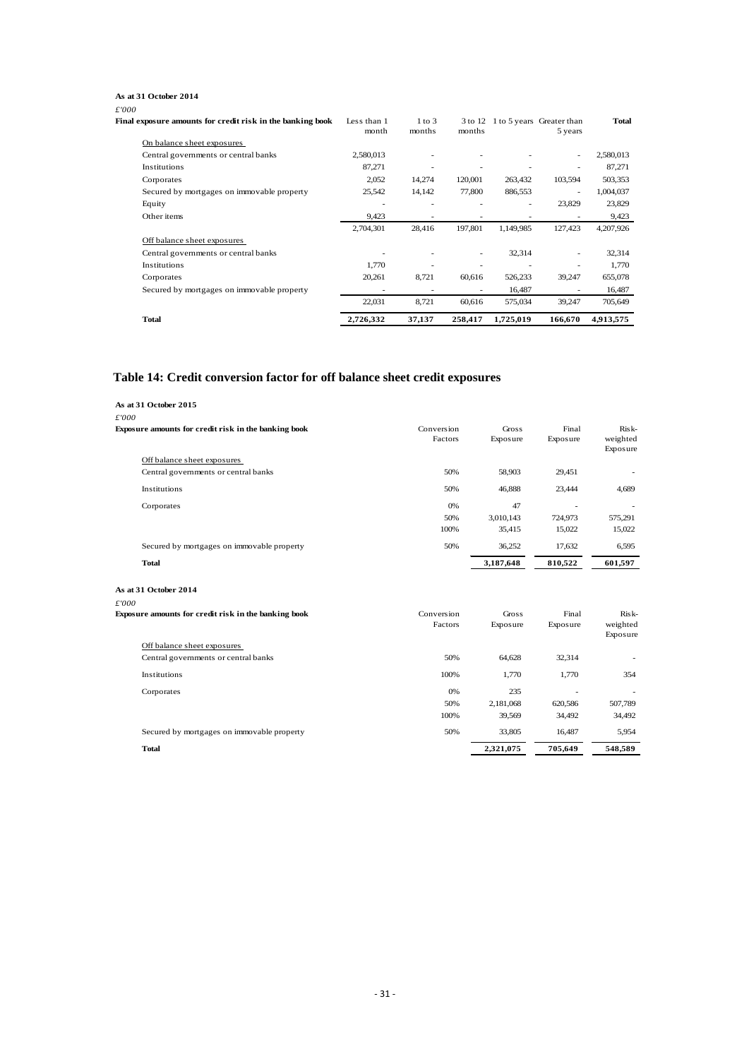**As at 31 October 2014**

*£'000*

| Final exposure amounts for credit risk in the banking book | Less than 1 month | 1 to 3 months | 3 to 12 months | 1 to 5 years | Greater than 5 years | Total |
|---|---|---|---|---|---|---|
| On balance sheet exposures | | | | | | |
| Central governments or central banks | 2,580,013 | - | - | - | - | 2,580,013 |
| Institutions | 87,271 | - | - | - | - | 87,271 |
| Corporates | 2,052 | 14,274 | 120,001 | 263,432 | 103,594 | 503,353 |
| Secured by mortgages on immovable property | 25,542 | 14,142 | 77,800 | 886,553 | - | 1,004,037 |
| Equity | - | - | - | - | 23,829 | 23,829 |
| Other items | 9,423 | - | - | - | - | 9,423 |
| | 2,704,301 | 28,416 | 197,801 | 1,149,985 | 127,423 | 4,207,926 |
| Off balance sheet exposures | | | | | | |
| Central governments or central banks | - | - | - | 32,314 | - | 32,314 |
| Institutions | 1,770 | - | - | - | - | 1,770 |
| Corporates | 20,261 | 8,721 | 60,616 | 526,233 | 39,247 | 655,078 |
| Secured by mortgages on immovable property | - | - | - | 16,487 | - | 16,487 |
| | 22,031 | 8,721 | 60,616 | 575,034 | 39,247 | 705,649 |
| **Total** | **2,726,332** | **37,137** | **258,417** | **1,725,019** | **166,670** | **4,913,575** |

## Table 14: Credit conversion factor for off balance sheet credit exposures

**As at 31 October 2015**

*£'000*

| Exposure amounts for credit risk in the banking book | Conversion Factors | Gross Exposure | Final Exposure | Risk-weighted Exposure |
|---|---|---|---|---|
| Off balance sheet exposures | | | | |
| Central governments or central banks | 50% | 58,903 | 29,451 | - |
| Institutions | 50% | 46,888 | 23,444 | 4,689 |
| Corporates | 0% | 47 | - | - |
| | 50% | 3,010,143 | 724,973 | 575,291 |
| | 100% | 35,415 | 15,022 | 15,022 |
| Secured by mortgages on immovable property | 50% | 36,252 | 17,632 | 6,595 |
| **Total** | | **3,187,648** | **810,522** | **601,597** |

**As at 31 October 2014**

*£'000*

| Exposure amounts for credit risk in the banking book | Conversion Factors | Gross Exposure | Final Exposure | Risk-weighted Exposure |
|---|---|---|---|---|
| Off balance sheet exposures | | | | |
| Central governments or central banks | 50% | 64,628 | 32,314 | - |
| Institutions | 100% | 1,770 | 1,770 | 354 |
| Corporates | 0% | 235 | - | - |
| | 50% | 2,181,068 | 620,586 | 507,789 |
| | 100% | 39,569 | 34,492 | 34,492 |
| Secured by mortgages on immovable property | 50% | 33,805 | 16,487 | 5,954 |
| **Total** | | **2,321,075** | **705,649** | **548,589** |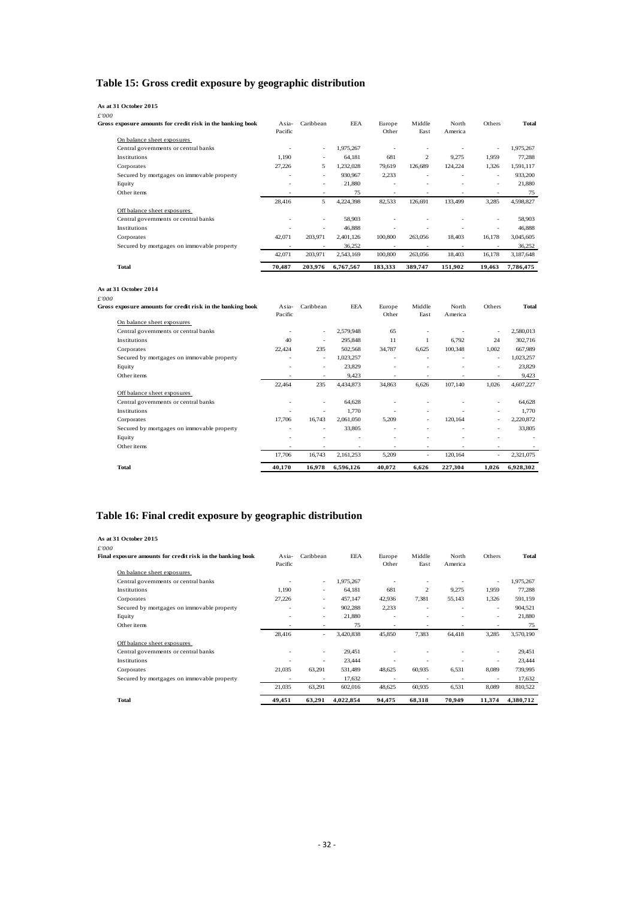## Table 15: Gross credit exposure by geographic distribution

**As at 31 October 2015**

*£'000*

| Gross exposure amounts for credit risk in the banking book | Asia-Pacific | Caribbean | EEA | Europe Other | Middle East | North America | Others | Total |
|---|---|---|---|---|---|---|---|---|
| On balance sheet exposures | | | | | | | | |
| Central governments or central banks | - | - | 1,975,267 | - | - | - | - | 1,975,267 |
| Institutions | 1,190 | - | 64,181 | 681 | 2 | 9,275 | 1,959 | 77,288 |
| Corporates | 27,226 | 5 | 1,232,028 | 79,619 | 126,689 | 124,224 | 1,326 | 1,591,117 |
| Secured by mortgages on immovable property | - | - | 930,967 | 2,233 | - | - | - | 933,200 |
| Equity | - | - | 21,880 | - | - | - | - | 21,880 |
| Other items | - | - | 75 | - | - | - | - | 75 |
| | 28,416 | 5 | 4,224,398 | 82,533 | 126,691 | 133,499 | 3,285 | 4,598,827 |
| Off balance sheet exposures | | | | | | | | |
| Central governments or central banks | - | - | 58,903 | - | - | - | - | 58,903 |
| Institutions | - | - | 46,888 | - | - | - | - | 46,888 |
| Corporates | 42,071 | 203,971 | 2,401,126 | 100,800 | 263,056 | 18,403 | 16,178 | 3,045,605 |
| Secured by mortgages on immovable property | - | - | 36,252 | - | - | - | - | 36,252 |
| | 42,071 | 203,971 | 2,543,169 | 100,800 | 263,056 | 18,403 | 16,178 | 3,187,648 |
| **Total** | **70,487** | **203,976** | **6,767,567** | **183,333** | **389,747** | **151,902** | **19,463** | **7,786,475** |

**As at 31 October 2014**

*£'000*

| Gross exposure amounts for credit risk in the banking book | Asia-Pacific | Caribbean | EEA | Europe Other | Middle East | North America | Others | Total |
|---|---|---|---|---|---|---|---|---|
| On balance sheet exposures | | | | | | | | |
| Central governments or central banks | - | - | 2,579,948 | 65 | - | - | - | 2,580,013 |
| Institutions | 40 | - | 295,848 | 11 | 1 | 6,792 | 24 | 302,716 |
| Corporates | 22,424 | 235 | 502,568 | 34,787 | 6,625 | 100,348 | 1,002 | 667,989 |
| Secured by mortgages on immovable property | - | - | 1,023,257 | - | - | - | - | 1,023,257 |
| Equity | - | - | 23,829 | - | - | - | - | 23,829 |
| Other items | - | - | 9,423 | - | - | - | - | 9,423 |
| | 22,464 | 235 | 4,434,873 | 34,863 | 6,626 | 107,140 | 1,026 | 4,607,227 |
| Off balance sheet exposures | | | | | | | | |
| Central governments or central banks | - | - | 64,628 | - | - | - | - | 64,628 |
| Institutions | - | - | 1,770 | - | - | - | - | 1,770 |
| Corporates | 17,706 | 16,743 | 2,061,050 | 5,209 | - | 120,164 | - | 2,220,872 |
| Secured by mortgages on immovable property | - | - | 33,805 | - | - | - | - | 33,805 |
| Equity | - | - | - | - | - | - | - | - |
| Other items | - | - | - | - | - | - | - | - |
| | 17,706 | 16,743 | 2,161,253 | 5,209 | - | 120,164 | - | 2,321,075 |
| **Total** | **40,170** | **16,978** | **6,596,126** | **40,072** | **6,626** | **227,304** | **1,026** | **6,928,302** |

## Table 16: Final credit exposure by geographic distribution

**As at 31 October 2015**

*£'000*

| Final exposure amounts for credit risk in the banking book | Asia-Pacific | Caribbean | EEA | Europe Other | Middle East | North America | Others | Total |
|---|---|---|---|---|---|---|---|---|
| On balance sheet exposures | | | | | | | | |
| Central governments or central banks | - | - | 1,975,267 | - | - | - | - | 1,975,267 |
| Institutions | 1,190 | - | 64,181 | 681 | 2 | 9,275 | 1,959 | 77,288 |
| Corporates | 27,226 | - | 457,147 | 42,936 | 7,381 | 55,143 | 1,326 | 591,159 |
| Secured by mortgages on immovable property | - | - | 902,288 | 2,233 | - | - | - | 904,521 |
| Equity | - | - | 21,880 | - | - | - | - | 21,880 |
| Other items | - | - | 75 | - | - | - | - | 75 |
| | 28,416 | - | 3,420,838 | 45,850 | 7,383 | 64,418 | 3,285 | 3,570,190 |
| Off balance sheet exposures | | | | | | | | |
| Central governments or central banks | - | - | 29,451 | - | - | - | - | 29,451 |
| Institutions | - | - | 23,444 | - | - | - | - | 23,444 |
| Corporates | 21,035 | 63,291 | 531,489 | 48,625 | 60,935 | 6,531 | 8,089 | 739,995 |
| Secured by mortgages on immovable property | - | - | 17,632 | - | - | - | - | 17,632 |
| | 21,035 | 63,291 | 602,016 | 48,625 | 60,935 | 6,531 | 8,089 | 810,522 |
| **Total** | **49,451** | **63,291** | **4,022,854** | **94,475** | **68,318** | **70,949** | **11,374** | **4,380,712** |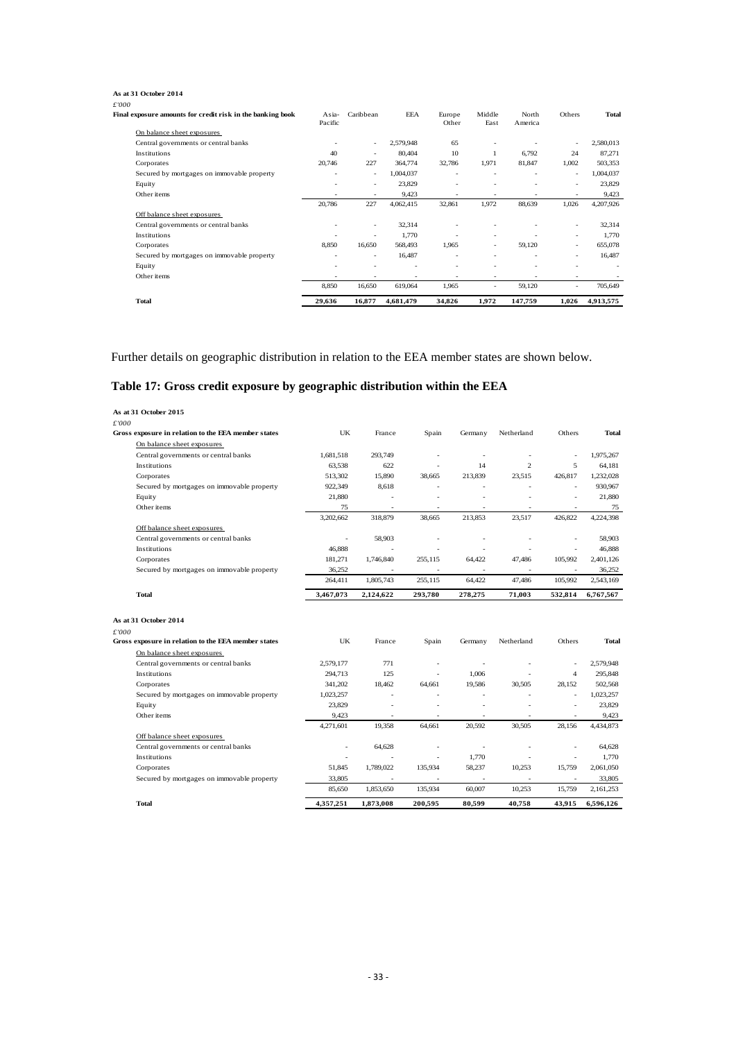**As at 31 October 2014**

*£'000*

| Final exposure amounts for credit risk in the banking book | Asia-Pacific | Caribbean | EEA | Europe Other | Middle East | North America | Others | Total |
|---|---|---|---|---|---|---|---|---|
| On balance sheet exposures | | | | | | | | |
| Central governments or central banks | - | - | 2,579,948 | 65 | - | - | - | 2,580,013 |
| Institutions | 40 | - | 80,404 | 10 | 1 | 6,792 | 24 | 87,271 |
| Corporates | 20,746 | 227 | 364,774 | 32,786 | 1,971 | 81,847 | 1,002 | 503,353 |
| Secured by mortgages on immovable property | - | - | 1,004,037 | - | - | - | - | 1,004,037 |
| Equity | - | - | 23,829 | - | - | - | - | 23,829 |
| Other items | - | - | 9,423 | - | - | - | - | 9,423 |
| | 20,786 | 227 | 4,062,415 | 32,861 | 1,972 | 88,639 | 1,026 | 4,207,926 |
| Off balance sheet exposures | | | | | | | | |
| Central governments or central banks | - | - | 32,314 | - | - | - | - | 32,314 |
| Institutions | - | - | 1,770 | - | - | - | - | 1,770 |
| Corporates | 8,850 | 16,650 | 568,493 | 1,965 | - | 59,120 | - | 655,078 |
| Secured by mortgages on immovable property | - | - | 16,487 | - | - | - | - | 16,487 |
| Equity | - | - | - | - | - | - | - | - |
| Other items | - | - | - | - | - | - | - | - |
| | 8,850 | 16,650 | 619,064 | 1,965 | - | 59,120 | - | 705,649 |
| **Total** | **29,636** | **16,877** | **4,681,479** | **34,826** | **1,972** | **147,759** | **1,026** | **4,913,575** |

Further details on geographic distribution in relation to the EEA member states are shown below.

## Table 17: Gross credit exposure by geographic distribution within the EEA

**As at 31 October 2015**

*£'000*

| Gross exposure in relation to the EEA member states | UK | France | Spain | Germany | Netherland | Others | Total |
|---|---|---|---|---|---|---|---|
| On balance sheet exposures | | | | | | | |
| Central governments or central banks | 1,681,518 | 293,749 | - | - | - | - | 1,975,267 |
| Institutions | 63,538 | 622 | - | 14 | 2 | 5 | 64,181 |
| Corporates | 513,302 | 15,890 | 38,665 | 213,839 | 23,515 | 426,817 | 1,232,028 |
| Secured by mortgages on immovable property | 922,349 | 8,618 | - | - | - | - | 930,967 |
| Equity | 21,880 | - | - | - | - | - | 21,880 |
| Other items | 75 | - | - | - | - | - | 75 |
| | 3,202,662 | 318,879 | 38,665 | 213,853 | 23,517 | 426,822 | 4,224,398 |
| Off balance sheet exposures | | | | | | | |
| Central governments or central banks | - | 58,903 | - | - | - | - | 58,903 |
| Institutions | 46,888 | - | - | - | - | - | 46,888 |
| Corporates | 181,271 | 1,746,840 | 255,115 | 64,422 | 47,486 | 105,992 | 2,401,126 |
| Secured by mortgages on immovable property | 36,252 | - | - | - | - | - | 36,252 |
| | 264,411 | 1,805,743 | 255,115 | 64,422 | 47,486 | 105,992 | 2,543,169 |
| **Total** | **3,467,073** | **2,124,622** | **293,780** | **278,275** | **71,003** | **532,814** | **6,767,567** |

**As at 31 October 2014**

*£'000*

| Gross exposure in relation to the EEA member states | UK | France | Spain | Germany | Netherland | Others | Total |
|---|---|---|---|---|---|---|---|
| On balance sheet exposures | | | | | | | |
| Central governments or central banks | 2,579,177 | 771 | - | - | - | - | 2,579,948 |
| Institutions | 294,713 | 125 | - | 1,006 | - | 4 | 295,848 |
| Corporates | 341,202 | 18,462 | 64,661 | 19,586 | 30,505 | 28,152 | 502,568 |
| Secured by mortgages on immovable property | 1,023,257 | - | - | - | - | - | 1,023,257 |
| Equity | 23,829 | - | - | - | - | - | 23,829 |
| Other items | 9,423 | - | - | - | - | - | 9,423 |
| | 4,271,601 | 19,358 | 64,661 | 20,592 | 30,505 | 28,156 | 4,434,873 |
| Off balance sheet exposures | | | | | | | |
| Central governments or central banks | - | 64,628 | - | - | - | - | 64,628 |
| Institutions | - | - | - | 1,770 | - | - | 1,770 |
| Corporates | 51,845 | 1,789,022 | 135,934 | 58,237 | 10,253 | 15,759 | 2,061,050 |
| Secured by mortgages on immovable property | 33,805 | - | - | - | - | - | 33,805 |
| | 85,650 | 1,853,650 | 135,934 | 60,007 | 10,253 | 15,759 | 2,161,253 |
| **Total** | **4,357,251** | **1,873,008** | **200,595** | **80,599** | **40,758** | **43,915** | **6,596,126** |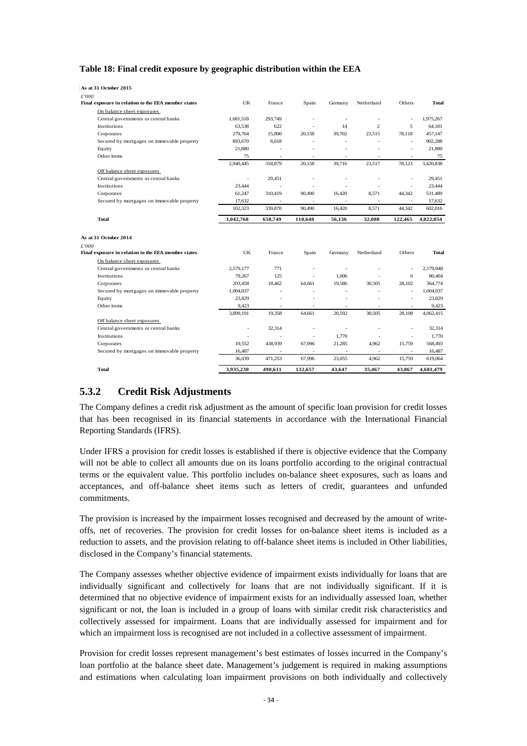**Table 18: Final credit exposure by geographic distribution within the EEA**

**As at 31 October 2015**

| £'000<br>Final exposure in relation to the EEA member states | UK | France | Spain | Germany | Netherland | Others | Total |
|---|---|---|---|---|---|---|---|
| On balance sheet exposures | | | | | | | |
| Central governments or central banks | 1,681,518 | 293,749 | - | - | - | - | 1,975,267 |
| Institutions | 63,538 | 622 | - | 14 | 2 | 5 | 64,181 |
| Corporates | 279,764 | 15,890 | 20,158 | 39,702 | 23,515 | 78,118 | 457,147 |
| Secured by mortgages on immovable property | 893,670 | 8,618 | - | - | - | - | 902,288 |
| Equity | 21,880 | - | - | - | - | - | 21,880 |
| Other items | 75 | - | - | - | - | - | 75 |
| | 2,940,445 | 318,879 | 20,158 | 39,716 | 23,517 | 78,123 | 3,420,838 |
| Off balance sheet exposures | | | | | | | |
| Central governments or central banks | - | 29,451 | - | - | - | - | 29,451 |
| Institutions | 23,444 | - | - | - | - | - | 23,444 |
| Corporates | 61,247 | 310,419 | 90,490 | 16,420 | 8,571 | 44,342 | 531,489 |
| Secured by mortgages on immovable property | 17,632 | - | - | - | - | - | 17,632 |
| | 102,323 | 339,870 | 90,490 | 16,420 | 8,571 | 44,342 | 602,016 |
| **Total** | **3,042,768** | **658,749** | **110,648** | **56,136** | **32,088** | **122,465** | **4,022,854** |

**As at 31 October 2014**

| £'000<br>Final exposure in relation to the EEA member states | UK | France | Spain | Germany | Netherland | Others | Total |
|---|---|---|---|---|---|---|---|
| On balance sheet exposures | | | | | | | |
| Central governments or central banks | 2,579,177 | 771 | - | - | - | - | 2,579,948 |
| Institutions | 79,267 | 125 | - | 1,006 | - | 6 | 80,404 |
| Corporates | 203,458 | 18,462 | 64,661 | 19,586 | 30,505 | 28,102 | 364,774 |
| Secured by mortgages on immovable property | 1,004,037 | - | - | - | - | - | 1,004,037 |
| Equity | 23,829 | - | - | - | - | - | 23,829 |
| Other items | 9,423 | - | - | - | - | - | 9,423 |
| | 3,899,191 | 19,358 | 64,661 | 20,592 | 30,505 | 28,108 | 4,062,415 |
| Off balance sheet exposures | | | | | | | |
| Central governments or central banks | - | 32,314 | - | - | - | - | 32,314 |
| Institutions | - | - | - | 1,770 | - | - | 1,770 |
| Corporates | 19,552 | 438,939 | 67,996 | 21,285 | 4,962 | 15,759 | 568,493 |
| Secured by mortgages on immovable property | 16,487 | - | - | - | - | - | 16,487 |
| | 36,039 | 471,253 | 67,996 | 23,055 | 4,962 | 15,759 | 619,064 |
| **Total** | **3,935,230** | **490,611** | **132,657** | **43,647** | **35,467** | **43,867** | **4,681,479** |

### 5.3.2 Credit Risk Adjustments

The Company defines a credit risk adjustment as the amount of specific loan provision for credit losses that has been recognised in its financial statements in accordance with the International Financial Reporting Standards (IFRS).

Under IFRS a provision for credit losses is established if there is objective evidence that the Company will not be able to collect all amounts due on its loans portfolio according to the original contractual terms or the equivalent value. This portfolio includes on-balance sheet exposures, such as loans and acceptances, and off-balance sheet items such as letters of credit, guarantees and unfunded commitments.

The provision is increased by the impairment losses recognised and decreased by the amount of write-offs, net of recoveries. The provision for credit losses for on-balance sheet items is included as a reduction to assets, and the provision relating to off-balance sheet items is included in Other liabilities, disclosed in the Company's financial statements.

The Company assesses whether objective evidence of impairment exists individually for loans that are individually significant and collectively for loans that are not individually significant. If it is determined that no objective evidence of impairment exists for an individually assessed loan, whether significant or not, the loan is included in a group of loans with similar credit risk characteristics and collectively assessed for impairment. Loans that are individually assessed for impairment and for which an impairment loss is recognised are not included in a collective assessment of impairment.

Provision for credit losses represent management's best estimates of losses incurred in the Company's loan portfolio at the balance sheet date. Management's judgement is required in making assumptions and estimations when calculating loan impairment provisions on both individually and collectively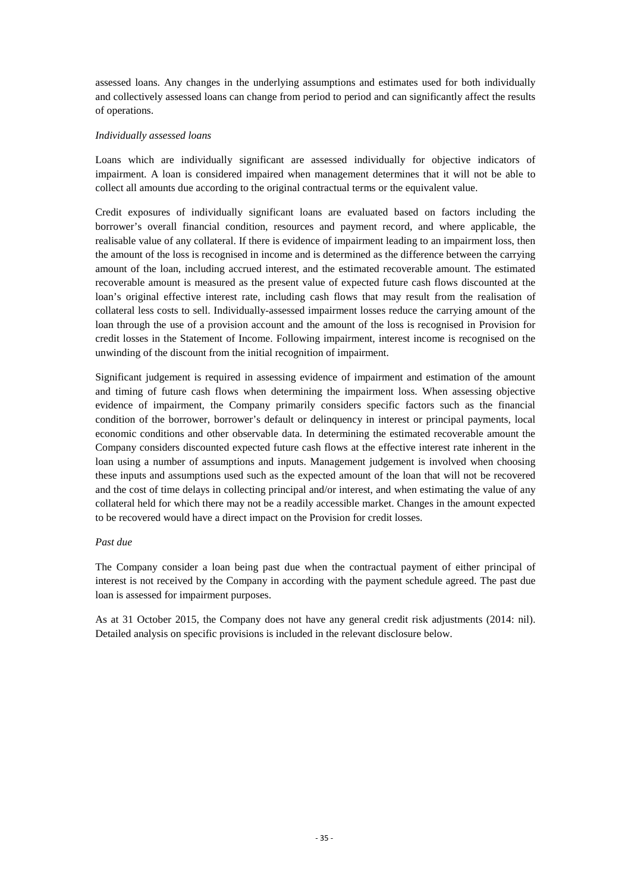assessed loans. Any changes in the underlying assumptions and estimates used for both individually and collectively assessed loans can change from period to period and can significantly affect the results of operations.

*Individually assessed loans*

Loans which are individually significant are assessed individually for objective indicators of impairment. A loan is considered impaired when management determines that it will not be able to collect all amounts due according to the original contractual terms or the equivalent value.

Credit exposures of individually significant loans are evaluated based on factors including the borrower's overall financial condition, resources and payment record, and where applicable, the realisable value of any collateral. If there is evidence of impairment leading to an impairment loss, then the amount of the loss is recognised in income and is determined as the difference between the carrying amount of the loan, including accrued interest, and the estimated recoverable amount. The estimated recoverable amount is measured as the present value of expected future cash flows discounted at the loan's original effective interest rate, including cash flows that may result from the realisation of collateral less costs to sell. Individually-assessed impairment losses reduce the carrying amount of the loan through the use of a provision account and the amount of the loss is recognised in Provision for credit losses in the Statement of Income. Following impairment, interest income is recognised on the unwinding of the discount from the initial recognition of impairment.

Significant judgement is required in assessing evidence of impairment and estimation of the amount and timing of future cash flows when determining the impairment loss. When assessing objective evidence of impairment, the Company primarily considers specific factors such as the financial condition of the borrower, borrower's default or delinquency in interest or principal payments, local economic conditions and other observable data. In determining the estimated recoverable amount the Company considers discounted expected future cash flows at the effective interest rate inherent in the loan using a number of assumptions and inputs. Management judgement is involved when choosing these inputs and assumptions used such as the expected amount of the loan that will not be recovered and the cost of time delays in collecting principal and/or interest, and when estimating the value of any collateral held for which there may not be a readily accessible market. Changes in the amount expected to be recovered would have a direct impact on the Provision for credit losses.

*Past due*

The Company consider a loan being past due when the contractual payment of either principal of interest is not received by the Company in according with the payment schedule agreed. The past due loan is assessed for impairment purposes.

As at 31 October 2015, the Company does not have any general credit risk adjustments (2014: nil). Detailed analysis on specific provisions is included in the relevant disclosure below.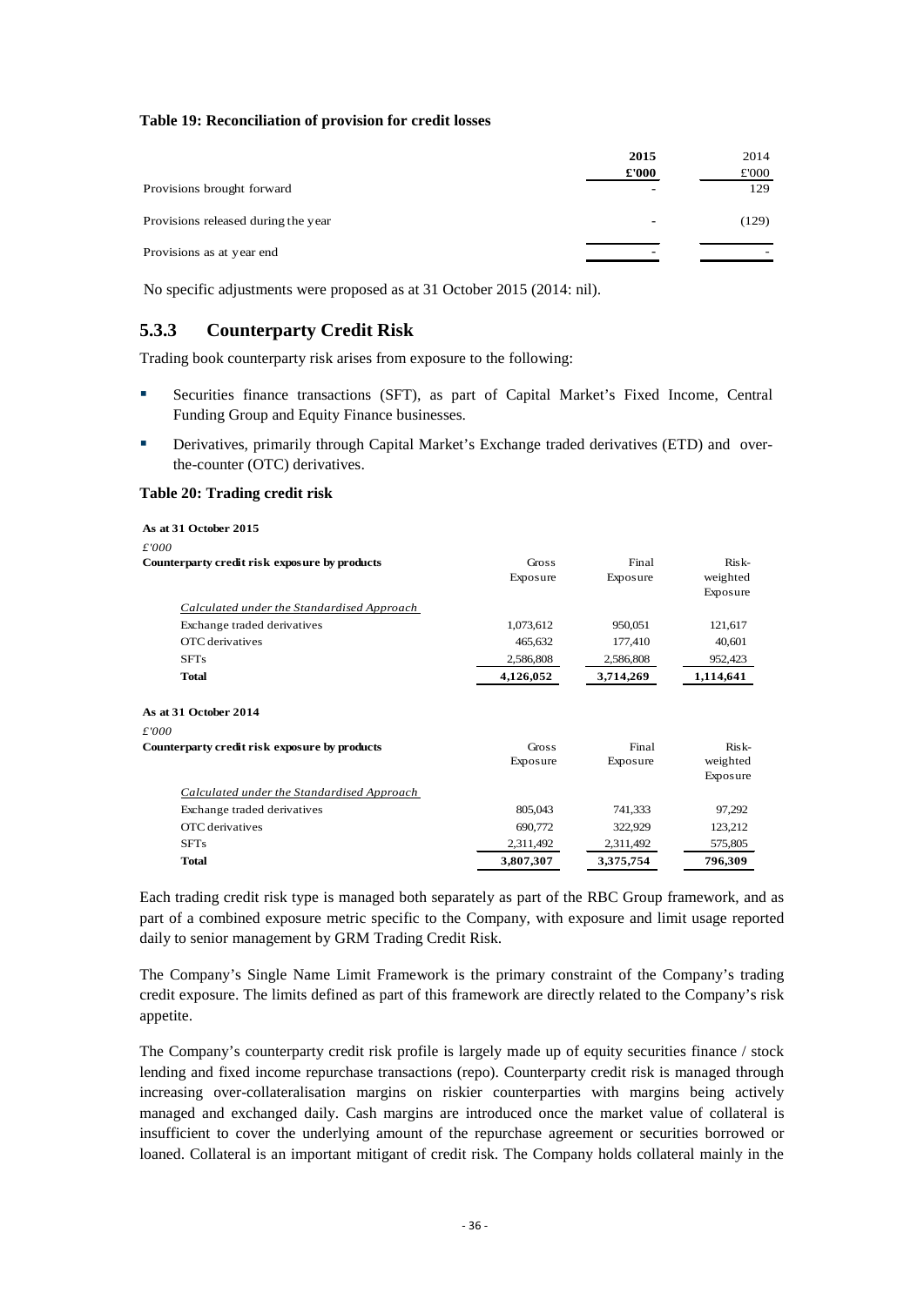**Table 19: Reconciliation of provision for credit losses**

| | 2015 £'000 | 2014 £'000 |
|---|---|---|
| Provisions brought forward | - | 129 |
| Provisions released during the year | - | (129) |
| Provisions as at year end | - | - |

No specific adjustments were proposed as at 31 October 2015 (2014: nil).

### 5.3.3 Counterparty Credit Risk

Trading book counterparty risk arises from exposure to the following:

- Securities finance transactions (SFT), as part of Capital Market's Fixed Income, Central Funding Group and Equity Finance businesses.
- Derivatives, primarily through Capital Market's Exchange traded derivatives (ETD) and over-the-counter (OTC) derivatives.

**Table 20: Trading credit risk**

**As at 31 October 2015**

*£'000*

| Counterparty credit risk exposure by products | Gross Exposure | Final Exposure | Risk-weighted Exposure |
|---|---|---|---|
| *Calculated under the Standardised Approach* | | | |
| Exchange traded derivatives | 1,073,612 | 950,051 | 121,617 |
| OTC derivatives | 465,632 | 177,410 | 40,601 |
| SFTs | 2,586,808 | 2,586,808 | 952,423 |
| **Total** | **4,126,052** | **3,714,269** | **1,114,641** |

**As at 31 October 2014**

*£'000*

| Counterparty credit risk exposure by products | Gross Exposure | Final Exposure | Risk-weighted Exposure |
|---|---|---|---|
| *Calculated under the Standardised Approach* | | | |
| Exchange traded derivatives | 805,043 | 741,333 | 97,292 |
| OTC derivatives | 690,772 | 322,929 | 123,212 |
| SFTs | 2,311,492 | 2,311,492 | 575,805 |
| **Total** | **3,807,307** | **3,375,754** | **796,309** |

Each trading credit risk type is managed both separately as part of the RBC Group framework, and as part of a combined exposure metric specific to the Company, with exposure and limit usage reported daily to senior management by GRM Trading Credit Risk.

The Company's Single Name Limit Framework is the primary constraint of the Company's trading credit exposure. The limits defined as part of this framework are directly related to the Company's risk appetite.

The Company's counterparty credit risk profile is largely made up of equity securities finance / stock lending and fixed income repurchase transactions (repo). Counterparty credit risk is managed through increasing over-collateralisation margins on riskier counterparties with margins being actively managed and exchanged daily. Cash margins are introduced once the market value of collateral is insufficient to cover the underlying amount of the repurchase agreement or securities borrowed or loaned. Collateral is an important mitigant of credit risk. The Company holds collateral mainly in the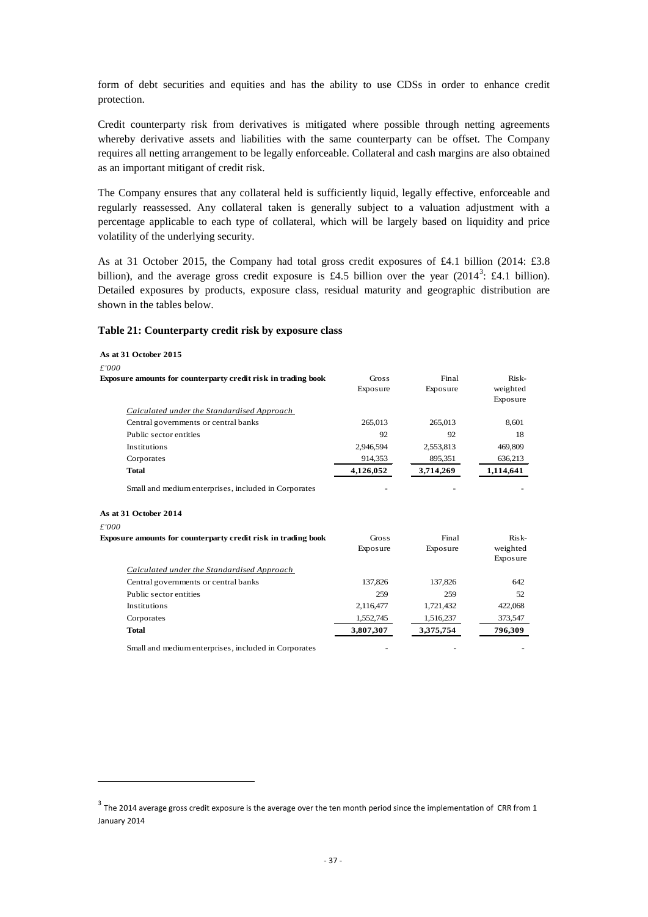form of debt securities and equities and has the ability to use CDSs in order to enhance credit protection.

Credit counterparty risk from derivatives is mitigated where possible through netting agreements whereby derivative assets and liabilities with the same counterparty can be offset. The Company requires all netting arrangement to be legally enforceable. Collateral and cash margins are also obtained as an important mitigant of credit risk.

The Company ensures that any collateral held is sufficiently liquid, legally effective, enforceable and regularly reassessed. Any collateral taken is generally subject to a valuation adjustment with a percentage applicable to each type of collateral, which will be largely based on liquidity and price volatility of the underlying security.

As at 31 October 2015, the Company had total gross credit exposures of £4.1 billion (2014: £3.8 billion), and the average gross credit exposure is £4.5 billion over the year (2014[3]: £4.1 billion). Detailed exposures by products, exposure class, residual maturity and geographic distribution are shown in the tables below.

### Table 21: Counterparty credit risk by exposure class

**As at 31 October 2015**

*£'000*

| Exposure amounts for counterparty credit risk in trading book | Gross Exposure | Final Exposure | Risk-weighted Exposure |
|---|---|---|---|
| *Calculated under the Standardised Approach* | | | |
| Central governments or central banks | 265,013 | 265,013 | 8,601 |
| Public sector entities | 92 | 92 | 18 |
| Institutions | 2,946,594 | 2,553,813 | 469,809 |
| Corporates | 914,353 | 895,351 | 636,213 |
| **Total** | **4,126,052** | **3,714,269** | **1,114,641** |
| Small and medium enterprises, included in Corporates | - | - | - |

**As at 31 October 2014**

*£'000*

| Exposure amounts for counterparty credit risk in trading book | Gross Exposure | Final Exposure | Risk-weighted Exposure |
|---|---|---|---|
| *Calculated under the Standardised Approach* | | | |
| Central governments or central banks | 137,826 | 137,826 | 642 |
| Public sector entities | 259 | 259 | 52 |
| Institutions | 2,116,477 | 1,721,432 | 422,068 |
| Corporates | 1,552,745 | 1,516,237 | 373,547 |
| **Total** | **3,807,307** | **3,375,754** | **796,309** |
| Small and medium enterprises, included in Corporates | - | - | - |

[3] The 2014 average gross credit exposure is the average over the ten month period since the implementation of CRR from 1 January 2014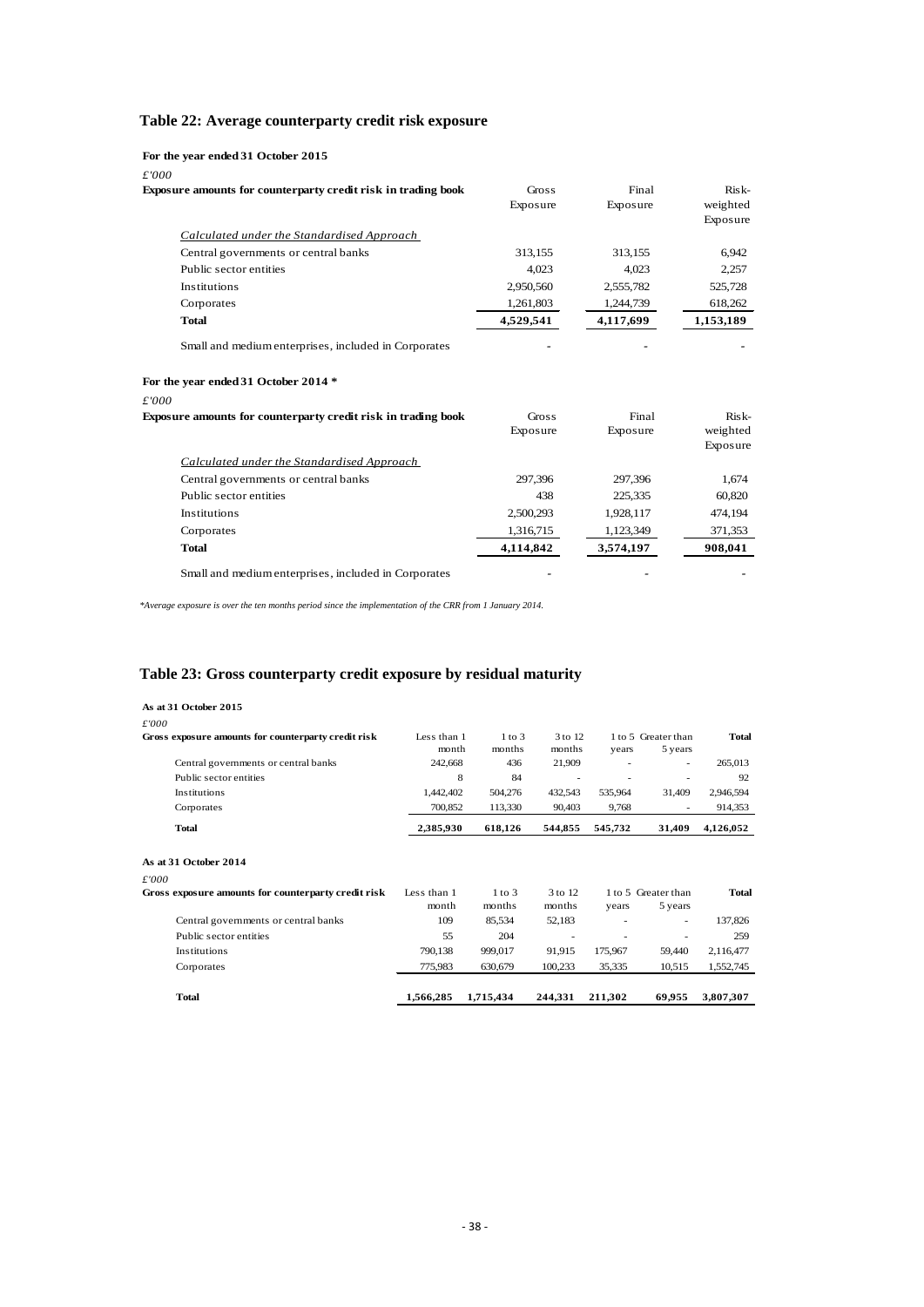## Table 22: Average counterparty credit risk exposure

**For the year ended 31 October 2015**

*£'000*

| Exposure amounts for counterparty credit risk in trading book | Gross Exposure | Final Exposure | Risk-weighted Exposure |
|---|---|---|---|
| *Calculated under the Standardised Approach* | | | |
| Central governments or central banks | 313,155 | 313,155 | 6,942 |
| Public sector entities | 4,023 | 4,023 | 2,257 |
| Institutions | 2,950,560 | 2,555,782 | 525,728 |
| Corporates | 1,261,803 | 1,244,739 | 618,262 |
| **Total** | **4,529,541** | **4,117,699** | **1,153,189** |
| Small and medium enterprises, included in Corporates | - | - | - |

**For the year ended 31 October 2014 \***

*£'000*

| Exposure amounts for counterparty credit risk in trading book | Gross Exposure | Final Exposure | Risk-weighted Exposure |
|---|---|---|---|
| *Calculated under the Standardised Approach* | | | |
| Central governments or central banks | 297,396 | 297,396 | 1,674 |
| Public sector entities | 438 | 225,335 | 60,820 |
| Institutions | 2,500,293 | 1,928,117 | 474,194 |
| Corporates | 1,316,715 | 1,123,349 | 371,353 |
| **Total** | **4,114,842** | **3,574,197** | **908,041** |
| Small and medium enterprises, included in Corporates | - | - | - |

*\*Average exposure is over the ten months period since the implementation of the CRR from 1 January 2014.*

## Table 23: Gross counterparty credit exposure by residual maturity

**As at 31 October 2015**

*£'000*

| Gross exposure amounts for counterparty credit risk | Less than 1 month | 1 to 3 months | 3 to 12 months | 1 to 5 years | Greater than 5 years | Total |
|---|---|---|---|---|---|---|
| Central governments or central banks | 242,668 | 436 | 21,909 | - | - | 265,013 |
| Public sector entities | 8 | 84 | - | - | - | 92 |
| Institutions | 1,442,402 | 504,276 | 432,543 | 535,964 | 31,409 | 2,946,594 |
| Corporates | 700,852 | 113,330 | 90,403 | 9,768 | - | 914,353 |
| **Total** | **2,385,930** | **618,126** | **544,855** | **545,732** | **31,409** | **4,126,052** |

**As at 31 October 2014**

*£'000*

| Gross exposure amounts for counterparty credit risk | Less than 1 month | 1 to 3 months | 3 to 12 months | 1 to 5 years | Greater than 5 years | Total |
|---|---|---|---|---|---|---|
| Central governments or central banks | 109 | 85,534 | 52,183 | - | - | 137,826 |
| Public sector entities | 55 | 204 | - | - | - | 259 |
| Institutions | 790,138 | 999,017 | 91,915 | 175,967 | 59,440 | 2,116,477 |
| Corporates | 775,983 | 630,679 | 100,233 | 35,335 | 10,515 | 1,552,745 |
| **Total** | **1,566,285** | **1,715,434** | **244,331** | **211,302** | **69,955** | **3,807,307** |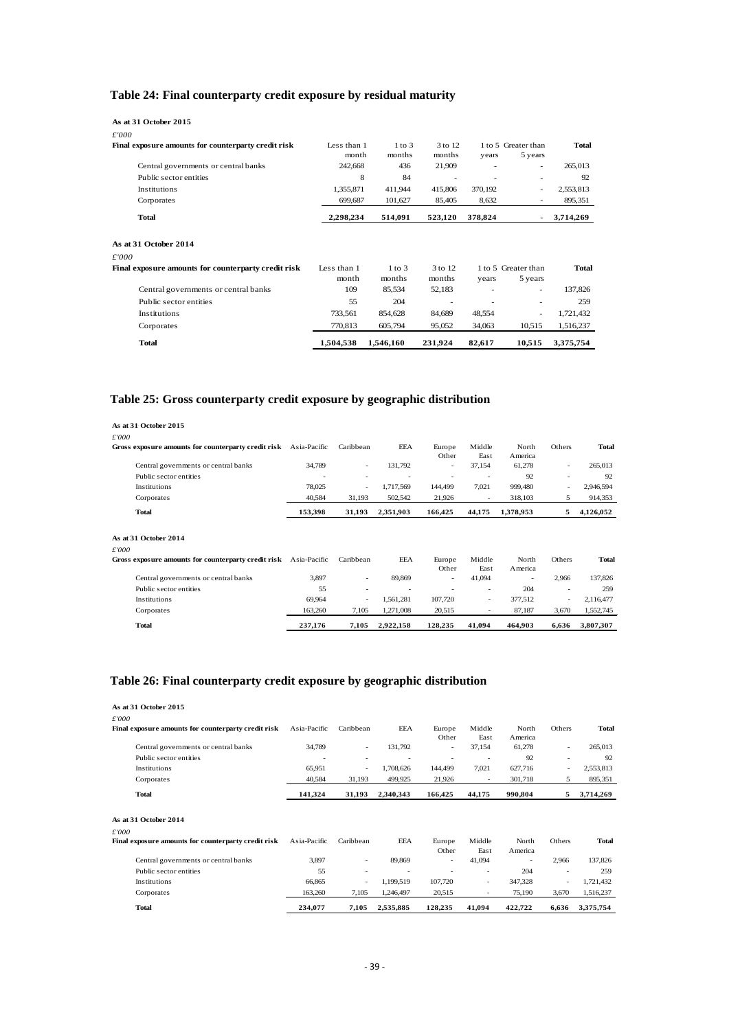## Table 24: Final counterparty credit exposure by residual maturity

**As at 31 October 2015**

*£'000*

| Final exposure amounts for counterparty credit risk | Less than 1 month | 1 to 3 months | 3 to 12 months | 1 to 5 years | Greater than 5 years | Total |
|---|---|---|---|---|---|---|
| Central governments or central banks | 242,668 | 436 | 21,909 | - | - | 265,013 |
| Public sector entities | 8 | 84 | - | - | - | 92 |
| Institutions | 1,355,871 | 411,944 | 415,806 | 370,192 | - | 2,553,813 |
| Corporates | 699,687 | 101,627 | 85,405 | 8,632 | - | 895,351 |
| **Total** | **2,298,234** | **514,091** | **523,120** | **378,824** | **-** | **3,714,269** |

**As at 31 October 2014**

*£'000*

| Final exposure amounts for counterparty credit risk | Less than 1 month | 1 to 3 months | 3 to 12 months | 1 to 5 years | Greater than 5 years | Total |
|---|---|---|---|---|---|---|
| Central governments or central banks | 109 | 85,534 | 52,183 | - | - | 137,826 |
| Public sector entities | 55 | 204 | - | - | - | 259 |
| Institutions | 733,561 | 854,628 | 84,689 | 48,554 | - | 1,721,432 |
| Corporates | 770,813 | 605,794 | 95,052 | 34,063 | 10,515 | 1,516,237 |
| **Total** | **1,504,538** | **1,546,160** | **231,924** | **82,617** | **10,515** | **3,375,754** |

## Table 25: Gross counterparty credit exposure by geographic distribution

**As at 31 October 2015**

*£'000*

| Gross exposure amounts for counterparty credit risk | Asia-Pacific | Caribbean | EEA | Europe Other | Middle East | North America | Others | Total |
|---|---|---|---|---|---|---|---|---|
| Central governments or central banks | 34,789 | - | 131,792 | - | 37,154 | 61,278 | - | 265,013 |
| Public sector entities | - | - | - | - | - | 92 | - | 92 |
| Institutions | 78,025 | - | 1,717,569 | 144,499 | 7,021 | 999,480 | - | 2,946,594 |
| Corporates | 40,584 | 31,193 | 502,542 | 21,926 | - | 318,103 | 5 | 914,353 |
| **Total** | **153,398** | **31,193** | **2,351,903** | **166,425** | **44,175** | **1,378,953** | **5** | **4,126,052** |

**As at 31 October 2014**

*£'000*

| Gross exposure amounts for counterparty credit risk | Asia-Pacific | Caribbean | EEA | Europe Other | Middle East | North America | Others | Total |
|---|---|---|---|---|---|---|---|---|
| Central governments or central banks | 3,897 | - | 89,869 | - | 41,094 | - | 2,966 | 137,826 |
| Public sector entities | 55 | - | - | - | - | 204 | - | 259 |
| Institutions | 69,964 | - | 1,561,281 | 107,720 | - | 377,512 | - | 2,116,477 |
| Corporates | 163,260 | 7,105 | 1,271,008 | 20,515 | - | 87,187 | 3,670 | 1,552,745 |
| **Total** | **237,176** | **7,105** | **2,922,158** | **128,235** | **41,094** | **464,903** | **6,636** | **3,807,307** |

## Table 26: Final counterparty credit exposure by geographic distribution

**As at 31 October 2015**

*£'000*

| Final exposure amounts for counterparty credit risk | Asia-Pacific | Caribbean | EEA | Europe Other | Middle East | North America | Others | Total |
|---|---|---|---|---|---|---|---|---|
| Central governments or central banks | 34,789 | - | 131,792 | - | 37,154 | 61,278 | - | 265,013 |
| Public sector entities | - | - | - | - | - | 92 | - | 92 |
| Institutions | 65,951 | - | 1,708,626 | 144,499 | 7,021 | 627,716 | - | 2,553,813 |
| Corporates | 40,584 | 31,193 | 499,925 | 21,926 | - | 301,718 | 5 | 895,351 |
| **Total** | **141,324** | **31,193** | **2,340,343** | **166,425** | **44,175** | **990,804** | **5** | **3,714,269** |

**As at 31 October 2014**

*£'000*

| Final exposure amounts for counterparty credit risk | Asia-Pacific | Caribbean | EEA | Europe Other | Middle East | North America | Others | Total |
|---|---|---|---|---|---|---|---|---|
| Central governments or central banks | 3,897 | - | 89,869 | - | 41,094 | - | 2,966 | 137,826 |
| Public sector entities | 55 | - | - | - | - | 204 | - | 259 |
| Institutions | 66,865 | - | 1,199,519 | 107,720 | - | 347,328 | - | 1,721,432 |
| Corporates | 163,260 | 7,105 | 1,246,497 | 20,515 | - | 75,190 | 3,670 | 1,516,237 |
| **Total** | **234,077** | **7,105** | **2,535,885** | **128,235** | **41,094** | **422,722** | **6,636** | **3,375,754** |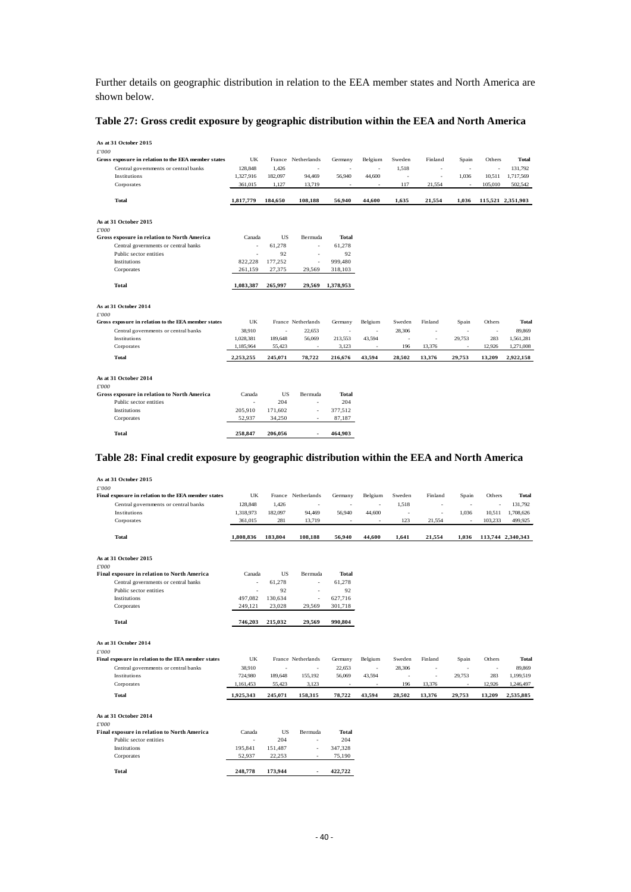Further details on geographic distribution in relation to the EEA member states and North America are shown below.

## Table 27: Gross credit exposure by geographic distribution within the EEA and North America

**As at 31 October 2015**

*£'000*

| Gross exposure in relation to the EEA member states | UK | France | Netherlands | Germany | Belgium | Sweden | Finland | Spain | Others | Total |
|---|---|---|---|---|---|---|---|---|---|---|
| Central governments or central banks | 128,848 | 1,426 | - | - | - | 1,518 | - | - | - | 131,792 |
| Institutions | 1,327,916 | 182,097 | 94,469 | 56,940 | 44,600 | - | - | 1,036 | 10,511 | 1,717,569 |
| Corporates | 361,015 | 1,127 | 13,719 | - | - | 117 | 21,554 | - | 105,010 | 502,542 |
| **Total** | **1,817,779** | **184,650** | **108,188** | **56,940** | **44,600** | **1,635** | **21,554** | **1,036** | **115,521** | **2,351,903** |

**As at 31 October 2015**

*£'000*

| Gross exposure in relation to North America | Canada | US | Bermuda | Total |
|---|---|---|---|---|
| Central governments or central banks | - | 61,278 | - | 61,278 |
| Public sector entities | - | 92 | - | 92 |
| Institutions | 822,228 | 177,252 | - | 999,480 |
| Corporates | 261,159 | 27,375 | 29,569 | 318,103 |
| **Total** | **1,083,387** | **265,997** | **29,569** | **1,378,953** |

**As at 31 October 2014**

*£'000*

| Gross exposure in relation to the EEA member states | UK | France | Netherlands | Germany | Belgium | Sweden | Finland | Spain | Others | Total |
|---|---|---|---|---|---|---|---|---|---|---|
| Central governments or central banks | 38,910 | - | 22,653 | - | - | 28,306 | - | - | - | 89,869 |
| Institutions | 1,028,381 | 189,648 | 56,069 | 213,553 | 43,594 | - | - | 29,753 | 283 | 1,561,281 |
| Corporates | 1,185,964 | 55,423 | - | 3,123 | - | 196 | 13,376 | - | 12,926 | 1,271,008 |
| **Total** | **2,253,255** | **245,071** | **78,722** | **216,676** | **43,594** | **28,502** | **13,376** | **29,753** | **13,209** | **2,922,158** |

**As at 31 October 2014**

*£'000*

| Gross exposure in relation to North America | Canada | US | Bermuda | Total |
|---|---|---|---|---|
| Public sector entities | - | 204 | - | 204 |
| Institutions | 205,910 | 171,602 | - | 377,512 |
| Corporates | 52,937 | 34,250 | - | 87,187 |
| **Total** | **258,847** | **206,056** | **-** | **464,903** |

## Table 28: Final credit exposure by geographic distribution within the EEA and North America

**As at 31 October 2015**

*£'000*

| Final exposure in relation to the EEA member states | UK | France | Netherlands | Germany | Belgium | Sweden | Finland | Spain | Others | Total |
|---|---|---|---|---|---|---|---|---|---|---|
| Central governments or central banks | 128,848 | 1,426 | - | - | - | 1,518 | - | - | - | 131,792 |
| Institutions | 1,318,973 | 182,097 | 94,469 | 56,940 | 44,600 | - | - | 1,036 | 10,511 | 1,708,626 |
| Corporates | 361,015 | 281 | 13,719 | - | - | 123 | 21,554 | - | 103,233 | 499,925 |
| **Total** | **1,808,836** | **183,804** | **108,188** | **56,940** | **44,600** | **1,641** | **21,554** | **1,036** | **113,744** | **2,340,343** |

**As at 31 October 2015**

*£'000*

| Final exposure in relation to North America | Canada | US | Bermuda | Total |
|---|---|---|---|---|
| Central governments or central banks | - | 61,278 | - | 61,278 |
| Public sector entities | - | 92 | - | 92 |
| Institutions | 497,082 | 130,634 | - | 627,716 |
| Corporates | 249,121 | 23,028 | 29,569 | 301,718 |
| **Total** | **746,203** | **215,032** | **29,569** | **990,804** |

**As at 31 October 2014**

*£'000*

| Final exposure in relation to the EEA member states | UK | France | Netherlands | Germany | Belgium | Sweden | Finland | Spain | Others | Total |
|---|---|---|---|---|---|---|---|---|---|---|
| Central governments or central banks | 38,910 | - | - | 22,653 | - | 28,306 | - | - | - | 89,869 |
| Institutions | 724,980 | 189,648 | 155,192 | 56,069 | 43,594 | - | - | 29,753 | 283 | 1,199,519 |
| Corporates | 1,161,453 | 55,423 | 3,123 | - | - | 196 | 13,376 | - | 12,926 | 1,246,497 |
| **Total** | **1,925,343** | **245,071** | **158,315** | **78,722** | **43,594** | **28,502** | **13,376** | **29,753** | **13,209** | **2,535,885** |

**As at 31 October 2014**

*£'000*

| Final exposure in relation to North America | Canada | US | Bermuda | Total |
|---|---|---|---|---|
| Public sector entities | - | 204 | - | 204 |
| Institutions | 195,841 | 151,487 | - | 347,328 |
| Corporates | 52,937 | 22,253 | - | 75,190 |
| **Total** | **248,778** | **173,944** | **-** | **422,722** |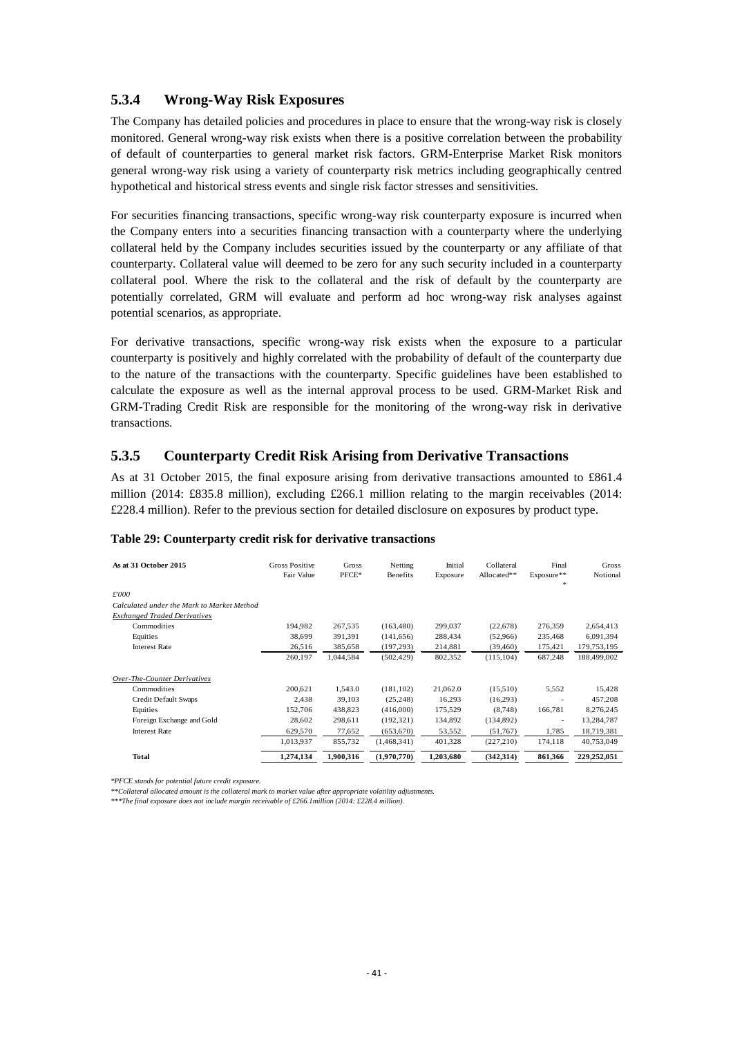## 5.3.4 Wrong-Way Risk Exposures

The Company has detailed policies and procedures in place to ensure that the wrong-way risk is closely monitored. General wrong-way risk exists when there is a positive correlation between the probability of default of counterparties to general market risk factors. GRM-Enterprise Market Risk monitors general wrong-way risk using a variety of counterparty risk metrics including geographically centred hypothetical and historical stress events and single risk factor stresses and sensitivities.

For securities financing transactions, specific wrong-way risk counterparty exposure is incurred when the Company enters into a securities financing transaction with a counterparty where the underlying collateral held by the Company includes securities issued by the counterparty or any affiliate of that counterparty. Collateral value will deemed to be zero for any such security included in a counterparty collateral pool. Where the risk to the collateral and the risk of default by the counterparty are potentially correlated, GRM will evaluate and perform ad hoc wrong-way risk analyses against potential scenarios, as appropriate.

For derivative transactions, specific wrong-way risk exists when the exposure to a particular counterparty is positively and highly correlated with the probability of default of the counterparty due to the nature of the transactions with the counterparty. Specific guidelines have been established to calculate the exposure as well as the internal approval process to be used. GRM-Market Risk and GRM-Trading Credit Risk are responsible for the monitoring of the wrong-way risk in derivative transactions.

## 5.3.5 Counterparty Credit Risk Arising from Derivative Transactions

As at 31 October 2015, the final exposure arising from derivative transactions amounted to £861.4 million (2014: £835.8 million), excluding £266.1 million relating to the margin receivables (2014: £228.4 million). Refer to the previous section for detailed disclosure on exposures by product type.

**Table 29: Counterparty credit risk for derivative transactions**

| As at 31 October 2015 | Gross Positive Fair Value | Gross PFCE* | Netting Benefits | Initial Exposure | Collateral Allocated** | Final Exposure*** | Gross Notional |
|---|---|---|---|---|---|---|---|
| *£'000* | | | | | | | |
| *Calculated under the Mark to Market Method* | | | | | | | |
| *Exchanged Traded Derivatives* | | | | | | | |
| Commodities | 194,982 | 267,535 | (163,480) | 299,037 | (22,678) | 276,359 | 2,654,413 |
| Equities | 38,699 | 391,391 | (141,656) | 288,434 | (52,966) | 235,468 | 6,091,394 |
| Interest Rate | 26,516 | 385,658 | (197,293) | 214,881 | (39,460) | 175,421 | 179,753,195 |
| | 260,197 | 1,044,584 | (502,429) | 802,352 | (115,104) | 687,248 | 188,499,002 |
| *Over-The-Counter Derivatives* | | | | | | | |
| Commodities | 200,621 | 1,543.0 | (181,102) | 21,062.0 | (15,510) | 5,552 | 15,428 |
| Credit Default Swaps | 2,438 | 39,103 | (25,248) | 16,293 | (16,293) | - | 457,208 |
| Equities | 152,706 | 438,823 | (416,000) | 175,529 | (8,748) | 166,781 | 8,276,245 |
| Foreign Exchange and Gold | 28,602 | 298,611 | (192,321) | 134,892 | (134,892) | - | 13,284,787 |
| Interest Rate | 629,570 | 77,652 | (653,670) | 53,552 | (51,767) | 1,785 | 18,719,381 |
| | 1,013,937 | 855,732 | (1,468,341) | 401,328 | (227,210) | 174,118 | 40,753,049 |
| **Total** | **1,274,134** | **1,900,316** | **(1,970,770)** | **1,203,680** | **(342,314)** | **861,366** | **229,252,051** |

*\*PFCE stands for potential future credit exposure.*

*\*\*Collateral allocated amount is the collateral mark to market value after appropriate volatility adjustments.*

*\*\*\*The final exposure does not include margin receivable of £266.1million (2014: £228.4 million).*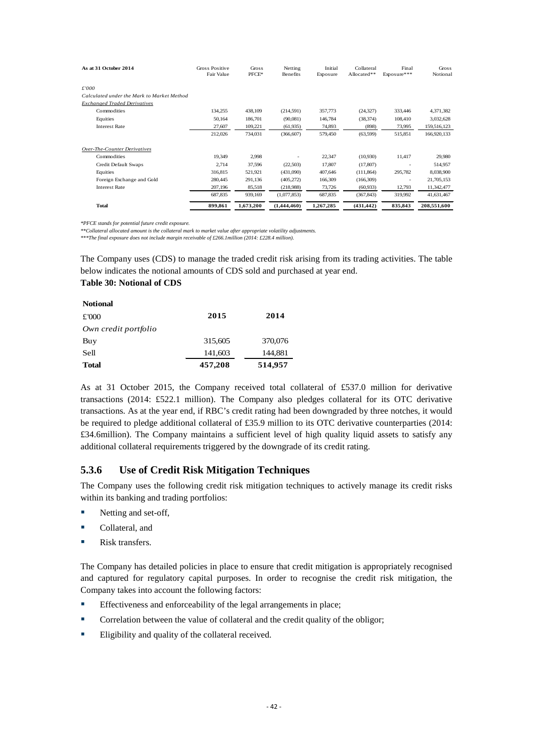| As at 31 October 2014 | Gross Positive Fair Value | Gross PFCE* | Netting Benefits | Initial Exposure | Collateral Allocated** | Final Exposure*** | Gross Notional |
|---|---|---|---|---|---|---|---|
| *£'000* | | | | | | | |
| *Calculated under the Mark to Market Method* | | | | | | | |
| *Exchanged Traded Derivatives* | | | | | | | |
| Commodities | 134,255 | 438,109 | (214,591) | 357,773 | (24,327) | 333,446 | 4,371,382 |
| Equities | 50,164 | 186,701 | (90,081) | 146,784 | (38,374) | 108,410 | 3,032,628 |
| Interest Rate | 27,607 | 109,221 | (61,935) | 74,893 | (898) | 73,995 | 159,516,123 |
| | 212,026 | 734,031 | (366,607) | 579,450 | (63,599) | 515,851 | 166,920,133 |
| *Over-The-Counter Derivatives* | | | | | | | |
| Commodities | 19,349 | 2,998 | - | 22,347 | (10,930) | 11,417 | 29,980 |
| Credit Default Swaps | 2,714 | 37,596 | (22,503) | 17,807 | (17,807) | - | 514,957 |
| Equities | 316,815 | 521,921 | (431,090) | 407,646 | (111,864) | 295,782 | 8,038,900 |
| Foreign Exchange and Gold | 280,445 | 291,136 | (405,272) | 166,309 | (166,309) | - | 21,705,153 |
| Interest Rate | 207,196 | 85,518 | (218,988) | 73,726 | (60,933) | 12,793 | 11,342,477 |
| | 687,835 | 939,169 | (1,077,853) | 687,835 | (367,843) | 319,992 | 41,631,467 |
| **Total** | **899,861** | **1,673,200** | **(1,444,460)** | **1,267,285** | **(431,442)** | **835,843** | **208,551,600** |

*\*PFCE stands for potential future credit exposure.*

*\*\*Collateral allocated amount is the collateral mark to market value after appropriate volatility adjustments.*

*\*\*\*The final exposure does not include margin receivable of £266.1million (2014: £228.4 million).*

The Company uses (CDS) to manage the traded credit risk arising from its trading activities. The table below indicates the notional amounts of CDS sold and purchased at year end.

**Table 30: Notional of CDS**

| **Notional** | | |
|---|---|---|
| £'000 | **2015** | **2014** |
| *Own credit portfolio* | | |
| Buy | 315,605 | 370,076 |
| Sell | 141,603 | 144,881 |
| **Total** | **457,208** | **514,957** |

As at 31 October 2015, the Company received total collateral of £537.0 million for derivative transactions (2014: £522.1 million). The Company also pledges collateral for its OTC derivative transactions. As at the year end, if RBC's credit rating had been downgraded by three notches, it would be required to pledge additional collateral of £35.9 million to its OTC derivative counterparties (2014: £34.6million). The Company maintains a sufficient level of high quality liquid assets to satisfy any additional collateral requirements triggered by the downgrade of its credit rating.

### 5.3.6 Use of Credit Risk Mitigation Techniques

The Company uses the following credit risk mitigation techniques to actively manage its credit risks within its banking and trading portfolios:

- Netting and set-off,
- Collateral, and
- Risk transfers.

The Company has detailed policies in place to ensure that credit mitigation is appropriately recognised and captured for regulatory capital purposes. In order to recognise the credit risk mitigation, the Company takes into account the following factors:

- Effectiveness and enforceability of the legal arrangements in place;
- Correlation between the value of collateral and the credit quality of the obligor;
- Eligibility and quality of the collateral received.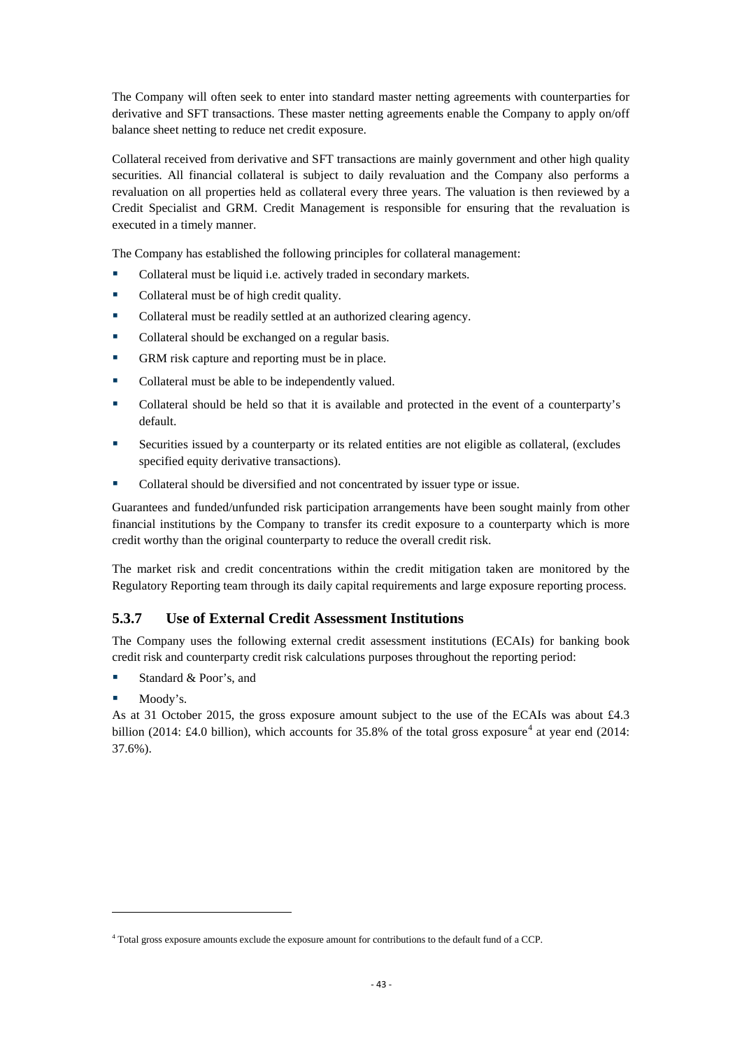The Company will often seek to enter into standard master netting agreements with counterparties for derivative and SFT transactions. These master netting agreements enable the Company to apply on/off balance sheet netting to reduce net credit exposure.

Collateral received from derivative and SFT transactions are mainly government and other high quality securities. All financial collateral is subject to daily revaluation and the Company also performs a revaluation on all properties held as collateral every three years. The valuation is then reviewed by a Credit Specialist and GRM. Credit Management is responsible for ensuring that the revaluation is executed in a timely manner.

The Company has established the following principles for collateral management:

- Collateral must be liquid i.e. actively traded in secondary markets.
- Collateral must be of high credit quality.
- Collateral must be readily settled at an authorized clearing agency.
- Collateral should be exchanged on a regular basis.
- GRM risk capture and reporting must be in place.
- Collateral must be able to be independently valued.
- Collateral should be held so that it is available and protected in the event of a counterparty's default.
- Securities issued by a counterparty or its related entities are not eligible as collateral, (excludes specified equity derivative transactions).
- Collateral should be diversified and not concentrated by issuer type or issue.

Guarantees and funded/unfunded risk participation arrangements have been sought mainly from other financial institutions by the Company to transfer its credit exposure to a counterparty which is more credit worthy than the original counterparty to reduce the overall credit risk.

The market risk and credit concentrations within the credit mitigation taken are monitored by the Regulatory Reporting team through its daily capital requirements and large exposure reporting process.

### 5.3.7 Use of External Credit Assessment Institutions

The Company uses the following external credit assessment institutions (ECAIs) for banking book credit risk and counterparty credit risk calculations purposes throughout the reporting period:

- Standard & Poor's, and
- Moody's.

As at 31 October 2015, the gross exposure amount subject to the use of the ECAIs was about £4.3 billion (2014: £4.0 billion), which accounts for 35.8% of the total gross exposure[4] at year end (2014: 37.6%).

[4] Total gross exposure amounts exclude the exposure amount for contributions to the default fund of a CCP.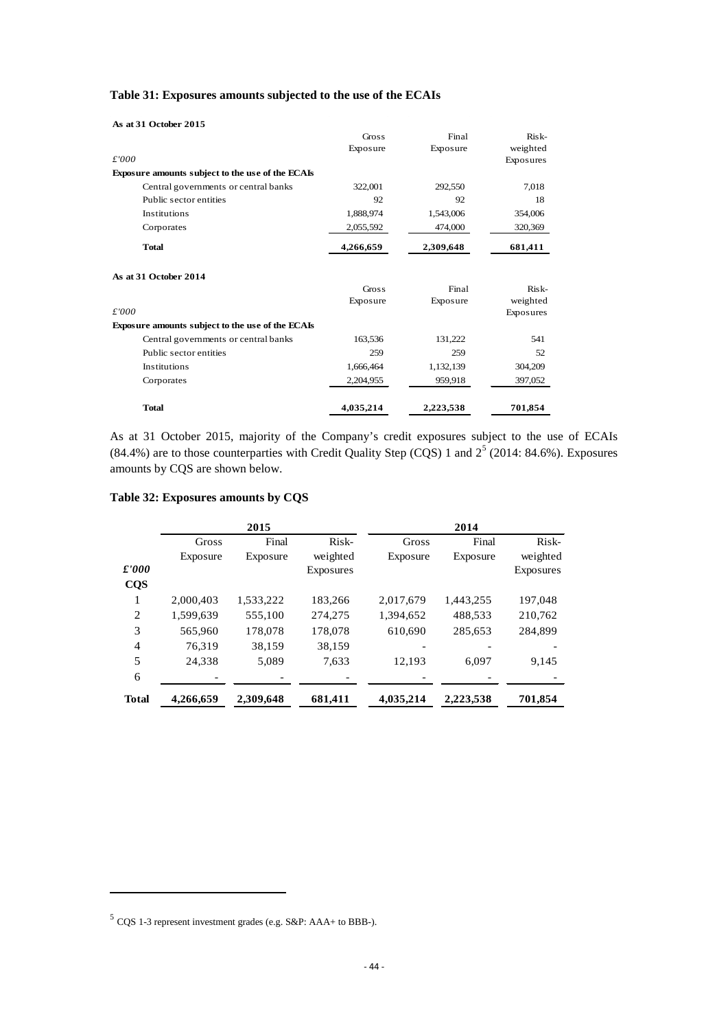**Table 31: Exposures amounts subjected to the use of the ECAIs**

**As at 31 October 2015**

| £'000 | Gross Exposure | Final Exposure | Risk-weighted Exposures |
|---|---|---|---|
| **Exposure amounts subject to the use of the ECAIs** | | | |
| Central governments or central banks | 322,001 | 292,550 | 7,018 |
| Public sector entities | 92 | 92 | 18 |
| Institutions | 1,888,974 | 1,543,006 | 354,006 |
| Corporates | 2,055,592 | 474,000 | 320,369 |
| **Total** | **4,266,659** | **2,309,648** | **681,411** |

**As at 31 October 2014**

| £'000 | Gross Exposure | Final Exposure | Risk-weighted Exposures |
|---|---|---|---|
| **Exposure amounts subject to the use of the ECAIs** | | | |
| Central governments or central banks | 163,536 | 131,222 | 541 |
| Public sector entities | 259 | 259 | 52 |
| Institutions | 1,666,464 | 1,132,139 | 304,209 |
| Corporates | 2,204,955 | 959,918 | 397,052 |
| **Total** | **4,035,214** | **2,223,538** | **701,854** |

As at 31 October 2015, majority of the Company's credit exposures subject to the use of ECAIs (84.4%) are to those counterparties with Credit Quality Step (CQS) 1 and 2[5] (2014: 84.6%). Exposures amounts by CQS are shown below.

**Table 32: Exposures amounts by CQS**

| | 2015 | | | 2014 | | |
|---|---|---|---|---|---|---|
| ***£'000*** | Gross Exposure | Final Exposure | Risk-weighted Exposures | Gross Exposure | Final Exposure | Risk-weighted Exposures |
| **CQS** | | | | | | |
| 1 | 2,000,403 | 1,533,222 | 183,266 | 2,017,679 | 1,443,255 | 197,048 |
| 2 | 1,599,639 | 555,100 | 274,275 | 1,394,652 | 488,533 | 210,762 |
| 3 | 565,960 | 178,078 | 178,078 | 610,690 | 285,653 | 284,899 |
| 4 | 76,319 | 38,159 | 38,159 | - | - | - |
| 5 | 24,338 | 5,089 | 7,633 | 12,193 | 6,097 | 9,145 |
| 6 | - | - | - | - | - | - |
| **Total** | **4,266,659** | **2,309,648** | **681,411** | **4,035,214** | **2,223,538** | **701,854** |

[5] CQS 1-3 represent investment grades (e.g. S&P: AAA+ to BBB-).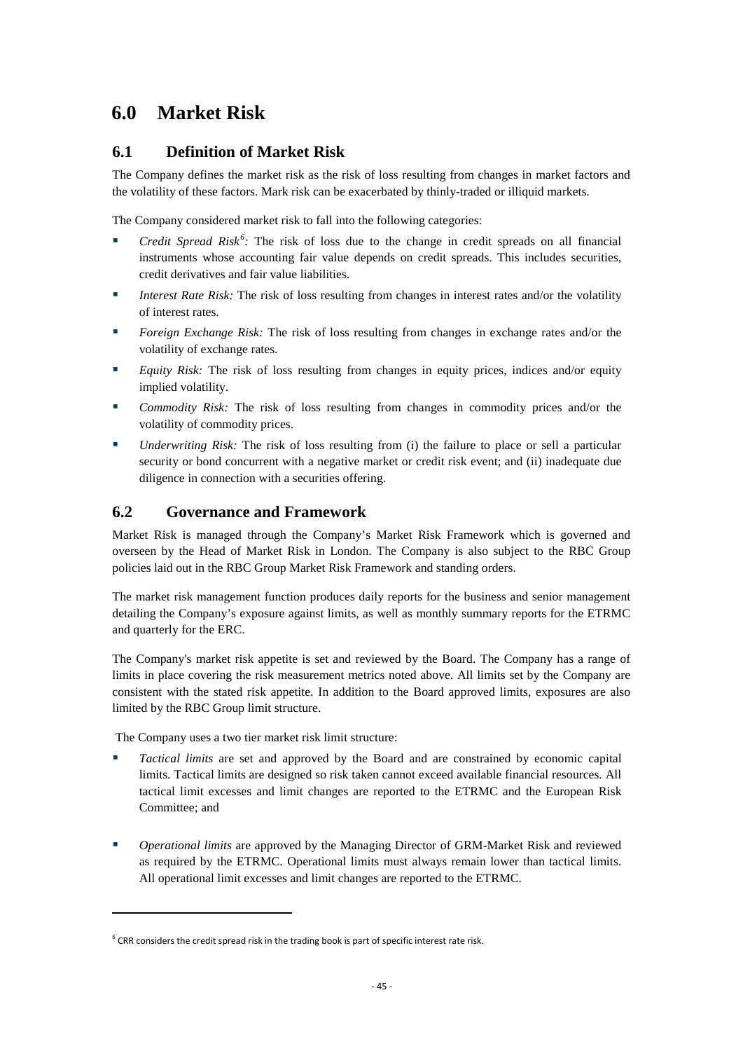# 6.0 Market Risk

## 6.1 Definition of Market Risk

The Company defines the market risk as the risk of loss resulting from changes in market factors and the volatility of these factors. Mark risk can be exacerbated by thinly-traded or illiquid markets.

The Company considered market risk to fall into the following categories:

- *Credit Spread Risk*[6]*:* The risk of loss due to the change in credit spreads on all financial instruments whose accounting fair value depends on credit spreads. This includes securities, credit derivatives and fair value liabilities.
- *Interest Rate Risk:* The risk of loss resulting from changes in interest rates and/or the volatility of interest rates.
- *Foreign Exchange Risk:* The risk of loss resulting from changes in exchange rates and/or the volatility of exchange rates.
- *Equity Risk:* The risk of loss resulting from changes in equity prices, indices and/or equity implied volatility.
- *Commodity Risk:* The risk of loss resulting from changes in commodity prices and/or the volatility of commodity prices.
- *Underwriting Risk:* The risk of loss resulting from (i) the failure to place or sell a particular security or bond concurrent with a negative market or credit risk event; and (ii) inadequate due diligence in connection with a securities offering.

## 6.2 Governance and Framework

Market Risk is managed through the Company's Market Risk Framework which is governed and overseen by the Head of Market Risk in London. The Company is also subject to the RBC Group policies laid out in the RBC Group Market Risk Framework and standing orders.

The market risk management function produces daily reports for the business and senior management detailing the Company's exposure against limits, as well as monthly summary reports for the ETRMC and quarterly for the ERC.

The Company's market risk appetite is set and reviewed by the Board. The Company has a range of limits in place covering the risk measurement metrics noted above. All limits set by the Company are consistent with the stated risk appetite. In addition to the Board approved limits, exposures are also limited by the RBC Group limit structure.

The Company uses a two tier market risk limit structure:

- *Tactical limits* are set and approved by the Board and are constrained by economic capital limits. Tactical limits are designed so risk taken cannot exceed available financial resources. All tactical limit excesses and limit changes are reported to the ETRMC and the European Risk Committee; and
- *Operational limits* are approved by the Managing Director of GRM-Market Risk and reviewed as required by the ETRMC. Operational limits must always remain lower than tactical limits. All operational limit excesses and limit changes are reported to the ETRMC.

[6] CRR considers the credit spread risk in the trading book is part of specific interest rate risk.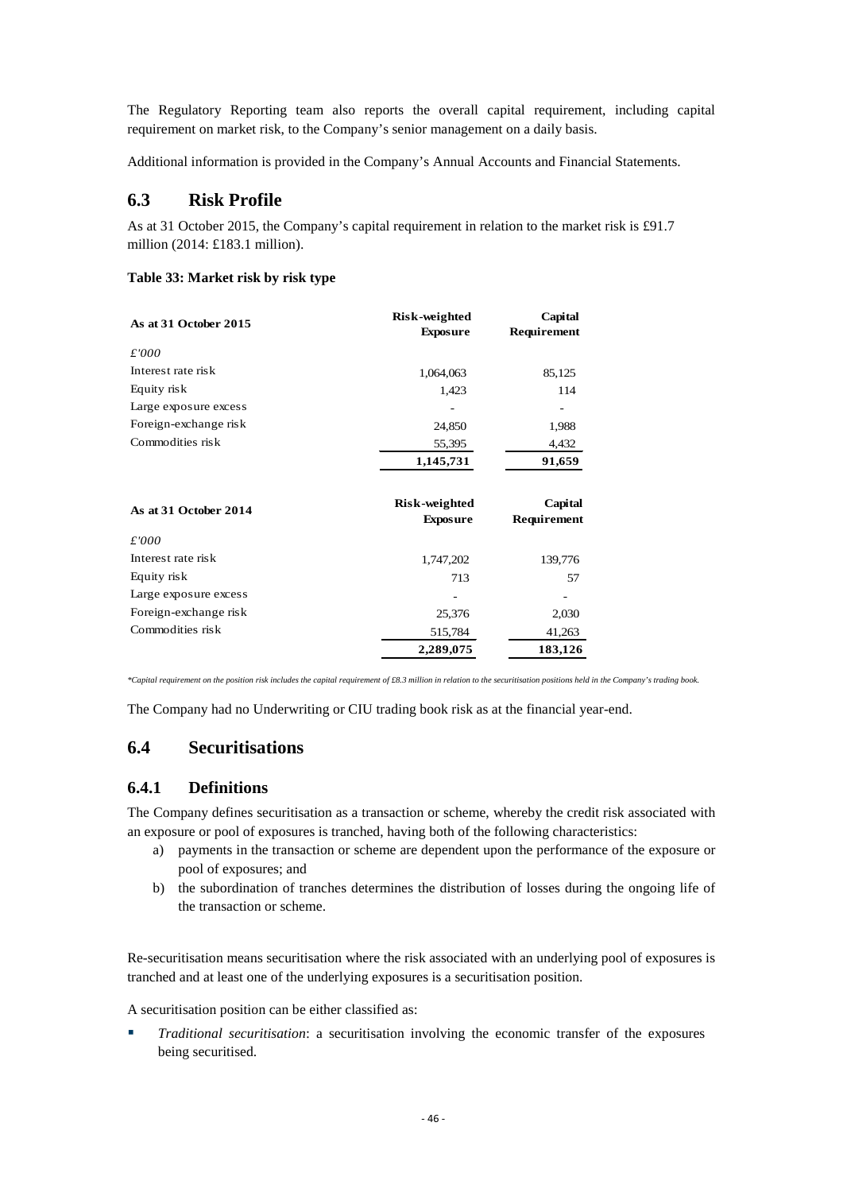The Regulatory Reporting team also reports the overall capital requirement, including capital requirement on market risk, to the Company's senior management on a daily basis.

Additional information is provided in the Company's Annual Accounts and Financial Statements.

## 6.3 Risk Profile

As at 31 October 2015, the Company's capital requirement in relation to the market risk is £91.7 million (2014: £183.1 million).

**Table 33: Market risk by risk type**

| **As at 31 October 2015** | **Risk-weighted Exposure** | **Capital Requirement** |
|---|---|---|
| *£'000* | | |
| Interest rate risk | 1,064,063 | 85,125 |
| Equity risk | 1,423 | 114 |
| Large exposure excess | - | - |
| Foreign-exchange risk | 24,850 | 1,988 |
| Commodities risk | 55,395 | 4,432 |
| | **1,145,731** | **91,659** |

| **As at 31 October 2014** | **Risk-weighted Exposure** | **Capital Requirement** |
|---|---|---|
| *£'000* | | |
| Interest rate risk | 1,747,202 | 139,776 |
| Equity risk | 713 | 57 |
| Large exposure excess | - | - |
| Foreign-exchange risk | 25,376 | 2,030 |
| Commodities risk | 515,784 | 41,263 |
| | **2,289,075** | **183,126** |

*\*Capital requirement on the position risk includes the capital requirement of £8.3 million in relation to the securitisation positions held in the Company's trading book.*

The Company had no Underwriting or CIU trading book risk as at the financial year-end.

## 6.4 Securitisations

### 6.4.1 Definitions

The Company defines securitisation as a transaction or scheme, whereby the credit risk associated with an exposure or pool of exposures is tranched, having both of the following characteristics:

a) payments in the transaction or scheme are dependent upon the performance of the exposure or pool of exposures; and
b) the subordination of tranches determines the distribution of losses during the ongoing life of the transaction or scheme.

Re-securitisation means securitisation where the risk associated with an underlying pool of exposures is tranched and at least one of the underlying exposures is a securitisation position.

A securitisation position can be either classified as:

- *Traditional securitisation*: a securitisation involving the economic transfer of the exposures being securitised.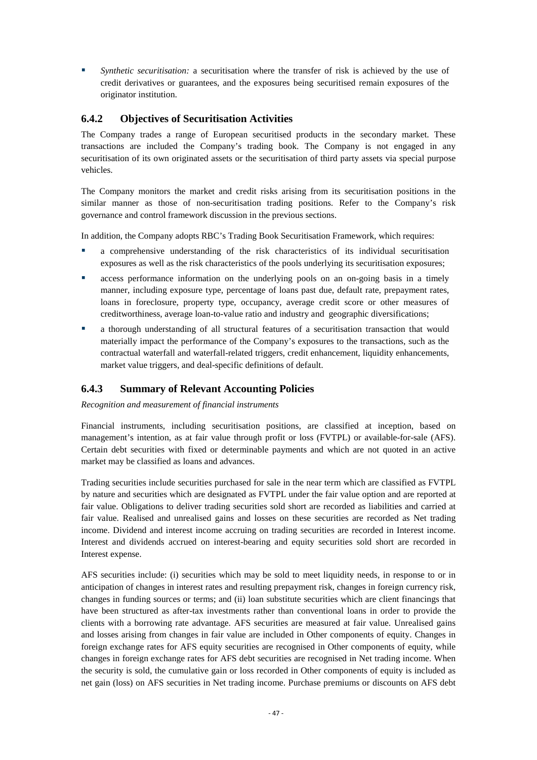- *Synthetic securitisation:* a securitisation where the transfer of risk is achieved by the use of credit derivatives or guarantees, and the exposures being securitised remain exposures of the originator institution.

### 6.4.2 Objectives of Securitisation Activities

The Company trades a range of European securitised products in the secondary market. These transactions are included the Company's trading book. The Company is not engaged in any securitisation of its own originated assets or the securitisation of third party assets via special purpose vehicles.

The Company monitors the market and credit risks arising from its securitisation positions in the similar manner as those of non-securitisation trading positions. Refer to the Company's risk governance and control framework discussion in the previous sections.

In addition, the Company adopts RBC's Trading Book Securitisation Framework, which requires:

- a comprehensive understanding of the risk characteristics of its individual securitisation exposures as well as the risk characteristics of the pools underlying its securitisation exposures;
- access performance information on the underlying pools on an on-going basis in a timely manner, including exposure type, percentage of loans past due, default rate, prepayment rates, loans in foreclosure, property type, occupancy, average credit score or other measures of creditworthiness, average loan-to-value ratio and industry and geographic diversifications;
- a thorough understanding of all structural features of a securitisation transaction that would materially impact the performance of the Company's exposures to the transactions, such as the contractual waterfall and waterfall-related triggers, credit enhancement, liquidity enhancements, market value triggers, and deal-specific definitions of default.

### 6.4.3 Summary of Relevant Accounting Policies

*Recognition and measurement of financial instruments*

Financial instruments, including securitisation positions, are classified at inception, based on management's intention, as at fair value through profit or loss (FVTPL) or available-for-sale (AFS). Certain debt securities with fixed or determinable payments and which are not quoted in an active market may be classified as loans and advances.

Trading securities include securities purchased for sale in the near term which are classified as FVTPL by nature and securities which are designated as FVTPL under the fair value option and are reported at fair value. Obligations to deliver trading securities sold short are recorded as liabilities and carried at fair value. Realised and unrealised gains and losses on these securities are recorded as Net trading income. Dividend and interest income accruing on trading securities are recorded in Interest income. Interest and dividends accrued on interest-bearing and equity securities sold short are recorded in Interest expense.

AFS securities include: (i) securities which may be sold to meet liquidity needs, in response to or in anticipation of changes in interest rates and resulting prepayment risk, changes in foreign currency risk, changes in funding sources or terms; and (ii) loan substitute securities which are client financings that have been structured as after-tax investments rather than conventional loans in order to provide the clients with a borrowing rate advantage. AFS securities are measured at fair value. Unrealised gains and losses arising from changes in fair value are included in Other components of equity. Changes in foreign exchange rates for AFS equity securities are recognised in Other components of equity, while changes in foreign exchange rates for AFS debt securities are recognised in Net trading income. When the security is sold, the cumulative gain or loss recorded in Other components of equity is included as net gain (loss) on AFS securities in Net trading income. Purchase premiums or discounts on AFS debt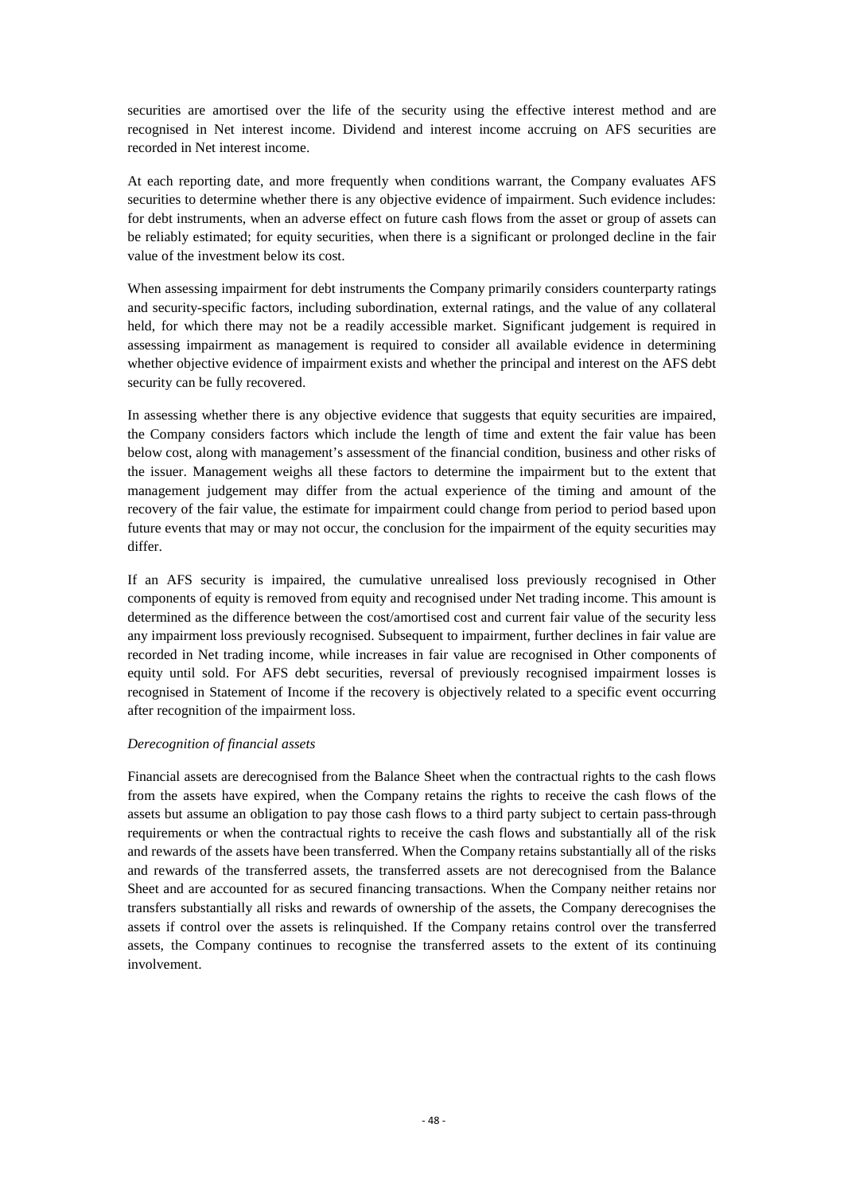securities are amortised over the life of the security using the effective interest method and are recognised in Net interest income. Dividend and interest income accruing on AFS securities are recorded in Net interest income.

At each reporting date, and more frequently when conditions warrant, the Company evaluates AFS securities to determine whether there is any objective evidence of impairment. Such evidence includes: for debt instruments, when an adverse effect on future cash flows from the asset or group of assets can be reliably estimated; for equity securities, when there is a significant or prolonged decline in the fair value of the investment below its cost.

When assessing impairment for debt instruments the Company primarily considers counterparty ratings and security-specific factors, including subordination, external ratings, and the value of any collateral held, for which there may not be a readily accessible market. Significant judgement is required in assessing impairment as management is required to consider all available evidence in determining whether objective evidence of impairment exists and whether the principal and interest on the AFS debt security can be fully recovered.

In assessing whether there is any objective evidence that suggests that equity securities are impaired, the Company considers factors which include the length of time and extent the fair value has been below cost, along with management's assessment of the financial condition, business and other risks of the issuer. Management weighs all these factors to determine the impairment but to the extent that management judgement may differ from the actual experience of the timing and amount of the recovery of the fair value, the estimate for impairment could change from period to period based upon future events that may or may not occur, the conclusion for the impairment of the equity securities may differ.

If an AFS security is impaired, the cumulative unrealised loss previously recognised in Other components of equity is removed from equity and recognised under Net trading income. This amount is determined as the difference between the cost/amortised cost and current fair value of the security less any impairment loss previously recognised. Subsequent to impairment, further declines in fair value are recorded in Net trading income, while increases in fair value are recognised in Other components of equity until sold. For AFS debt securities, reversal of previously recognised impairment losses is recognised in Statement of Income if the recovery is objectively related to a specific event occurring after recognition of the impairment loss.

*Derecognition of financial assets*

Financial assets are derecognised from the Balance Sheet when the contractual rights to the cash flows from the assets have expired, when the Company retains the rights to receive the cash flows of the assets but assume an obligation to pay those cash flows to a third party subject to certain pass-through requirements or when the contractual rights to receive the cash flows and substantially all of the risk and rewards of the assets have been transferred. When the Company retains substantially all of the risks and rewards of the transferred assets, the transferred assets are not derecognised from the Balance Sheet and are accounted for as secured financing transactions. When the Company neither retains nor transfers substantially all risks and rewards of ownership of the assets, the Company derecognises the assets if control over the assets is relinquished. If the Company retains control over the transferred assets, the Company continues to recognise the transferred assets to the extent of its continuing involvement.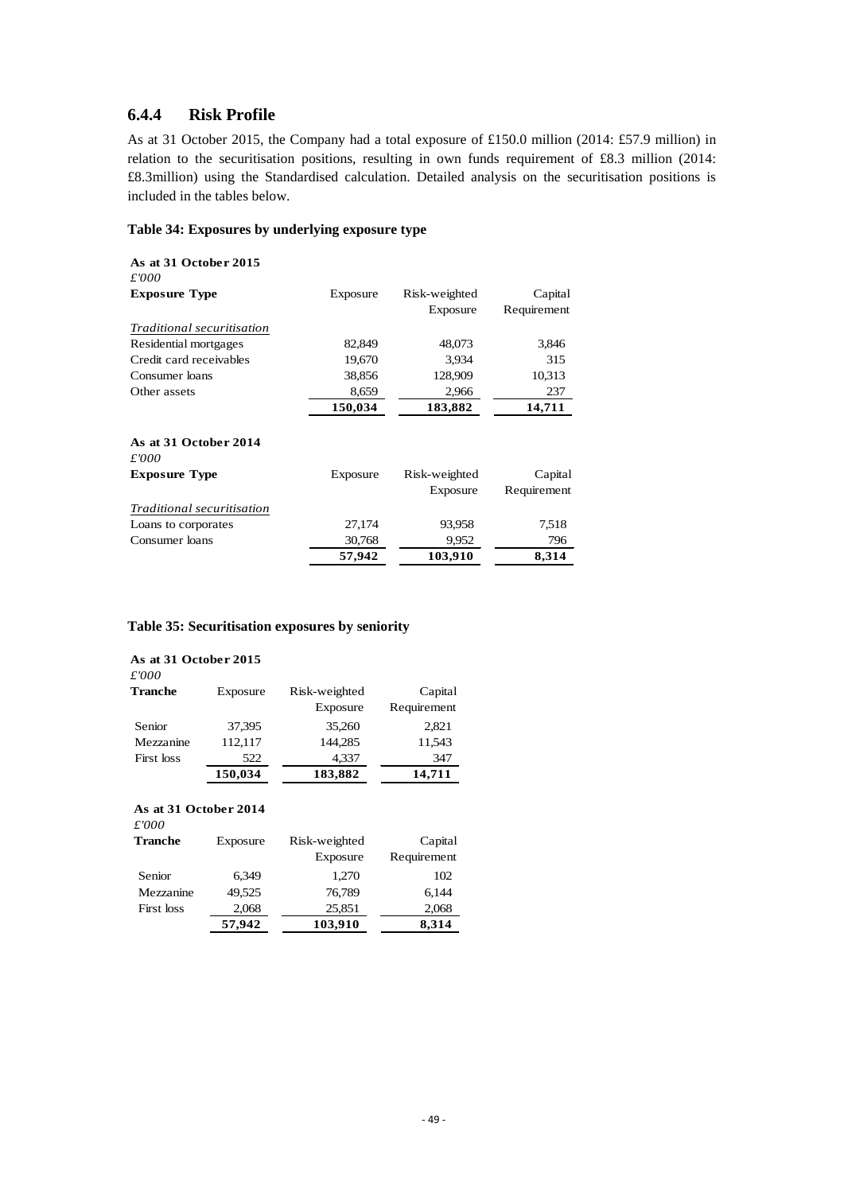### 6.4.4 Risk Profile

As at 31 October 2015, the Company had a total exposure of £150.0 million (2014: £57.9 million) in relation to the securitisation positions, resulting in own funds requirement of £8.3 million (2014: £8.3million) using the Standardised calculation. Detailed analysis on the securitisation positions is included in the tables below.

**Table 34: Exposures by underlying exposure type**

**As at 31 October 2015**
*£'000*

| **Exposure Type** | Exposure | Risk-weighted Exposure | Capital Requirement |
|---|---|---|---|
| *Traditional securitisation* | | | |
| Residential mortgages | 82,849 | 48,073 | 3,846 |
| Credit card receivables | 19,670 | 3,934 | 315 |
| Consumer loans | 38,856 | 128,909 | 10,313 |
| Other assets | 8,659 | 2,966 | 237 |
| | **150,034** | **183,882** | **14,711** |

**As at 31 October 2014**
*£'000*

| **Exposure Type** | Exposure | Risk-weighted Exposure | Capital Requirement |
|---|---|---|---|
| *Traditional securitisation* | | | |
| Loans to corporates | 27,174 | 93,958 | 7,518 |
| Consumer loans | 30,768 | 9,952 | 796 |
| | **57,942** | **103,910** | **8,314** |

**Table 35: Securitisation exposures by seniority**

**As at 31 October 2015**
*£'000*

| **Tranche** | Exposure | Risk-weighted Exposure | Capital Requirement |
|---|---|---|---|
| Senior | 37,395 | 35,260 | 2,821 |
| Mezzanine | 112,117 | 144,285 | 11,543 |
| First loss | 522 | 4,337 | 347 |
| | **150,034** | **183,882** | **14,711** |

**As at 31 October 2014**
*£'000*

| **Tranche** | Exposure | Risk-weighted Exposure | Capital Requirement |
|---|---|---|---|
| Senior | 6,349 | 1,270 | 102 |
| Mezzanine | 49,525 | 76,789 | 6,144 |
| First loss | 2,068 | 25,851 | 2,068 |
| | **57,942** | **103,910** | **8,314** |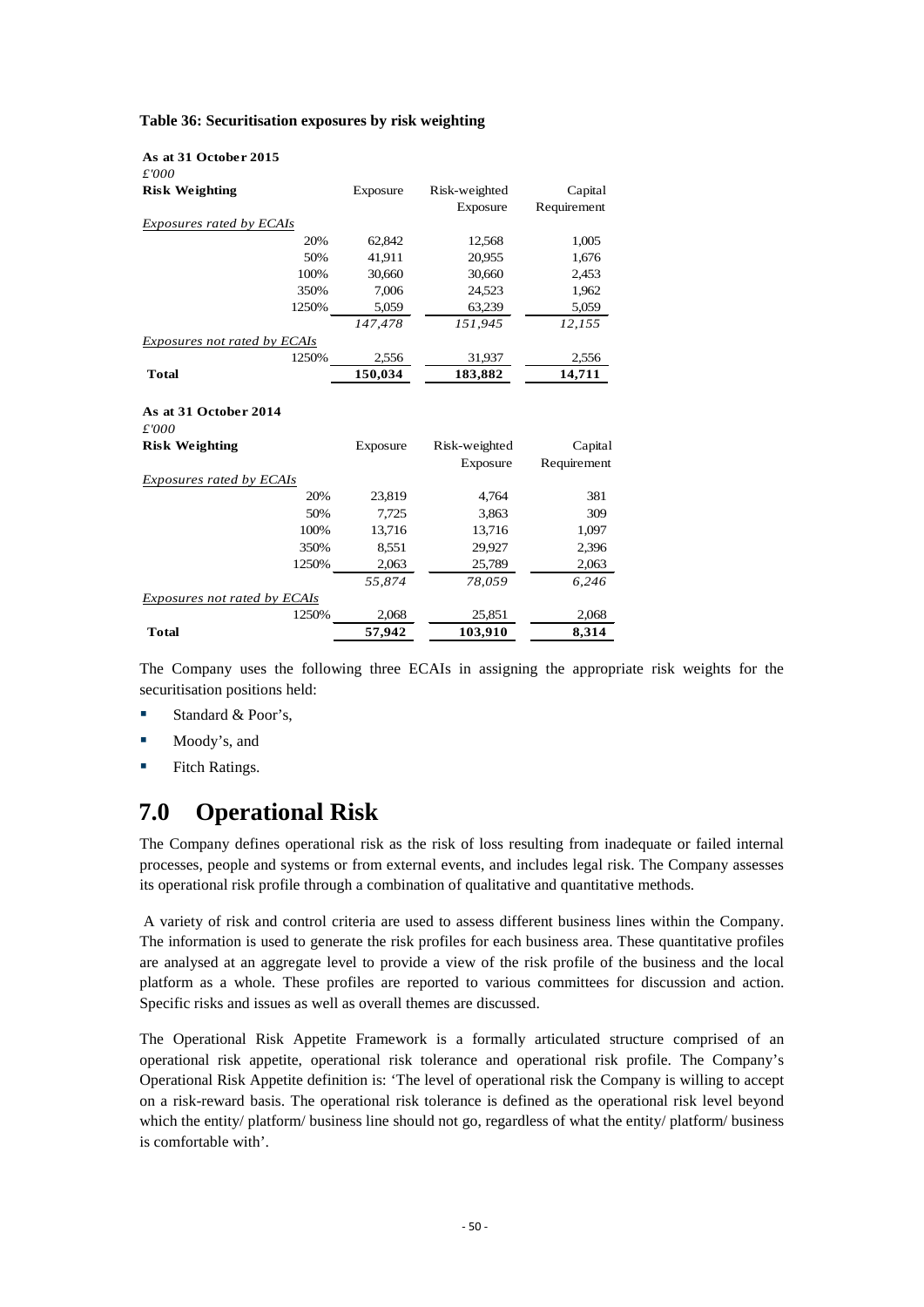**Table 36: Securitisation exposures by risk weighting**

**As at 31 October 2015**
*£'000*

| **Risk Weighting** | Exposure | Risk-weighted Exposure | Capital Requirement |
|---|---|---|---|
| *Exposures rated by ECAIs* | | | |
| 20% | 62,842 | 12,568 | 1,005 |
| 50% | 41,911 | 20,955 | 1,676 |
| 100% | 30,660 | 30,660 | 2,453 |
| 350% | 7,006 | 24,523 | 1,962 |
| 1250% | 5,059 | 63,239 | 5,059 |
| | *147,478* | *151,945* | *12,155* |
| *Exposures not rated by ECAIs* | | | |
| 1250% | 2,556 | 31,937 | 2,556 |
| **Total** | **150,034** | **183,882** | **14,711** |

**As at 31 October 2014**
*£'000*

| **Risk Weighting** | Exposure | Risk-weighted Exposure | Capital Requirement |
|---|---|---|---|
| *Exposures rated by ECAIs* | | | |
| 20% | 23,819 | 4,764 | 381 |
| 50% | 7,725 | 3,863 | 309 |
| 100% | 13,716 | 13,716 | 1,097 |
| 350% | 8,551 | 29,927 | 2,396 |
| 1250% | 2,063 | 25,789 | 2,063 |
| | *55,874* | *78,059* | *6,246* |
| *Exposures not rated by ECAIs* | | | |
| 1250% | 2,068 | 25,851 | 2,068 |
| **Total** | **57,942** | **103,910** | **8,314** |

The Company uses the following three ECAIs in assigning the appropriate risk weights for the securitisation positions held:

- Standard & Poor's,
- Moody's, and
- Fitch Ratings.

# 7.0 Operational Risk

The Company defines operational risk as the risk of loss resulting from inadequate or failed internal processes, people and systems or from external events, and includes legal risk. The Company assesses its operational risk profile through a combination of qualitative and quantitative methods.

A variety of risk and control criteria are used to assess different business lines within the Company. The information is used to generate the risk profiles for each business area. These quantitative profiles are analysed at an aggregate level to provide a view of the risk profile of the business and the local platform as a whole. These profiles are reported to various committees for discussion and action. Specific risks and issues as well as overall themes are discussed.

The Operational Risk Appetite Framework is a formally articulated structure comprised of an operational risk appetite, operational risk tolerance and operational risk profile. The Company's Operational Risk Appetite definition is: 'The level of operational risk the Company is willing to accept on a risk-reward basis. The operational risk tolerance is defined as the operational risk level beyond which the entity/ platform/ business line should not go, regardless of what the entity/ platform/ business is comfortable with'.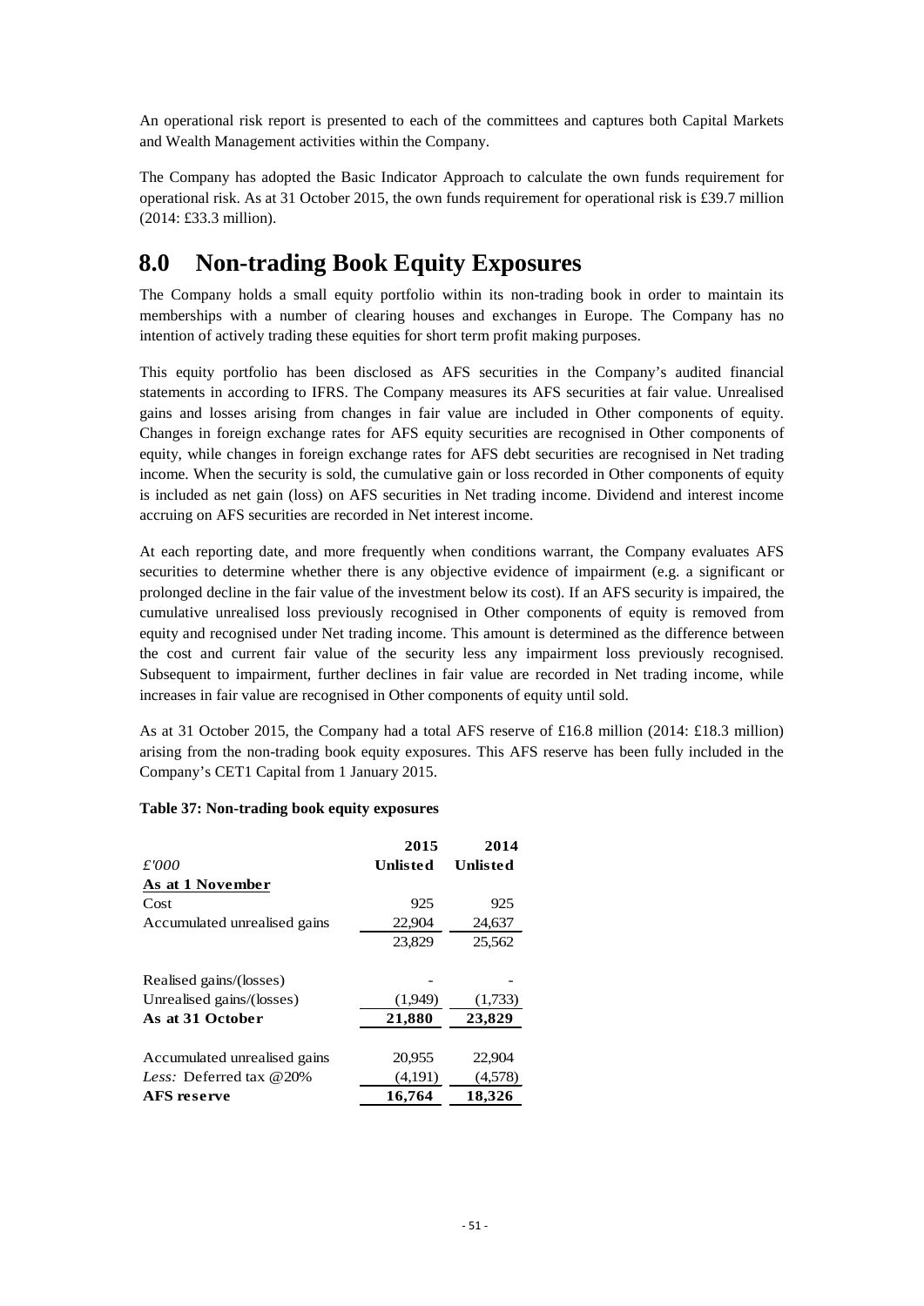An operational risk report is presented to each of the committees and captures both Capital Markets and Wealth Management activities within the Company.

The Company has adopted the Basic Indicator Approach to calculate the own funds requirement for operational risk. As at 31 October 2015, the own funds requirement for operational risk is £39.7 million (2014: £33.3 million).

# 8.0 Non-trading Book Equity Exposures

The Company holds a small equity portfolio within its non-trading book in order to maintain its memberships with a number of clearing houses and exchanges in Europe. The Company has no intention of actively trading these equities for short term profit making purposes.

This equity portfolio has been disclosed as AFS securities in the Company's audited financial statements in according to IFRS. The Company measures its AFS securities at fair value. Unrealised gains and losses arising from changes in fair value are included in Other components of equity. Changes in foreign exchange rates for AFS equity securities are recognised in Other components of equity, while changes in foreign exchange rates for AFS debt securities are recognised in Net trading income. When the security is sold, the cumulative gain or loss recorded in Other components of equity is included as net gain (loss) on AFS securities in Net trading income. Dividend and interest income accruing on AFS securities are recorded in Net interest income.

At each reporting date, and more frequently when conditions warrant, the Company evaluates AFS securities to determine whether there is any objective evidence of impairment (e.g. a significant or prolonged decline in the fair value of the investment below its cost). If an AFS security is impaired, the cumulative unrealised loss previously recognised in Other components of equity is removed from equity and recognised under Net trading income. This amount is determined as the difference between the cost and current fair value of the security less any impairment loss previously recognised. Subsequent to impairment, further declines in fair value are recorded in Net trading income, while increases in fair value are recognised in Other components of equity until sold.

As at 31 October 2015, the Company had a total AFS reserve of £16.8 million (2014: £18.3 million) arising from the non-trading book equity exposures. This AFS reserve has been fully included in the Company's CET1 Capital from 1 January 2015.

**Table 37: Non-trading book equity exposures**

| *£'000* | **2015 Unlisted** | **2014 Unlisted** |
|---|---|---|
| **As at 1 November** | | |
| Cost | 925 | 925 |
| Accumulated unrealised gains | 22,904 | 24,637 |
| | 23,829 | 25,562 |
| Realised gains/(losses) | - | - |
| Unrealised gains/(losses) | (1,949) | (1,733) |
| **As at 31 October** | **21,880** | **23,829** |
| Accumulated unrealised gains | 20,955 | 22,904 |
| *Less:* Deferred tax @20% | (4,191) | (4,578) |
| **AFS reserve** | **16,764** | **18,326** |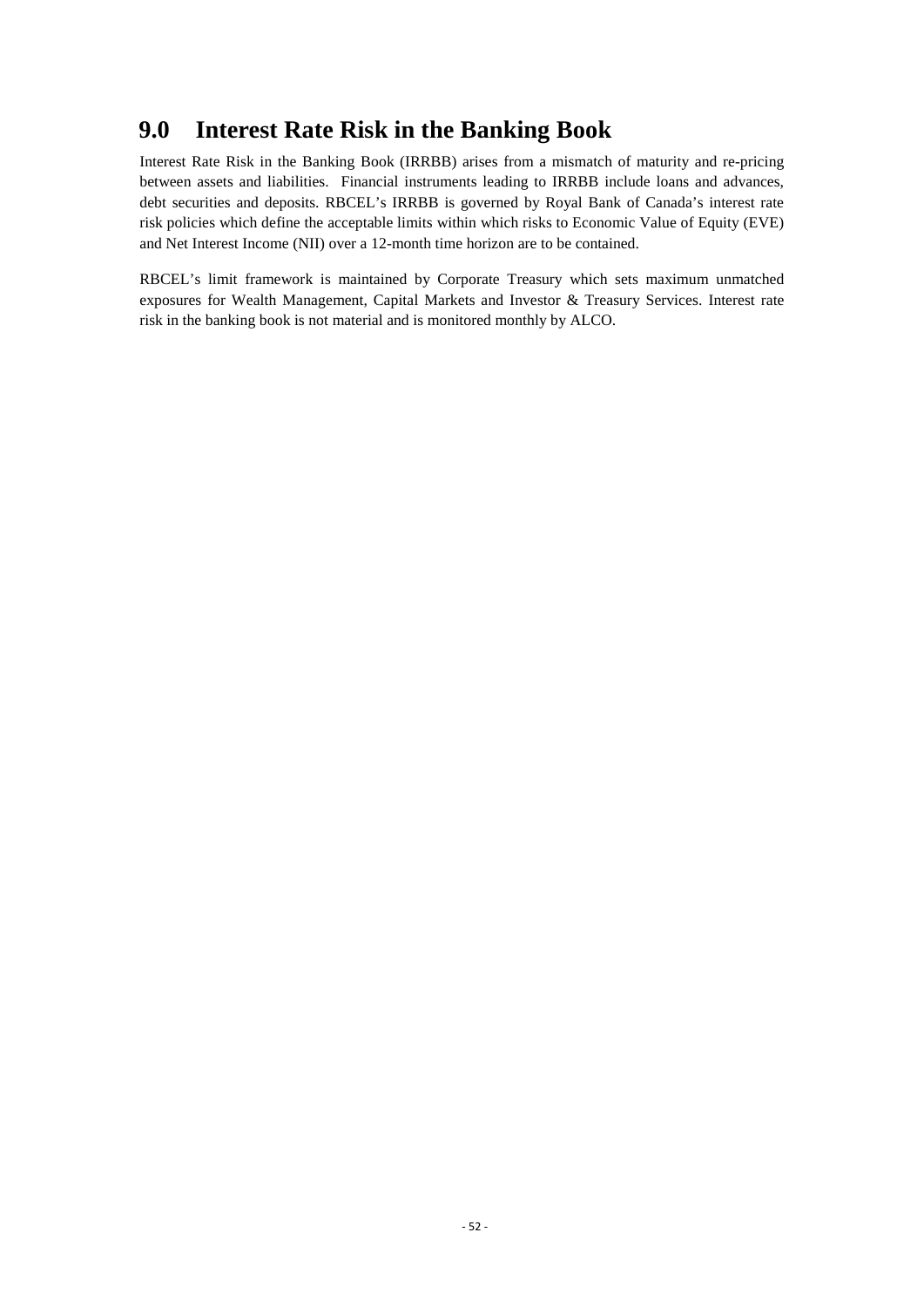# 9.0 Interest Rate Risk in the Banking Book

Interest Rate Risk in the Banking Book (IRRBB) arises from a mismatch of maturity and re-pricing between assets and liabilities. Financial instruments leading to IRRBB include loans and advances, debt securities and deposits. RBCEL's IRRBB is governed by Royal Bank of Canada's interest rate risk policies which define the acceptable limits within which risks to Economic Value of Equity (EVE) and Net Interest Income (NII) over a 12-month time horizon are to be contained.

RBCEL's limit framework is maintained by Corporate Treasury which sets maximum unmatched exposures for Wealth Management, Capital Markets and Investor & Treasury Services. Interest rate risk in the banking book is not material and is monitored monthly by ALCO.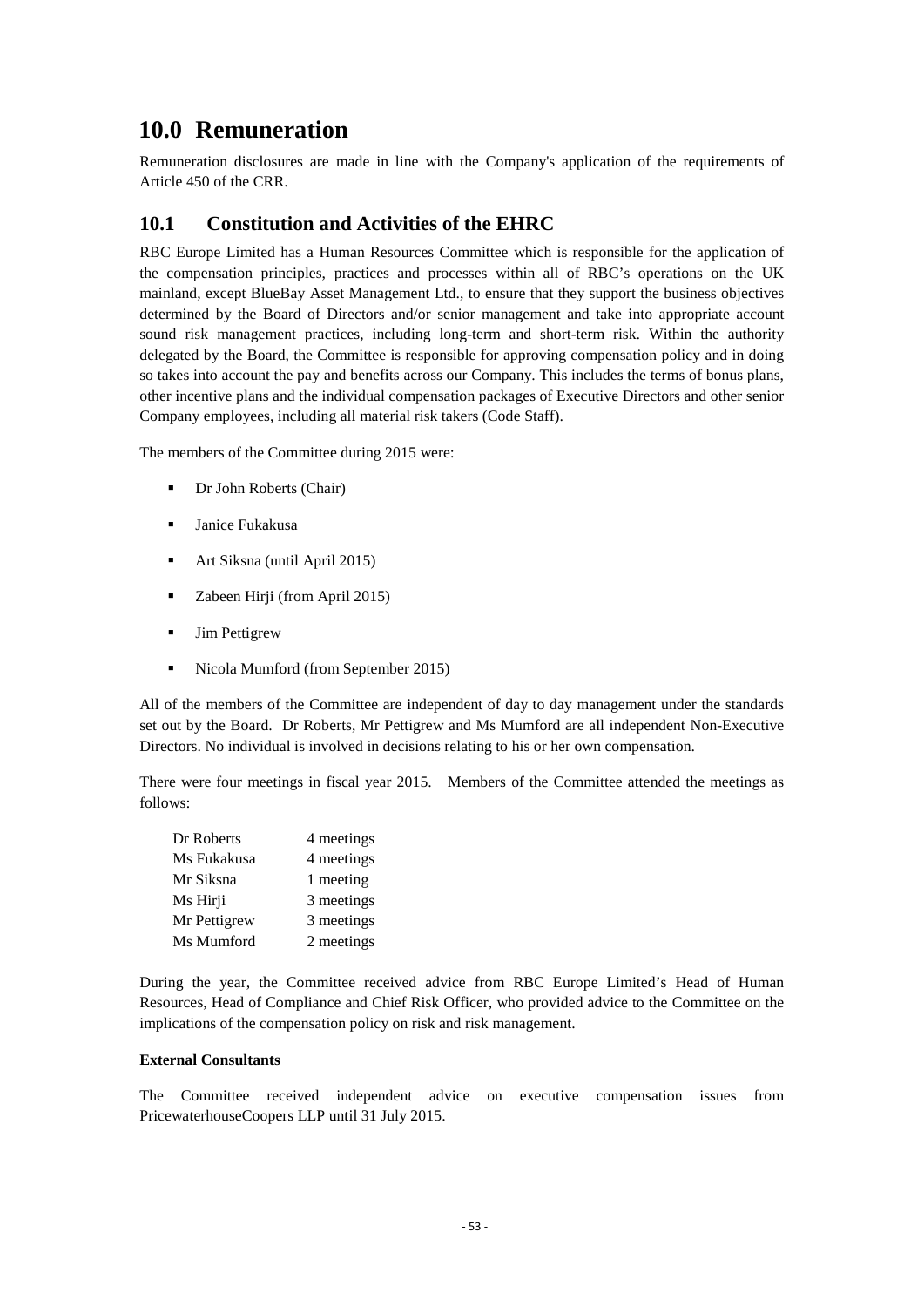# 10.0 Remuneration

Remuneration disclosures are made in line with the Company's application of the requirements of Article 450 of the CRR.

## 10.1 Constitution and Activities of the EHRC

RBC Europe Limited has a Human Resources Committee which is responsible for the application of the compensation principles, practices and processes within all of RBC's operations on the UK mainland, except BlueBay Asset Management Ltd., to ensure that they support the business objectives determined by the Board of Directors and/or senior management and take into appropriate account sound risk management practices, including long-term and short-term risk. Within the authority delegated by the Board, the Committee is responsible for approving compensation policy and in doing so takes into account the pay and benefits across our Company. This includes the terms of bonus plans, other incentive plans and the individual compensation packages of Executive Directors and other senior Company employees, including all material risk takers (Code Staff).

The members of the Committee during 2015 were:

- Dr John Roberts (Chair)
- Janice Fukakusa
- Art Siksna (until April 2015)
- Zabeen Hirji (from April 2015)
- Jim Pettigrew
- Nicola Mumford (from September 2015)

All of the members of the Committee are independent of day to day management under the standards set out by the Board. Dr Roberts, Mr Pettigrew and Ms Mumford are all independent Non-Executive Directors. No individual is involved in decisions relating to his or her own compensation.

There were four meetings in fiscal year 2015. Members of the Committee attended the meetings as follows:

| | |
|---|---|
| Dr Roberts | 4 meetings |
| Ms Fukakusa | 4 meetings |
| Mr Siksna | 1 meeting |
| Ms Hirji | 3 meetings |
| Mr Pettigrew | 3 meetings |
| Ms Mumford | 2 meetings |

During the year, the Committee received advice from RBC Europe Limited's Head of Human Resources, Head of Compliance and Chief Risk Officer, who provided advice to the Committee on the implications of the compensation policy on risk and risk management.

**External Consultants**

The Committee received independent advice on executive compensation issues from PricewaterhouseCoopers LLP until 31 July 2015.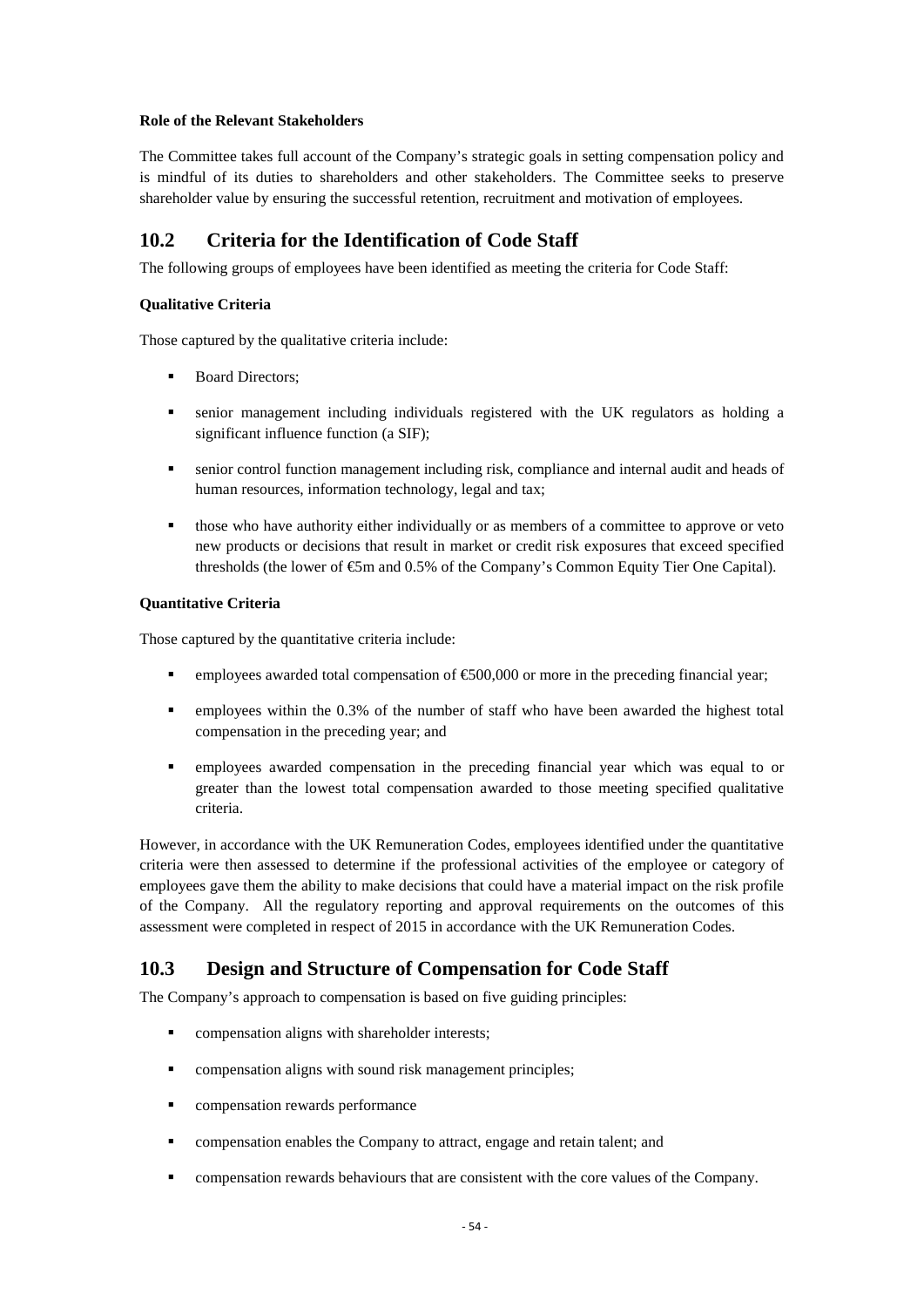**Role of the Relevant Stakeholders**

The Committee takes full account of the Company's strategic goals in setting compensation policy and is mindful of its duties to shareholders and other stakeholders. The Committee seeks to preserve shareholder value by ensuring the successful retention, recruitment and motivation of employees.

## 10.2 Criteria for the Identification of Code Staff

The following groups of employees have been identified as meeting the criteria for Code Staff:

**Qualitative Criteria**

Those captured by the qualitative criteria include:

- Board Directors;
- senior management including individuals registered with the UK regulators as holding a significant influence function (a SIF);
- senior control function management including risk, compliance and internal audit and heads of human resources, information technology, legal and tax;
- those who have authority either individually or as members of a committee to approve or veto new products or decisions that result in market or credit risk exposures that exceed specified thresholds (the lower of €5m and 0.5% of the Company's Common Equity Tier One Capital).

**Quantitative Criteria**

Those captured by the quantitative criteria include:

- employees awarded total compensation of €500,000 or more in the preceding financial year;
- employees within the 0.3% of the number of staff who have been awarded the highest total compensation in the preceding year; and
- employees awarded compensation in the preceding financial year which was equal to or greater than the lowest total compensation awarded to those meeting specified qualitative criteria.

However, in accordance with the UK Remuneration Codes, employees identified under the quantitative criteria were then assessed to determine if the professional activities of the employee or category of employees gave them the ability to make decisions that could have a material impact on the risk profile of the Company. All the regulatory reporting and approval requirements on the outcomes of this assessment were completed in respect of 2015 in accordance with the UK Remuneration Codes.

## 10.3 Design and Structure of Compensation for Code Staff

The Company's approach to compensation is based on five guiding principles:

- compensation aligns with shareholder interests;
- compensation aligns with sound risk management principles;
- compensation rewards performance
- compensation enables the Company to attract, engage and retain talent; and
- compensation rewards behaviours that are consistent with the core values of the Company.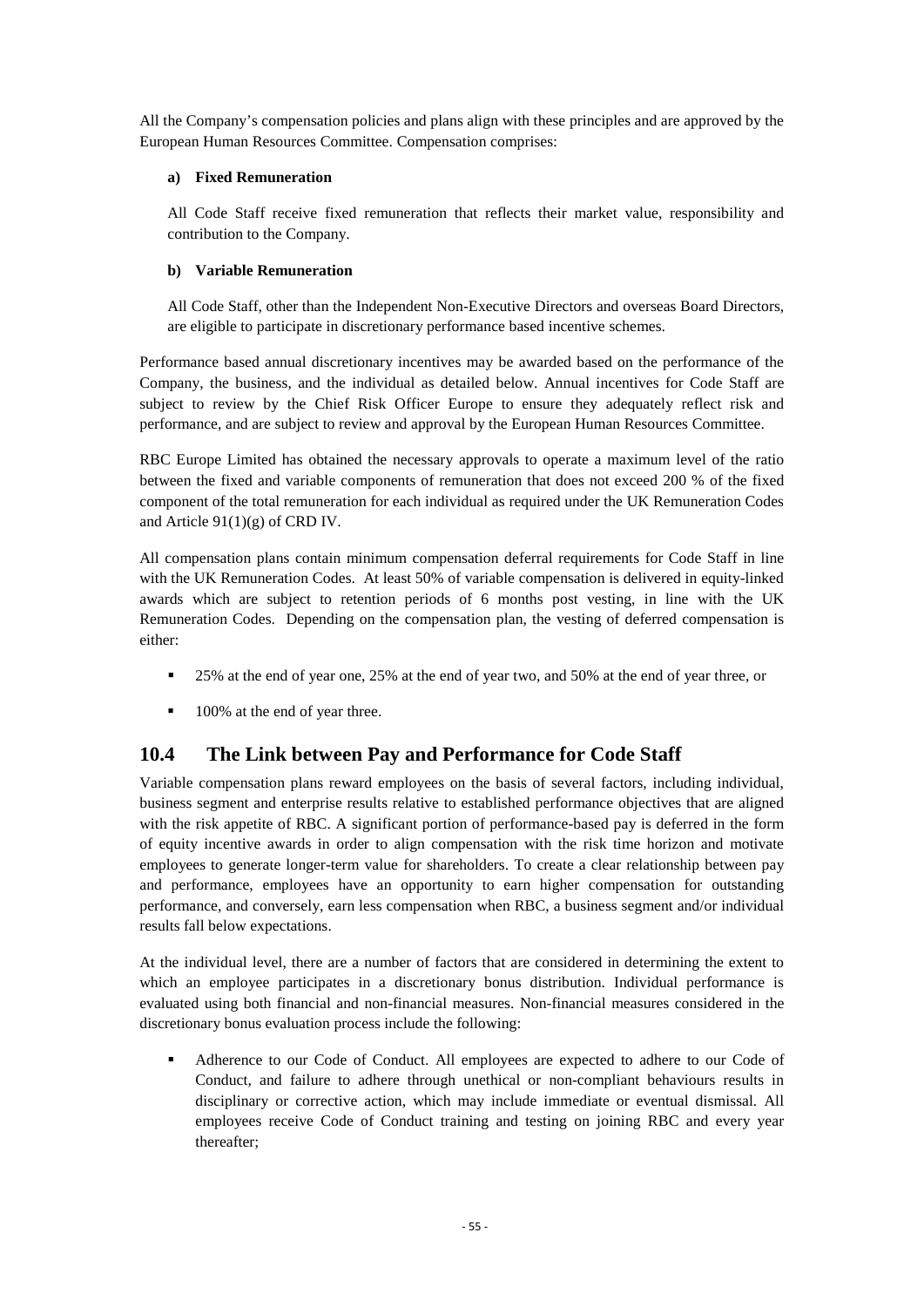All the Company's compensation policies and plans align with these principles and are approved by the European Human Resources Committee. Compensation comprises:

**a) Fixed Remuneration**

All Code Staff receive fixed remuneration that reflects their market value, responsibility and contribution to the Company.

**b) Variable Remuneration**

All Code Staff, other than the Independent Non-Executive Directors and overseas Board Directors, are eligible to participate in discretionary performance based incentive schemes.

Performance based annual discretionary incentives may be awarded based on the performance of the Company, the business, and the individual as detailed below. Annual incentives for Code Staff are subject to review by the Chief Risk Officer Europe to ensure they adequately reflect risk and performance, and are subject to review and approval by the European Human Resources Committee.

RBC Europe Limited has obtained the necessary approvals to operate a maximum level of the ratio between the fixed and variable components of remuneration that does not exceed 200 % of the fixed component of the total remuneration for each individual as required under the UK Remuneration Codes and Article 91(1)(g) of CRD IV.

All compensation plans contain minimum compensation deferral requirements for Code Staff in line with the UK Remuneration Codes. At least 50% of variable compensation is delivered in equity-linked awards which are subject to retention periods of 6 months post vesting, in line with the UK Remuneration Codes. Depending on the compensation plan, the vesting of deferred compensation is either:

- 25% at the end of year one, 25% at the end of year two, and 50% at the end of year three, or
- 100% at the end of year three.

## 10.4 The Link between Pay and Performance for Code Staff

Variable compensation plans reward employees on the basis of several factors, including individual, business segment and enterprise results relative to established performance objectives that are aligned with the risk appetite of RBC. A significant portion of performance-based pay is deferred in the form of equity incentive awards in order to align compensation with the risk time horizon and motivate employees to generate longer-term value for shareholders. To create a clear relationship between pay and performance, employees have an opportunity to earn higher compensation for outstanding performance, and conversely, earn less compensation when RBC, a business segment and/or individual results fall below expectations.

At the individual level, there are a number of factors that are considered in determining the extent to which an employee participates in a discretionary bonus distribution. Individual performance is evaluated using both financial and non-financial measures. Non-financial measures considered in the discretionary bonus evaluation process include the following:

- Adherence to our Code of Conduct. All employees are expected to adhere to our Code of Conduct, and failure to adhere through unethical or non-compliant behaviours results in disciplinary or corrective action, which may include immediate or eventual dismissal. All employees receive Code of Conduct training and testing on joining RBC and every year thereafter;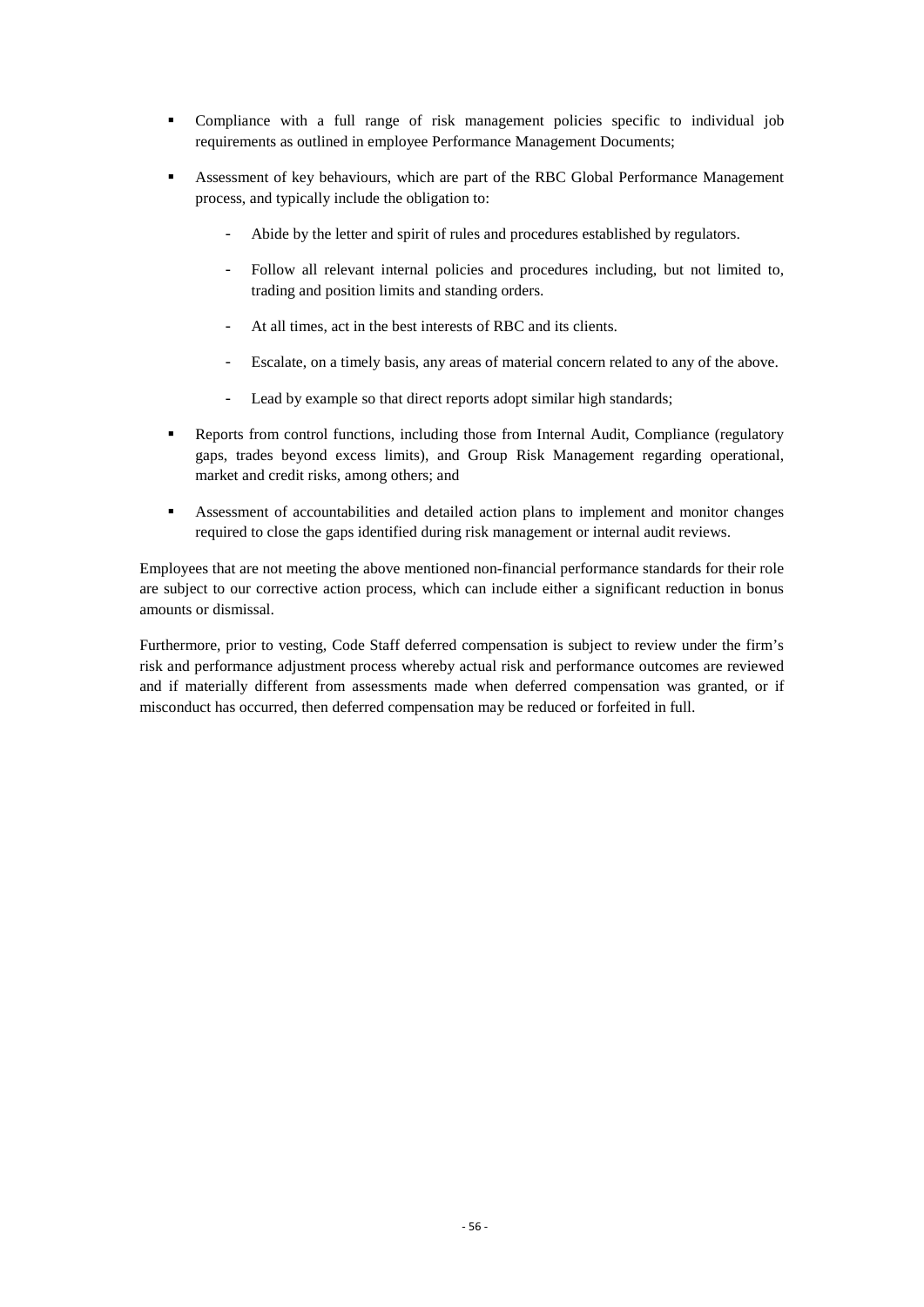- Compliance with a full range of risk management policies specific to individual job requirements as outlined in employee Performance Management Documents;
- Assessment of key behaviours, which are part of the RBC Global Performance Management process, and typically include the obligation to:
  - Abide by the letter and spirit of rules and procedures established by regulators.
  - Follow all relevant internal policies and procedures including, but not limited to, trading and position limits and standing orders.
  - At all times, act in the best interests of RBC and its clients.
  - Escalate, on a timely basis, any areas of material concern related to any of the above.
  - Lead by example so that direct reports adopt similar high standards;
- Reports from control functions, including those from Internal Audit, Compliance (regulatory gaps, trades beyond excess limits), and Group Risk Management regarding operational, market and credit risks, among others; and
- Assessment of accountabilities and detailed action plans to implement and monitor changes required to close the gaps identified during risk management or internal audit reviews.

Employees that are not meeting the above mentioned non-financial performance standards for their role are subject to our corrective action process, which can include either a significant reduction in bonus amounts or dismissal.

Furthermore, prior to vesting, Code Staff deferred compensation is subject to review under the firm's risk and performance adjustment process whereby actual risk and performance outcomes are reviewed and if materially different from assessments made when deferred compensation was granted, or if misconduct has occurred, then deferred compensation may be reduced or forfeited in full.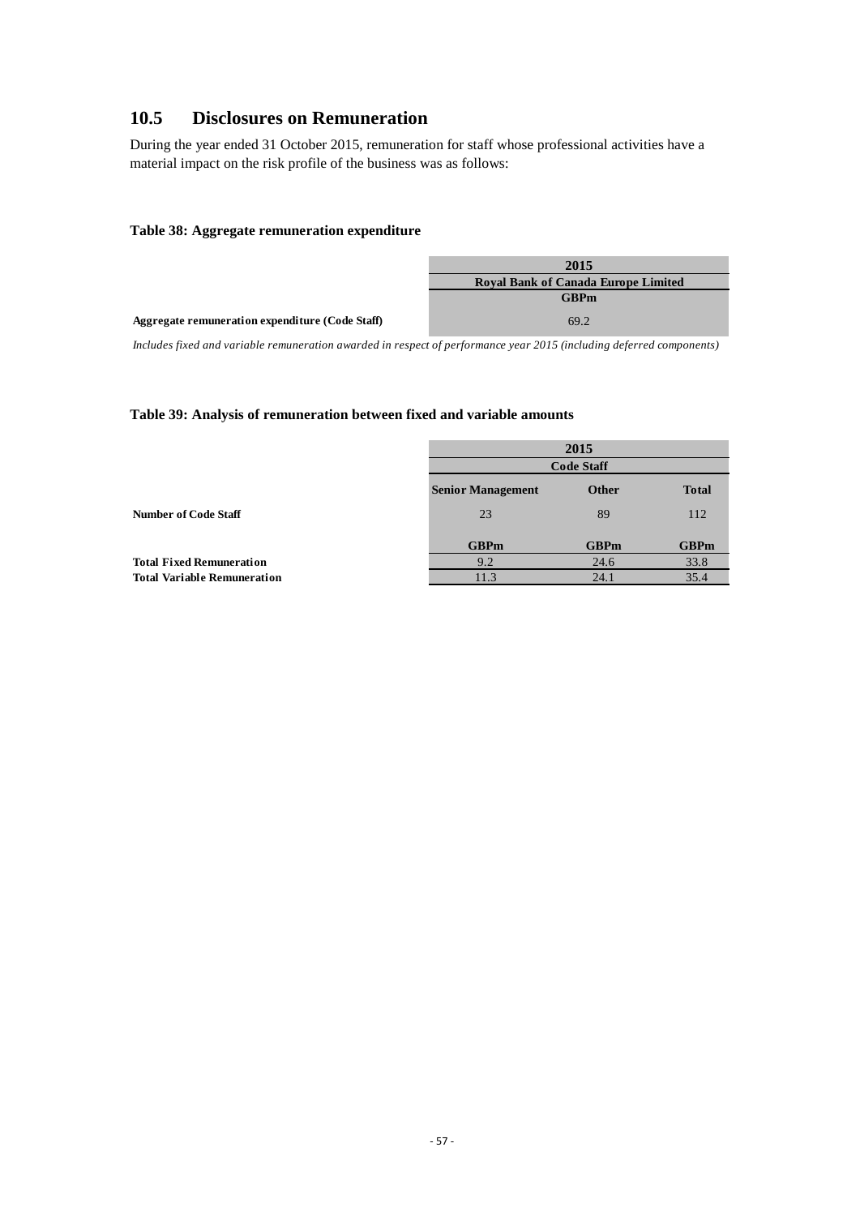## 10.5 Disclosures on Remuneration

During the year ended 31 October 2015, remuneration for staff whose professional activities have a material impact on the risk profile of the business was as follows:

**Table 38: Aggregate remuneration expenditure**

| | 2015 |
|---|---|
| | Royal Bank of Canada Europe Limited |
| | GBPm |
| **Aggregate remuneration expenditure (Code Staff)** | 69.2 |

*Includes fixed and variable remuneration awarded in respect of performance year 2015 (including deferred components)*

**Table 39: Analysis of remuneration between fixed and variable amounts**

| | 2015 | | |
|---|---|---|---|
| | Code Staff | | |
| | Senior Management | Other | Total |
| **Number of Code Staff** | 23 | 89 | 112 |
| | GBPm | GBPm | GBPm |
| **Total Fixed Remuneration** | 9.2 | 24.6 | 33.8 |
| **Total Variable Remuneration** | 11.3 | 24.1 | 35.4 |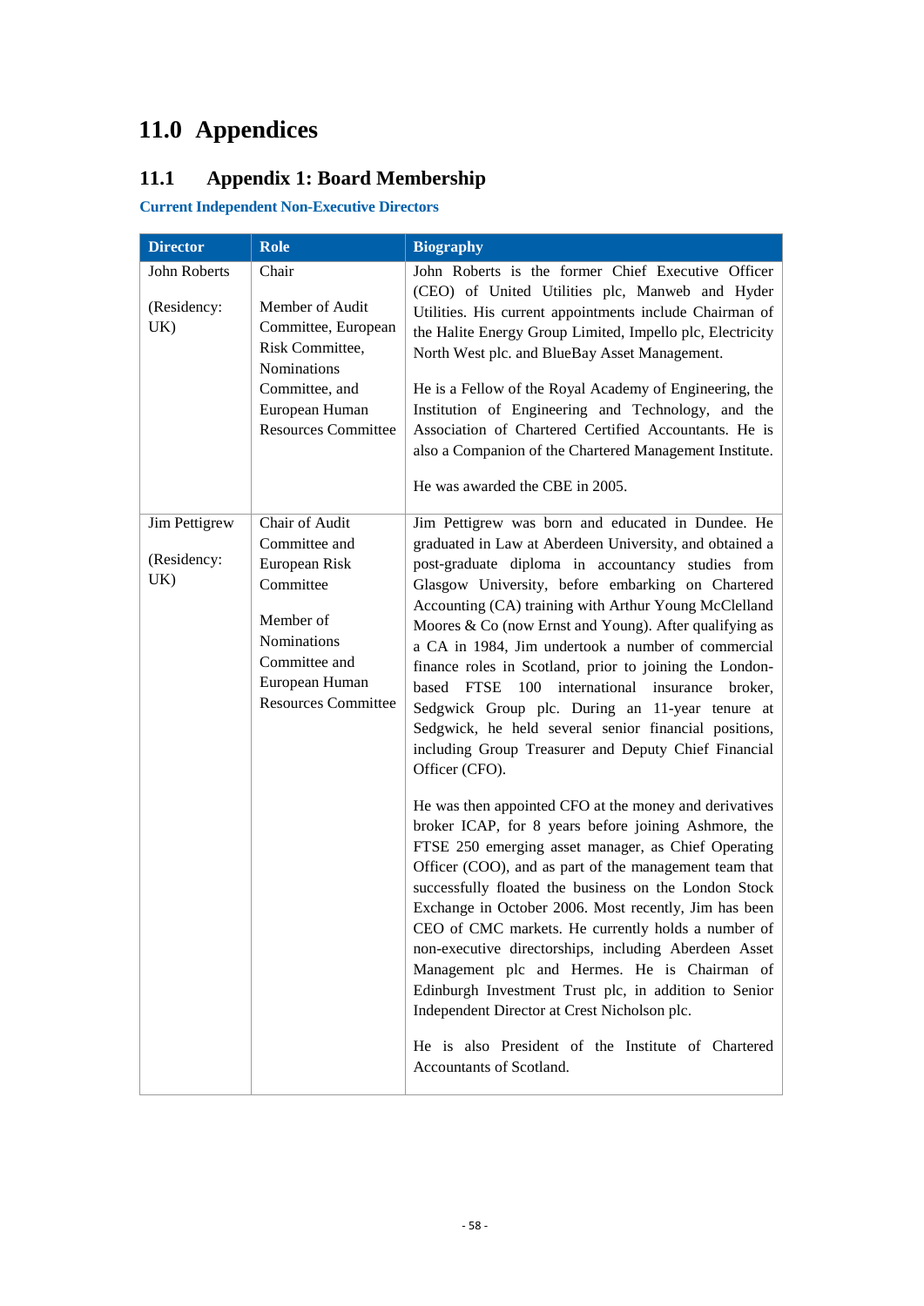# 11.0 Appendices

## 11.1 Appendix 1: Board Membership

### Current Independent Non-Executive Directors

| Director | Role | Biography |
|---|---|---|
| John Roberts<br><br>(Residency: UK) | Chair<br><br>Member of Audit Committee, European Risk Committee, Nominations Committee, and European Human Resources Committee | John Roberts is the former Chief Executive Officer (CEO) of United Utilities plc, Manweb and Hyder Utilities. His current appointments include Chairman of the Halite Energy Group Limited, Impello plc, Electricity North West plc. and BlueBay Asset Management.<br><br>He is a Fellow of the Royal Academy of Engineering, the Institution of Engineering and Technology, and the Association of Chartered Certified Accountants. He is also a Companion of the Chartered Management Institute.<br><br>He was awarded the CBE in 2005. |
| Jim Pettigrew<br><br>(Residency: UK) | Chair of Audit Committee and European Risk Committee<br><br>Member of Nominations Committee and European Human Resources Committee | Jim Pettigrew was born and educated in Dundee. He graduated in Law at Aberdeen University, and obtained a post-graduate diploma in accountancy studies from Glasgow University, before embarking on Chartered Accounting (CA) training with Arthur Young McClelland Moores & Co (now Ernst and Young). After qualifying as a CA in 1984, Jim undertook a number of commercial finance roles in Scotland, prior to joining the London-based FTSE 100 international insurance broker, Sedgwick Group plc. During an 11-year tenure at Sedgwick, he held several senior financial positions, including Group Treasurer and Deputy Chief Financial Officer (CFO).<br><br>He was then appointed CFO at the money and derivatives broker ICAP, for 8 years before joining Ashmore, the FTSE 250 emerging asset manager, as Chief Operating Officer (COO), and as part of the management team that successfully floated the business on the London Stock Exchange in October 2006. Most recently, Jim has been CEO of CMC markets. He currently holds a number of non-executive directorships, including Aberdeen Asset Management plc and Hermes. He is Chairman of Edinburgh Investment Trust plc, in addition to Senior Independent Director at Crest Nicholson plc.<br><br>He is also President of the Institute of Chartered Accountants of Scotland. |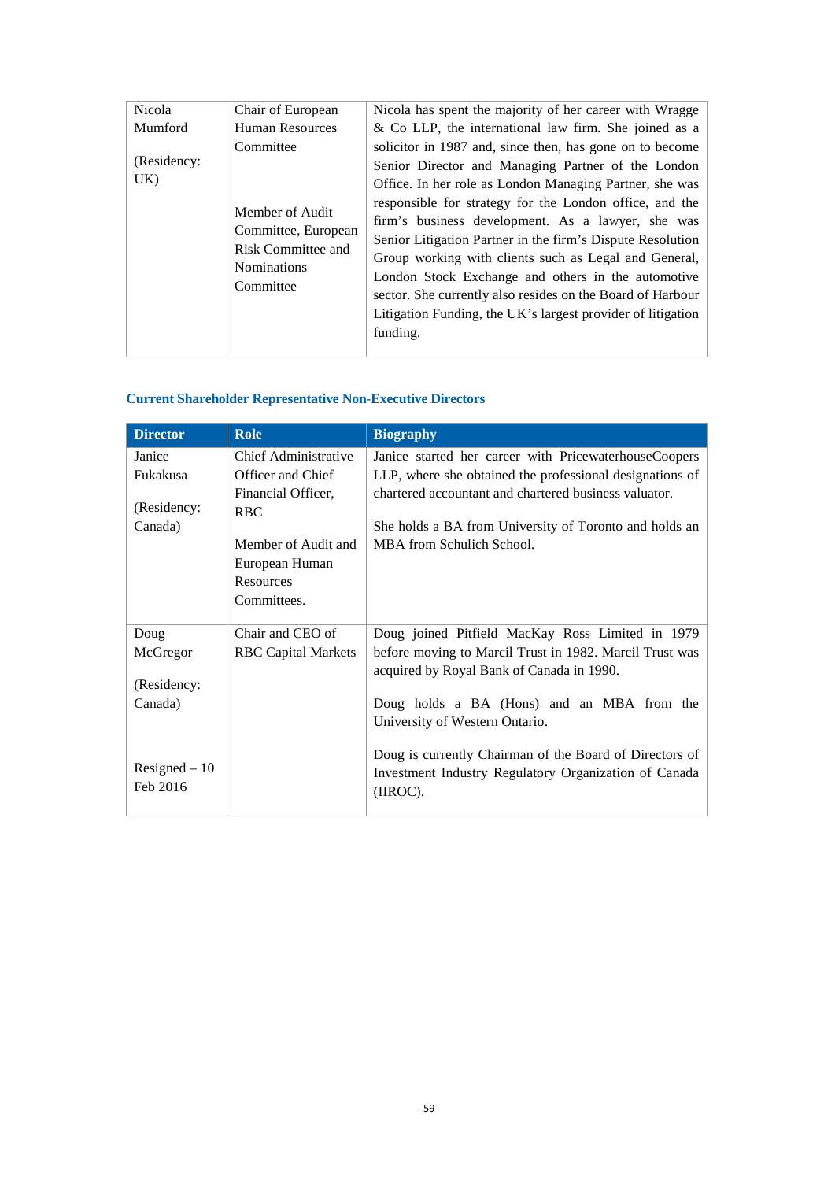| Nicola Mumford<br><br>(Residency: UK) | Chair of European Human Resources Committee<br><br>Member of Audit Committee, European Risk Committee and Nominations Committee | Nicola has spent the majority of her career with Wragge & Co LLP, the international law firm. She joined as a solicitor in 1987 and, since then, has gone on to become Senior Director and Managing Partner of the London Office. In her role as London Managing Partner, she was responsible for strategy for the London office, and the firm's business development. As a lawyer, she was Senior Litigation Partner in the firm's Dispute Resolution Group working with clients such as Legal and General, London Stock Exchange and others in the automotive sector. She currently also resides on the Board of Harbour Litigation Funding, the UK's largest provider of litigation funding. |
|---|---|---|

## Current Shareholder Representative Non-Executive Directors

| Director | Role | Biography |
|---|---|---|
| Janice Fukakusa<br><br>(Residency: Canada) | Chief Administrative Officer and Chief Financial Officer, RBC<br><br>Member of Audit and European Human Resources Committees. | Janice started her career with PricewaterhouseCoopers LLP, where she obtained the professional designations of chartered accountant and chartered business valuator.<br><br>She holds a BA from University of Toronto and holds an MBA from Schulich School. |
| Doug McGregor<br><br>(Residency: Canada)<br><br>Resigned – 10 Feb 2016 | Chair and CEO of RBC Capital Markets | Doug joined Pitfield MacKay Ross Limited in 1979 before moving to Marcil Trust in 1982. Marcil Trust was acquired by Royal Bank of Canada in 1990.<br><br>Doug holds a BA (Hons) and an MBA from the University of Western Ontario.<br><br>Doug is currently Chairman of the Board of Directors of Investment Industry Regulatory Organization of Canada (IIROC). |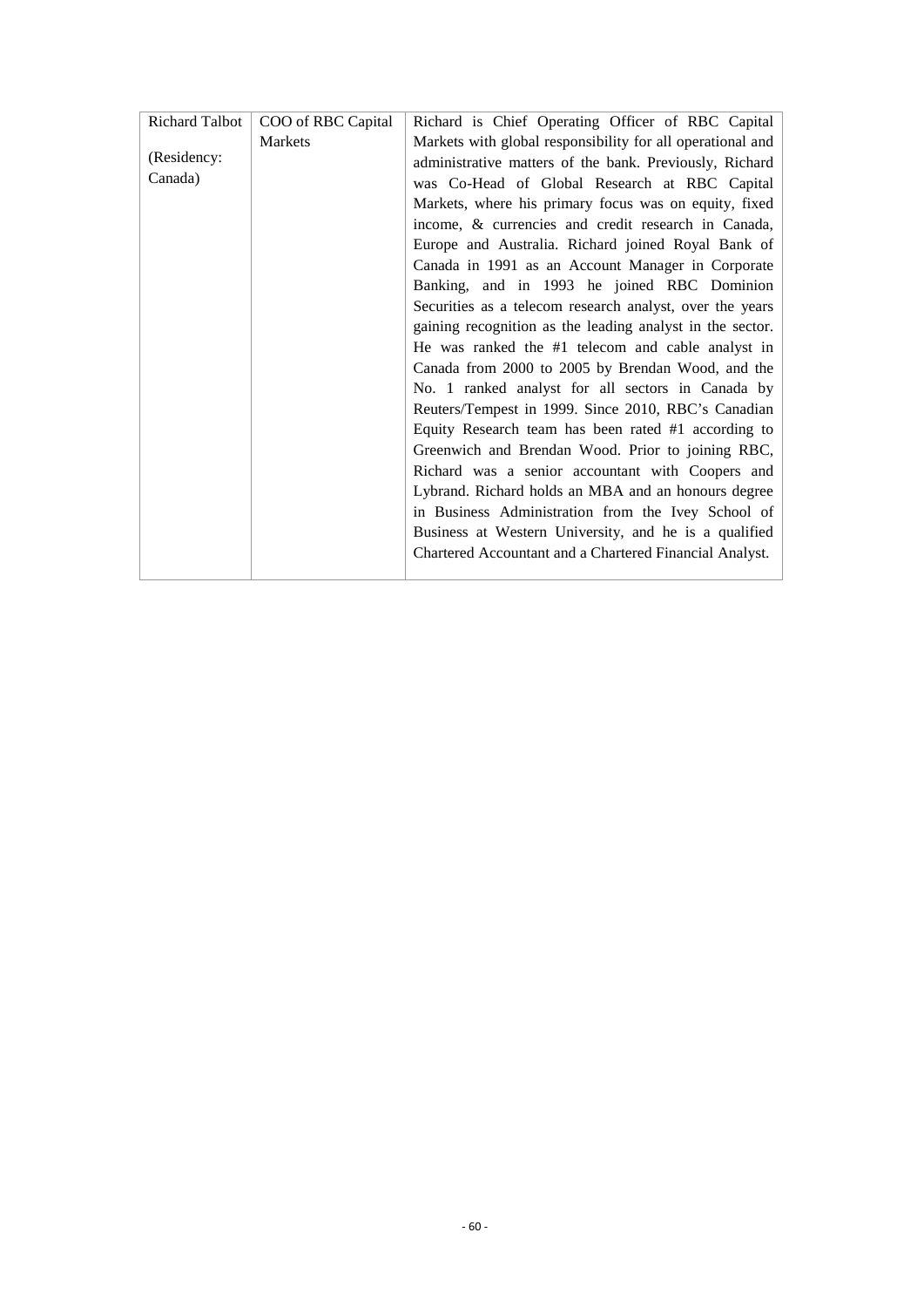| | | |
|---|---|---|
| Richard Talbot<br><br>(Residency: Canada) | COO of RBC Capital Markets | Richard is Chief Operating Officer of RBC Capital Markets with global responsibility for all operational and administrative matters of the bank. Previously, Richard was Co-Head of Global Research at RBC Capital Markets, where his primary focus was on equity, fixed income, & currencies and credit research in Canada, Europe and Australia. Richard joined Royal Bank of Canada in 1991 as an Account Manager in Corporate Banking, and in 1993 he joined RBC Dominion Securities as a telecom research analyst, over the years gaining recognition as the leading analyst in the sector. He was ranked the #1 telecom and cable analyst in Canada from 2000 to 2005 by Brendan Wood, and the No. 1 ranked analyst for all sectors in Canada by Reuters/Tempest in 1999. Since 2010, RBC's Canadian Equity Research team has been rated #1 according to Greenwich and Brendan Wood. Prior to joining RBC, Richard was a senior accountant with Coopers and Lybrand. Richard holds an MBA and an honours degree in Business Administration from the Ivey School of Business at Western University, and he is a qualified Chartered Accountant and a Chartered Financial Analyst. |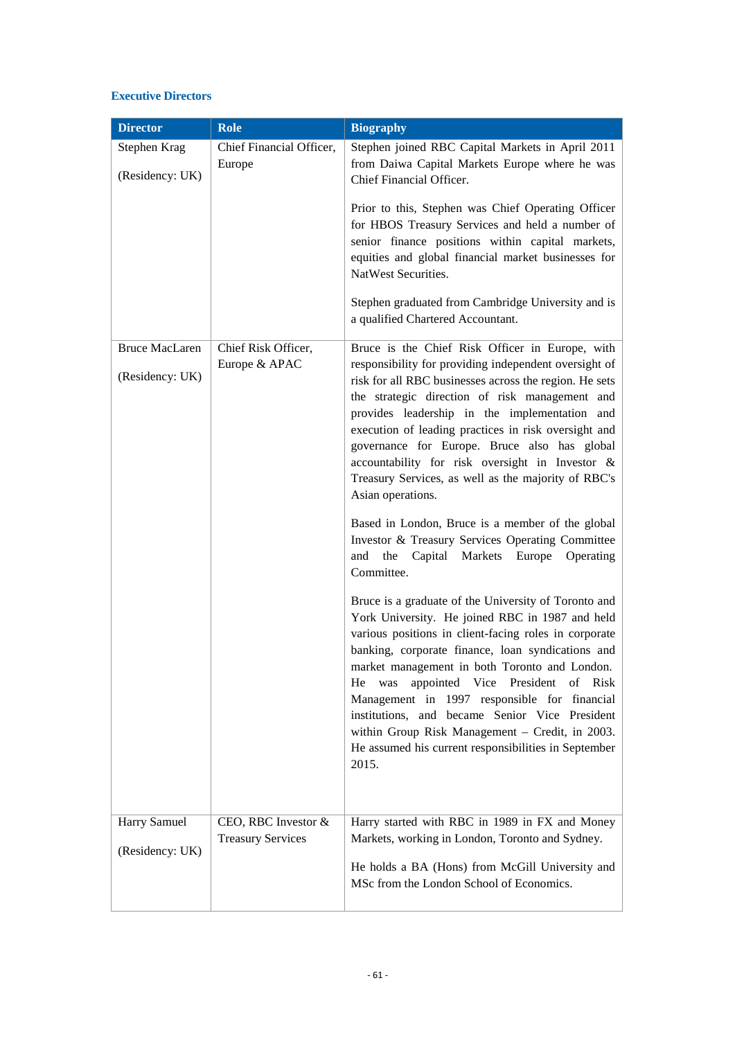### Executive Directors

| Director | Role | Biography |
|---|---|---|
| Stephen Krag<br><br>(Residency: UK) | Chief Financial Officer, Europe | Stephen joined RBC Capital Markets in April 2011 from Daiwa Capital Markets Europe where he was Chief Financial Officer.<br><br>Prior to this, Stephen was Chief Operating Officer for HBOS Treasury Services and held a number of senior finance positions within capital markets, equities and global financial market businesses for NatWest Securities.<br><br>Stephen graduated from Cambridge University and is a qualified Chartered Accountant. |
| Bruce MacLaren<br><br>(Residency: UK) | Chief Risk Officer, Europe & APAC | Bruce is the Chief Risk Officer in Europe, with responsibility for providing independent oversight of risk for all RBC businesses across the region. He sets the strategic direction of risk management and provides leadership in the implementation and execution of leading practices in risk oversight and governance for Europe. Bruce also has global accountability for risk oversight in Investor & Treasury Services, as well as the majority of RBC's Asian operations.<br><br>Based in London, Bruce is a member of the global Investor & Treasury Services Operating Committee and the Capital Markets Europe Operating Committee.<br><br>Bruce is a graduate of the University of Toronto and York University. He joined RBC in 1987 and held various positions in client-facing roles in corporate banking, corporate finance, loan syndications and market management in both Toronto and London. He was appointed Vice President of Risk Management in 1997 responsible for financial institutions, and became Senior Vice President within Group Risk Management – Credit, in 2003. He assumed his current responsibilities in September 2015. |
| Harry Samuel<br><br>(Residency: UK) | CEO, RBC Investor & Treasury Services | Harry started with RBC in 1989 in FX and Money Markets, working in London, Toronto and Sydney.<br><br>He holds a BA (Hons) from McGill University and MSc from the London School of Economics. |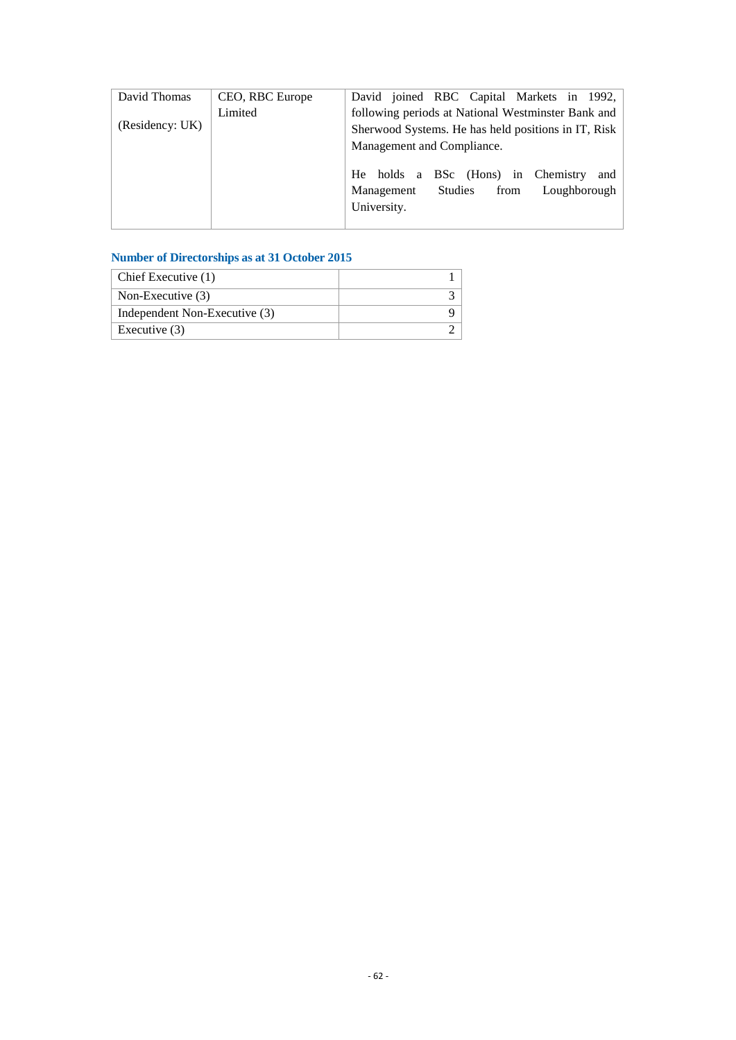| | | |
|---|---|---|
| David Thomas<br><br>(Residency: UK) | CEO, RBC Europe Limited | David joined RBC Capital Markets in 1992, following periods at National Westminster Bank and Sherwood Systems. He has held positions in IT, Risk Management and Compliance.<br><br>He holds a BSc (Hons) in Chemistry and Management Studies from Loughborough University. |

### Number of Directorships as at 31 October 2015

| | |
|---|---:|
| Chief Executive (1) | 1 |
| Non-Executive (3) | 3 |
| Independent Non-Executive (3) | 9 |
| Executive (3) | 2 |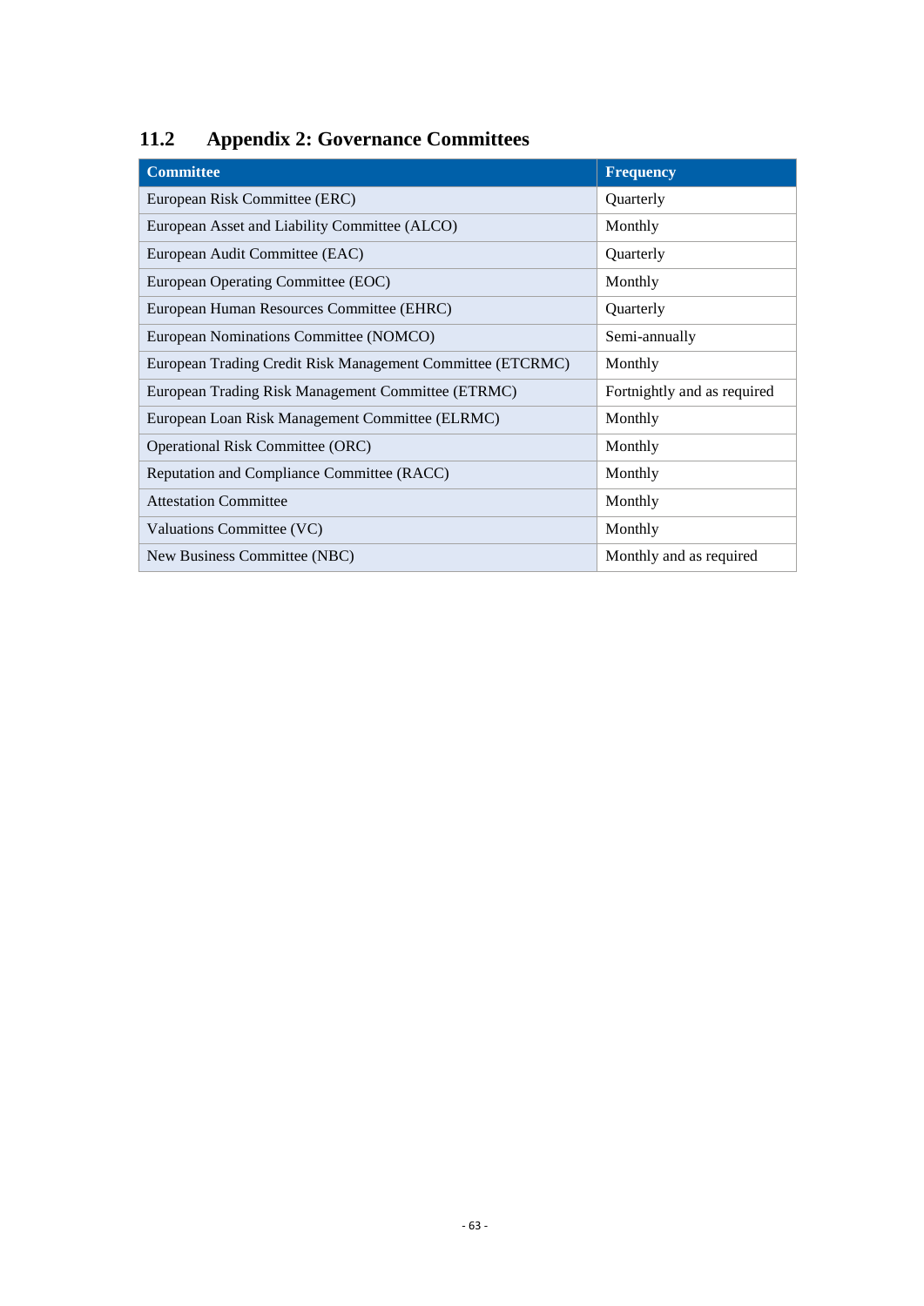## 11.2 Appendix 2: Governance Committees

| Committee | Frequency |
|---|---|
| European Risk Committee (ERC) | Quarterly |
| European Asset and Liability Committee (ALCO) | Monthly |
| European Audit Committee (EAC) | Quarterly |
| European Operating Committee (EOC) | Monthly |
| European Human Resources Committee (EHRC) | Quarterly |
| European Nominations Committee (NOMCO) | Semi-annually |
| European Trading Credit Risk Management Committee (ETCRMC) | Monthly |
| European Trading Risk Management Committee (ETRMC) | Fortnightly and as required |
| European Loan Risk Management Committee (ELRMC) | Monthly |
| Operational Risk Committee (ORC) | Monthly |
| Reputation and Compliance Committee (RACC) | Monthly |
| Attestation Committee | Monthly |
| Valuations Committee (VC) | Monthly |
| New Business Committee (NBC) | Monthly and as required |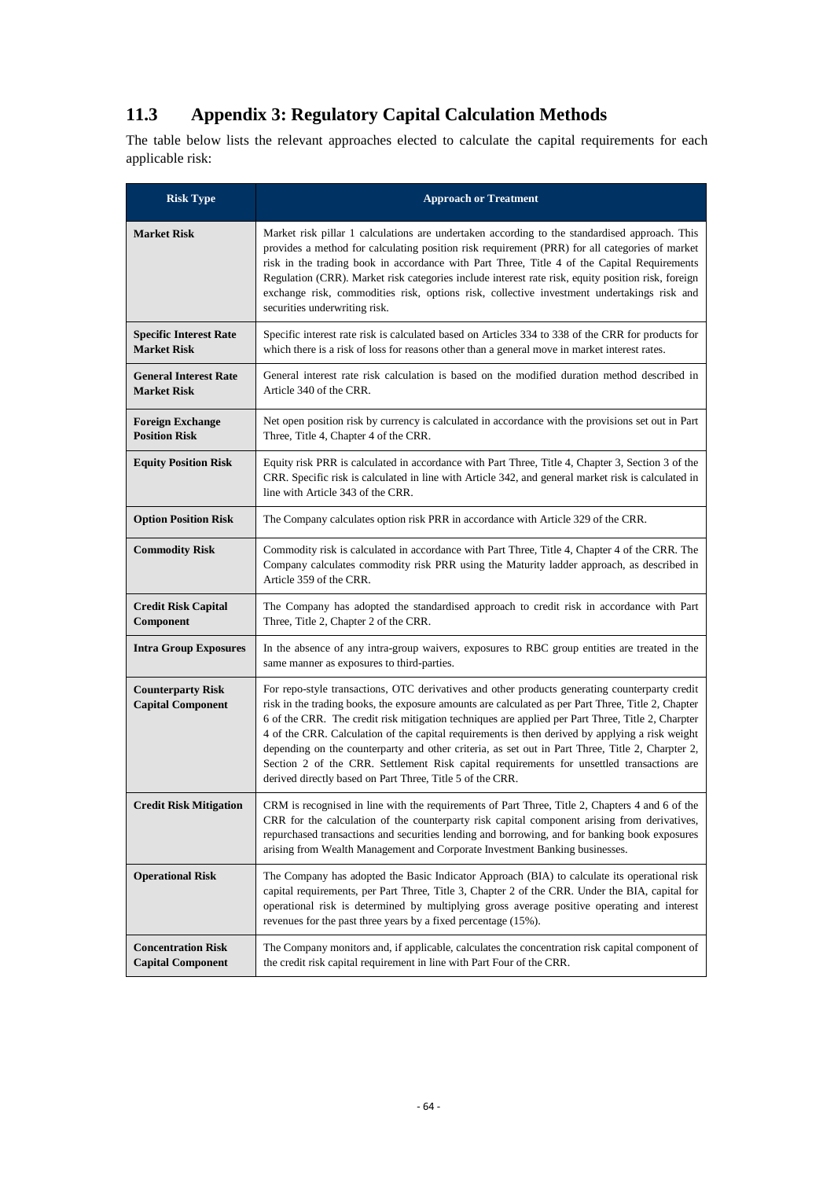## 11.3 Appendix 3: Regulatory Capital Calculation Methods

The table below lists the relevant approaches elected to calculate the capital requirements for each applicable risk:

| Risk Type | Approach or Treatment |
|---|---|
| **Market Risk** | Market risk pillar 1 calculations are undertaken according to the standardised approach. This provides a method for calculating position risk requirement (PRR) for all categories of market risk in the trading book in accordance with Part Three, Title 4 of the Capital Requirements Regulation (CRR). Market risk categories include interest rate risk, equity position risk, foreign exchange risk, commodities risk, options risk, collective investment undertakings risk and securities underwriting risk. |
| **Specific Interest Rate Market Risk** | Specific interest rate risk is calculated based on Articles 334 to 338 of the CRR for products for which there is a risk of loss for reasons other than a general move in market interest rates. |
| **General Interest Rate Market Risk** | General interest rate risk calculation is based on the modified duration method described in Article 340 of the CRR. |
| **Foreign Exchange Position Risk** | Net open position risk by currency is calculated in accordance with the provisions set out in Part Three, Title 4, Chapter 4 of the CRR. |
| **Equity Position Risk** | Equity risk PRR is calculated in accordance with Part Three, Title 4, Chapter 3, Section 3 of the CRR. Specific risk is calculated in line with Article 342, and general market risk is calculated in line with Article 343 of the CRR. |
| **Option Position Risk** | The Company calculates option risk PRR in accordance with Article 329 of the CRR. |
| **Commodity Risk** | Commodity risk is calculated in accordance with Part Three, Title 4, Chapter 4 of the CRR. The Company calculates commodity risk PRR using the Maturity ladder approach, as described in Article 359 of the CRR. |
| **Credit Risk Capital Component** | The Company has adopted the standardised approach to credit risk in accordance with Part Three, Title 2, Chapter 2 of the CRR. |
| **Intra Group Exposures** | In the absence of any intra-group waivers, exposures to RBC group entities are treated in the same manner as exposures to third-parties. |
| **Counterparty Risk Capital Component** | For repo-style transactions, OTC derivatives and other products generating counterparty credit risk in the trading books, the exposure amounts are calculated as per Part Three, Title 2, Chapter 6 of the CRR. The credit risk mitigation techniques are applied per Part Three, Title 2, Charpter 4 of the CRR. Calculation of the capital requirements is then derived by applying a risk weight depending on the counterparty and other criteria, as set out in Part Three, Title 2, Charpter 2, Section 2 of the CRR. Settlement Risk capital requirements for unsettled transactions are derived directly based on Part Three, Title 5 of the CRR. |
| **Credit Risk Mitigation** | CRM is recognised in line with the requirements of Part Three, Title 2, Chapters 4 and 6 of the CRR for the calculation of the counterparty risk capital component arising from derivatives, repurchased transactions and securities lending and borrowing, and for banking book exposures arising from Wealth Management and Corporate Investment Banking businesses. |
| **Operational Risk** | The Company has adopted the Basic Indicator Approach (BIA) to calculate its operational risk capital requirements, per Part Three, Title 3, Chapter 2 of the CRR. Under the BIA, capital for operational risk is determined by multiplying gross average positive operating and interest revenues for the past three years by a fixed percentage (15%). |
| **Concentration Risk Capital Component** | The Company monitors and, if applicable, calculates the concentration risk capital component of the credit risk capital requirement in line with Part Four of the CRR. |